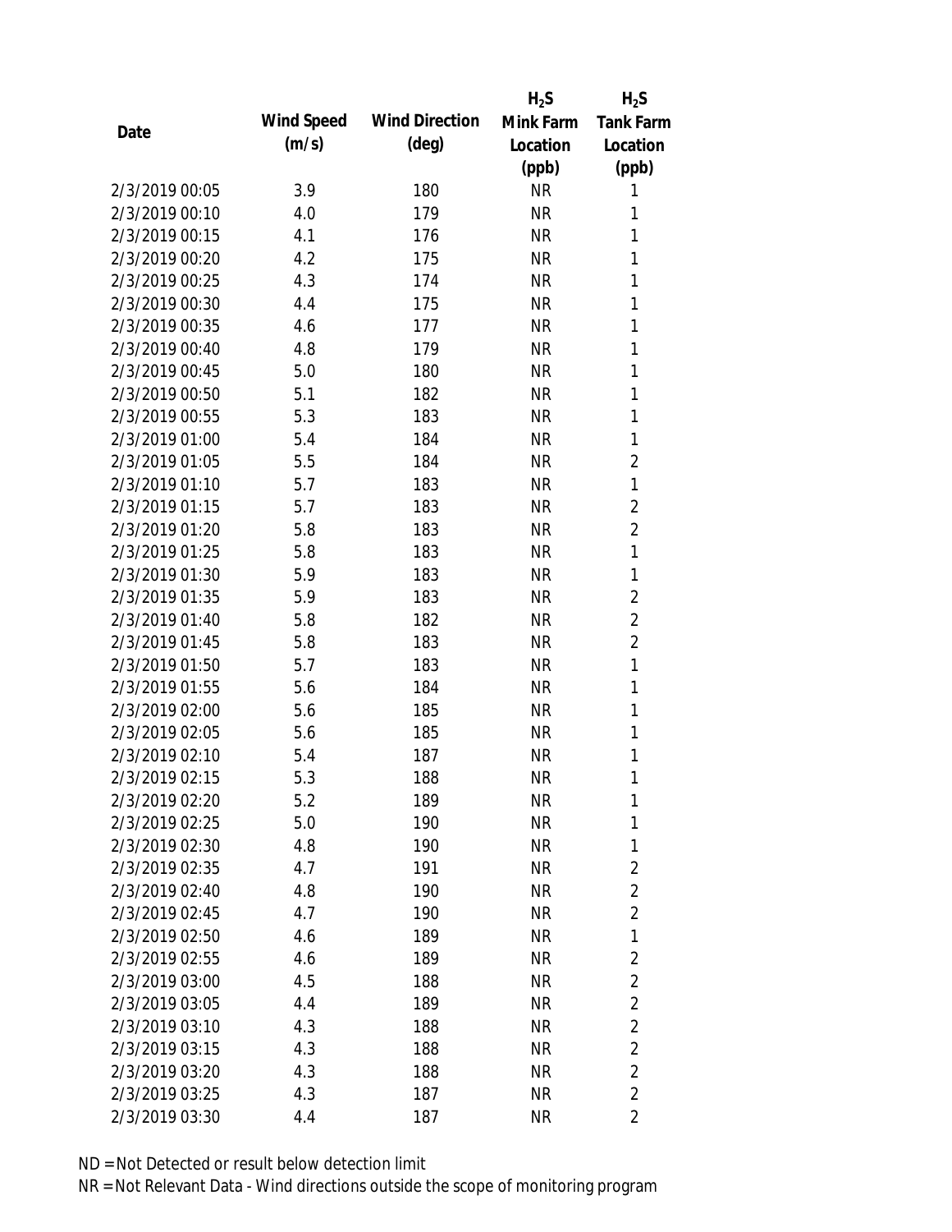| Date | Wind Speed (m/s) | Wind Direction (deg) | $H_2S$ Mink Farm Location (ppb) | $H_2S$ Tank Farm Location (ppb) |
|---|---|---|---|---|
| 2/3/2019 00:05 | 3.9 | 180 | NR | 1 |
| 2/3/2019 00:10 | 4.0 | 179 | NR | 1 |
| 2/3/2019 00:15 | 4.1 | 176 | NR | 1 |
| 2/3/2019 00:20 | 4.2 | 175 | NR | 1 |
| 2/3/2019 00:25 | 4.3 | 174 | NR | 1 |
| 2/3/2019 00:30 | 4.4 | 175 | NR | 1 |
| 2/3/2019 00:35 | 4.6 | 177 | NR | 1 |
| 2/3/2019 00:40 | 4.8 | 179 | NR | 1 |
| 2/3/2019 00:45 | 5.0 | 180 | NR | 1 |
| 2/3/2019 00:50 | 5.1 | 182 | NR | 1 |
| 2/3/2019 00:55 | 5.3 | 183 | NR | 1 |
| 2/3/2019 01:00 | 5.4 | 184 | NR | 1 |
| 2/3/2019 01:05 | 5.5 | 184 | NR | 2 |
| 2/3/2019 01:10 | 5.7 | 183 | NR | 1 |
| 2/3/2019 01:15 | 5.7 | 183 | NR | 2 |
| 2/3/2019 01:20 | 5.8 | 183 | NR | 2 |
| 2/3/2019 01:25 | 5.8 | 183 | NR | 1 |
| 2/3/2019 01:30 | 5.9 | 183 | NR | 1 |
| 2/3/2019 01:35 | 5.9 | 183 | NR | 2 |
| 2/3/2019 01:40 | 5.8 | 182 | NR | 2 |
| 2/3/2019 01:45 | 5.8 | 183 | NR | 2 |
| 2/3/2019 01:50 | 5.7 | 183 | NR | 1 |
| 2/3/2019 01:55 | 5.6 | 184 | NR | 1 |
| 2/3/2019 02:00 | 5.6 | 185 | NR | 1 |
| 2/3/2019 02:05 | 5.6 | 185 | NR | 1 |
| 2/3/2019 02:10 | 5.4 | 187 | NR | 1 |
| 2/3/2019 02:15 | 5.3 | 188 | NR | 1 |
| 2/3/2019 02:20 | 5.2 | 189 | NR | 1 |
| 2/3/2019 02:25 | 5.0 | 190 | NR | 1 |
| 2/3/2019 02:30 | 4.8 | 190 | NR | 1 |
| 2/3/2019 02:35 | 4.7 | 191 | NR | 2 |
| 2/3/2019 02:40 | 4.8 | 190 | NR | 2 |
| 2/3/2019 02:45 | 4.7 | 190 | NR | 2 |
| 2/3/2019 02:50 | 4.6 | 189 | NR | 1 |
| 2/3/2019 02:55 | 4.6 | 189 | NR | 2 |
| 2/3/2019 03:00 | 4.5 | 188 | NR | 2 |
| 2/3/2019 03:05 | 4.4 | 189 | NR | 2 |
| 2/3/2019 03:10 | 4.3 | 188 | NR | 2 |
| 2/3/2019 03:15 | 4.3 | 188 | NR | 2 |
| 2/3/2019 03:20 | 4.3 | 188 | NR | 2 |
| 2/3/2019 03:25 | 4.3 | 187 | NR | 2 |
| 2/3/2019 03:30 | 4.4 | 187 | NR | 2 |

ND = Not Detected or result below detection limit

NR = Not Relevant Data - Wind directions outside the scope of monitoring program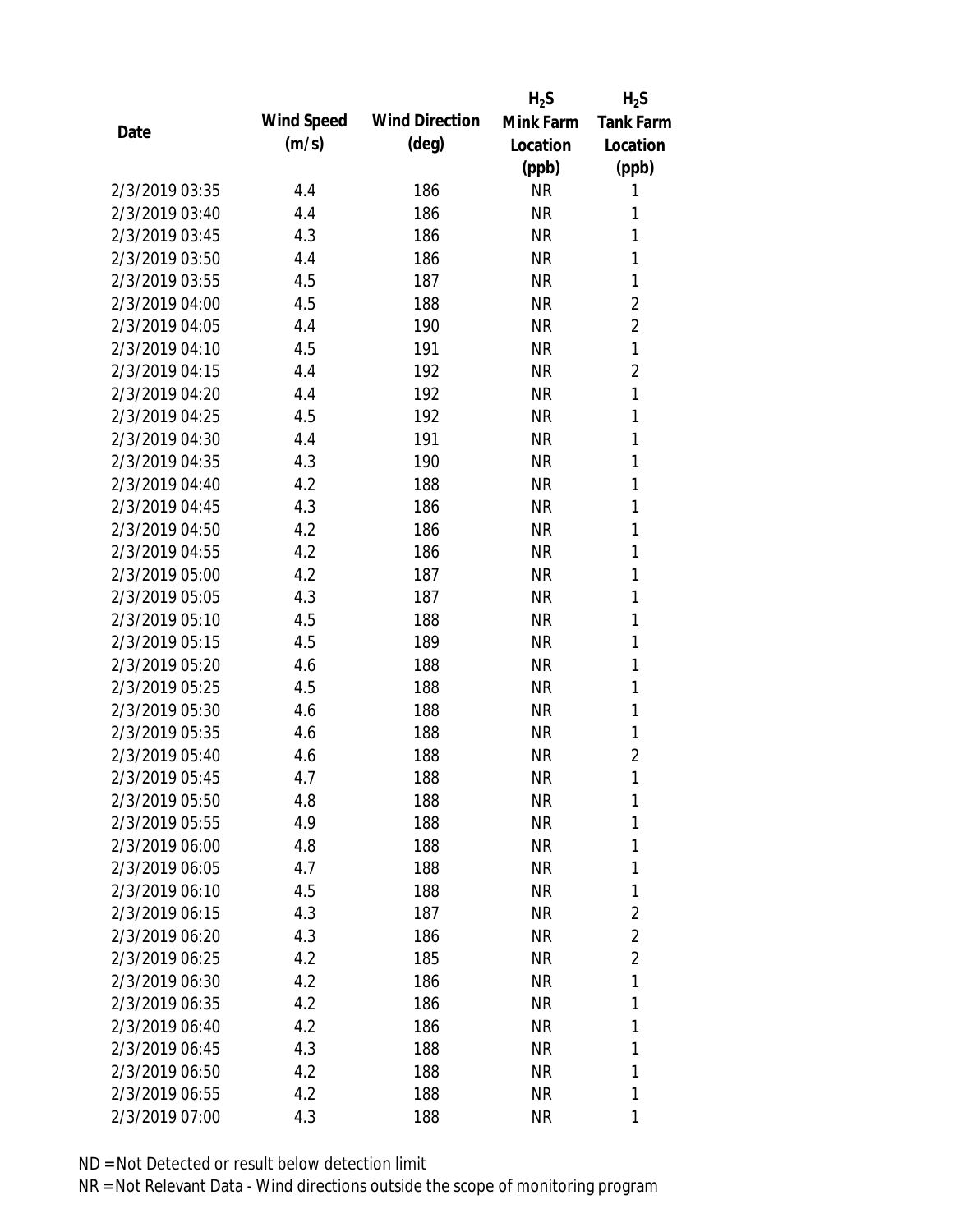| Date | Wind Speed (m/s) | Wind Direction (deg) | $H_2S$ Mink Farm Location (ppb) | $H_2S$ Tank Farm Location (ppb) |
|---|---|---|---|---|
| 2/3/2019 03:35 | 4.4 | 186 | NR | 1 |
| 2/3/2019 03:40 | 4.4 | 186 | NR | 1 |
| 2/3/2019 03:45 | 4.3 | 186 | NR | 1 |
| 2/3/2019 03:50 | 4.4 | 186 | NR | 1 |
| 2/3/2019 03:55 | 4.5 | 187 | NR | 1 |
| 2/3/2019 04:00 | 4.5 | 188 | NR | 2 |
| 2/3/2019 04:05 | 4.4 | 190 | NR | 2 |
| 2/3/2019 04:10 | 4.5 | 191 | NR | 1 |
| 2/3/2019 04:15 | 4.4 | 192 | NR | 2 |
| 2/3/2019 04:20 | 4.4 | 192 | NR | 1 |
| 2/3/2019 04:25 | 4.5 | 192 | NR | 1 |
| 2/3/2019 04:30 | 4.4 | 191 | NR | 1 |
| 2/3/2019 04:35 | 4.3 | 190 | NR | 1 |
| 2/3/2019 04:40 | 4.2 | 188 | NR | 1 |
| 2/3/2019 04:45 | 4.3 | 186 | NR | 1 |
| 2/3/2019 04:50 | 4.2 | 186 | NR | 1 |
| 2/3/2019 04:55 | 4.2 | 186 | NR | 1 |
| 2/3/2019 05:00 | 4.2 | 187 | NR | 1 |
| 2/3/2019 05:05 | 4.3 | 187 | NR | 1 |
| 2/3/2019 05:10 | 4.5 | 188 | NR | 1 |
| 2/3/2019 05:15 | 4.5 | 189 | NR | 1 |
| 2/3/2019 05:20 | 4.6 | 188 | NR | 1 |
| 2/3/2019 05:25 | 4.5 | 188 | NR | 1 |
| 2/3/2019 05:30 | 4.6 | 188 | NR | 1 |
| 2/3/2019 05:35 | 4.6 | 188 | NR | 1 |
| 2/3/2019 05:40 | 4.6 | 188 | NR | 2 |
| 2/3/2019 05:45 | 4.7 | 188 | NR | 1 |
| 2/3/2019 05:50 | 4.8 | 188 | NR | 1 |
| 2/3/2019 05:55 | 4.9 | 188 | NR | 1 |
| 2/3/2019 06:00 | 4.8 | 188 | NR | 1 |
| 2/3/2019 06:05 | 4.7 | 188 | NR | 1 |
| 2/3/2019 06:10 | 4.5 | 188 | NR | 1 |
| 2/3/2019 06:15 | 4.3 | 187 | NR | 2 |
| 2/3/2019 06:20 | 4.3 | 186 | NR | 2 |
| 2/3/2019 06:25 | 4.2 | 185 | NR | 2 |
| 2/3/2019 06:30 | 4.2 | 186 | NR | 1 |
| 2/3/2019 06:35 | 4.2 | 186 | NR | 1 |
| 2/3/2019 06:40 | 4.2 | 186 | NR | 1 |
| 2/3/2019 06:45 | 4.3 | 188 | NR | 1 |
| 2/3/2019 06:50 | 4.2 | 188 | NR | 1 |
| 2/3/2019 06:55 | 4.2 | 188 | NR | 1 |
| 2/3/2019 07:00 | 4.3 | 188 | NR | 1 |

ND = Not Detected or result below detection limit

NR = Not Relevant Data - Wind directions outside the scope of monitoring program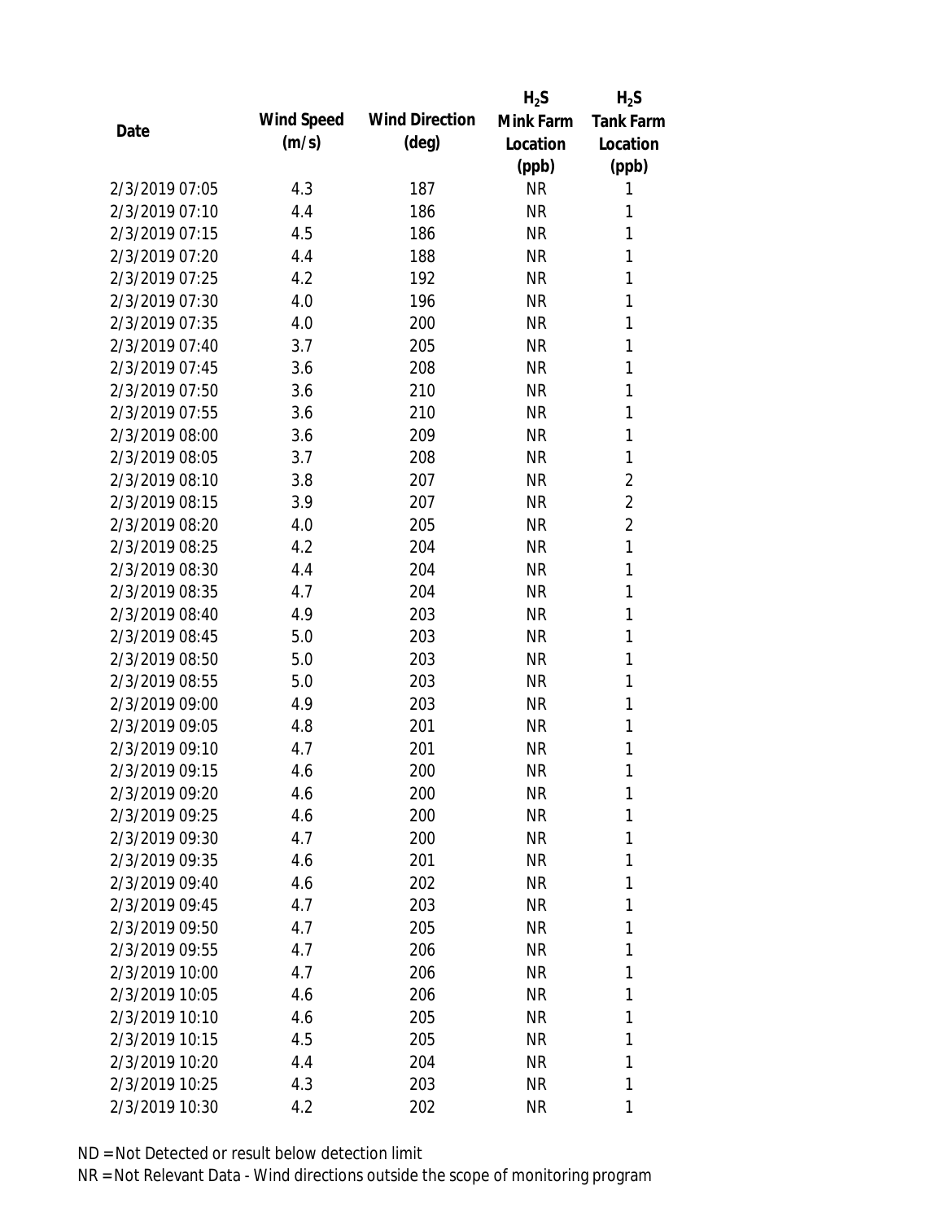| Date | Wind Speed (m/s) | Wind Direction (deg) | $H_2S$ Mink Farm Location (ppb) | $H_2S$ Tank Farm Location (ppb) |
|---|---|---|---|---|
| 2/3/2019 07:05 | 4.3 | 187 | NR | 1 |
| 2/3/2019 07:10 | 4.4 | 186 | NR | 1 |
| 2/3/2019 07:15 | 4.5 | 186 | NR | 1 |
| 2/3/2019 07:20 | 4.4 | 188 | NR | 1 |
| 2/3/2019 07:25 | 4.2 | 192 | NR | 1 |
| 2/3/2019 07:30 | 4.0 | 196 | NR | 1 |
| 2/3/2019 07:35 | 4.0 | 200 | NR | 1 |
| 2/3/2019 07:40 | 3.7 | 205 | NR | 1 |
| 2/3/2019 07:45 | 3.6 | 208 | NR | 1 |
| 2/3/2019 07:50 | 3.6 | 210 | NR | 1 |
| 2/3/2019 07:55 | 3.6 | 210 | NR | 1 |
| 2/3/2019 08:00 | 3.6 | 209 | NR | 1 |
| 2/3/2019 08:05 | 3.7 | 208 | NR | 1 |
| 2/3/2019 08:10 | 3.8 | 207 | NR | 2 |
| 2/3/2019 08:15 | 3.9 | 207 | NR | 2 |
| 2/3/2019 08:20 | 4.0 | 205 | NR | 2 |
| 2/3/2019 08:25 | 4.2 | 204 | NR | 1 |
| 2/3/2019 08:30 | 4.4 | 204 | NR | 1 |
| 2/3/2019 08:35 | 4.7 | 204 | NR | 1 |
| 2/3/2019 08:40 | 4.9 | 203 | NR | 1 |
| 2/3/2019 08:45 | 5.0 | 203 | NR | 1 |
| 2/3/2019 08:50 | 5.0 | 203 | NR | 1 |
| 2/3/2019 08:55 | 5.0 | 203 | NR | 1 |
| 2/3/2019 09:00 | 4.9 | 203 | NR | 1 |
| 2/3/2019 09:05 | 4.8 | 201 | NR | 1 |
| 2/3/2019 09:10 | 4.7 | 201 | NR | 1 |
| 2/3/2019 09:15 | 4.6 | 200 | NR | 1 |
| 2/3/2019 09:20 | 4.6 | 200 | NR | 1 |
| 2/3/2019 09:25 | 4.6 | 200 | NR | 1 |
| 2/3/2019 09:30 | 4.7 | 200 | NR | 1 |
| 2/3/2019 09:35 | 4.6 | 201 | NR | 1 |
| 2/3/2019 09:40 | 4.6 | 202 | NR | 1 |
| 2/3/2019 09:45 | 4.7 | 203 | NR | 1 |
| 2/3/2019 09:50 | 4.7 | 205 | NR | 1 |
| 2/3/2019 09:55 | 4.7 | 206 | NR | 1 |
| 2/3/2019 10:00 | 4.7 | 206 | NR | 1 |
| 2/3/2019 10:05 | 4.6 | 206 | NR | 1 |
| 2/3/2019 10:10 | 4.6 | 205 | NR | 1 |
| 2/3/2019 10:15 | 4.5 | 205 | NR | 1 |
| 2/3/2019 10:20 | 4.4 | 204 | NR | 1 |
| 2/3/2019 10:25 | 4.3 | 203 | NR | 1 |
| 2/3/2019 10:30 | 4.2 | 202 | NR | 1 |

ND = Not Detected or result below detection limit

NR = Not Relevant Data - Wind directions outside the scope of monitoring program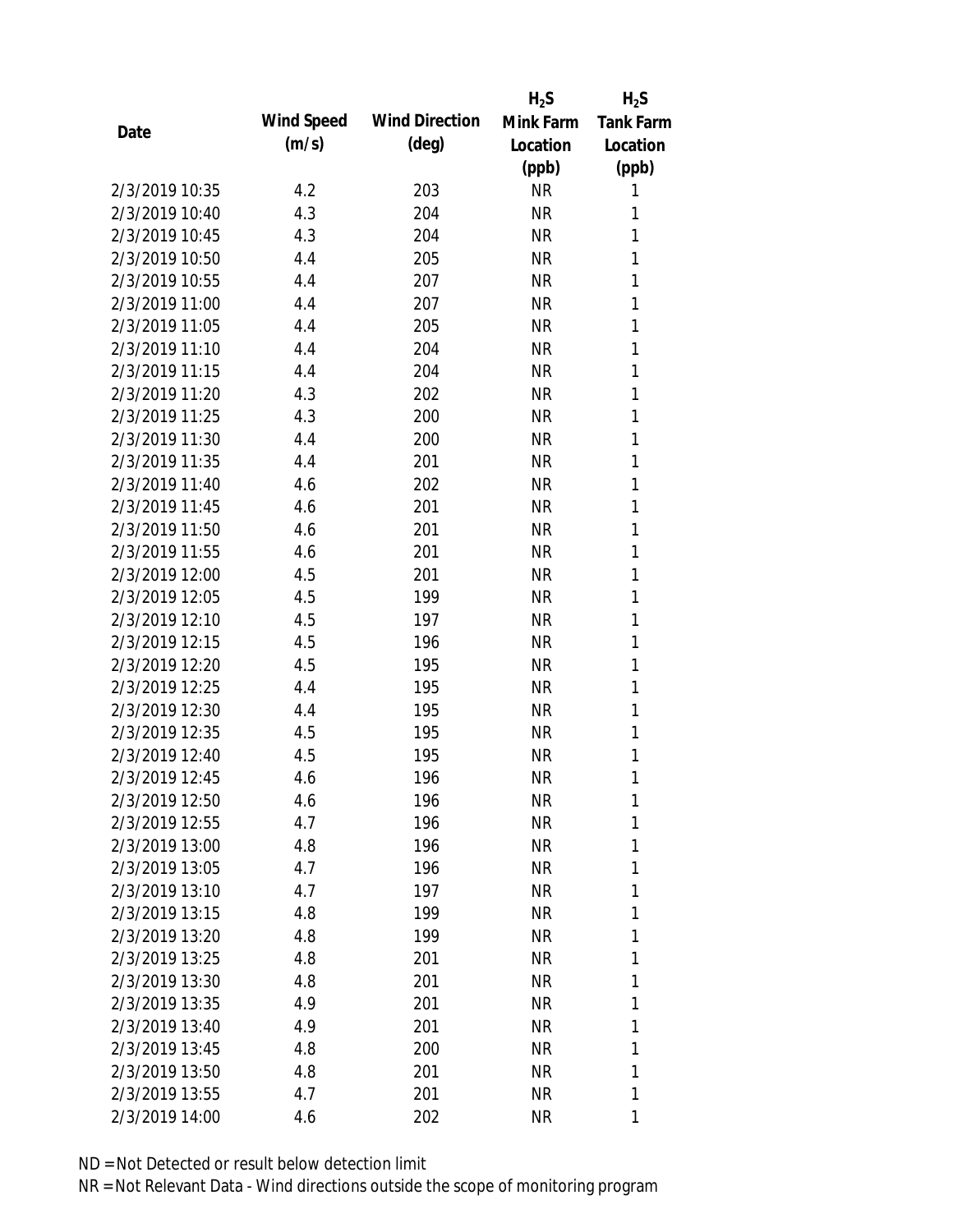| Date | Wind Speed (m/s) | Wind Direction (deg) | $H_2S$ Mink Farm Location (ppb) | $H_2S$ Tank Farm Location (ppb) |
|---|---|---|---|---|
| 2/3/2019 10:35 | 4.2 | 203 | NR | 1 |
| 2/3/2019 10:40 | 4.3 | 204 | NR | 1 |
| 2/3/2019 10:45 | 4.3 | 204 | NR | 1 |
| 2/3/2019 10:50 | 4.4 | 205 | NR | 1 |
| 2/3/2019 10:55 | 4.4 | 207 | NR | 1 |
| 2/3/2019 11:00 | 4.4 | 207 | NR | 1 |
| 2/3/2019 11:05 | 4.4 | 205 | NR | 1 |
| 2/3/2019 11:10 | 4.4 | 204 | NR | 1 |
| 2/3/2019 11:15 | 4.4 | 204 | NR | 1 |
| 2/3/2019 11:20 | 4.3 | 202 | NR | 1 |
| 2/3/2019 11:25 | 4.3 | 200 | NR | 1 |
| 2/3/2019 11:30 | 4.4 | 200 | NR | 1 |
| 2/3/2019 11:35 | 4.4 | 201 | NR | 1 |
| 2/3/2019 11:40 | 4.6 | 202 | NR | 1 |
| 2/3/2019 11:45 | 4.6 | 201 | NR | 1 |
| 2/3/2019 11:50 | 4.6 | 201 | NR | 1 |
| 2/3/2019 11:55 | 4.6 | 201 | NR | 1 |
| 2/3/2019 12:00 | 4.5 | 201 | NR | 1 |
| 2/3/2019 12:05 | 4.5 | 199 | NR | 1 |
| 2/3/2019 12:10 | 4.5 | 197 | NR | 1 |
| 2/3/2019 12:15 | 4.5 | 196 | NR | 1 |
| 2/3/2019 12:20 | 4.5 | 195 | NR | 1 |
| 2/3/2019 12:25 | 4.4 | 195 | NR | 1 |
| 2/3/2019 12:30 | 4.4 | 195 | NR | 1 |
| 2/3/2019 12:35 | 4.5 | 195 | NR | 1 |
| 2/3/2019 12:40 | 4.5 | 195 | NR | 1 |
| 2/3/2019 12:45 | 4.6 | 196 | NR | 1 |
| 2/3/2019 12:50 | 4.6 | 196 | NR | 1 |
| 2/3/2019 12:55 | 4.7 | 196 | NR | 1 |
| 2/3/2019 13:00 | 4.8 | 196 | NR | 1 |
| 2/3/2019 13:05 | 4.7 | 196 | NR | 1 |
| 2/3/2019 13:10 | 4.7 | 197 | NR | 1 |
| 2/3/2019 13:15 | 4.8 | 199 | NR | 1 |
| 2/3/2019 13:20 | 4.8 | 199 | NR | 1 |
| 2/3/2019 13:25 | 4.8 | 201 | NR | 1 |
| 2/3/2019 13:30 | 4.8 | 201 | NR | 1 |
| 2/3/2019 13:35 | 4.9 | 201 | NR | 1 |
| 2/3/2019 13:40 | 4.9 | 201 | NR | 1 |
| 2/3/2019 13:45 | 4.8 | 200 | NR | 1 |
| 2/3/2019 13:50 | 4.8 | 201 | NR | 1 |
| 2/3/2019 13:55 | 4.7 | 201 | NR | 1 |
| 2/3/2019 14:00 | 4.6 | 202 | NR | 1 |

ND = Not Detected or result below detection limit

NR = Not Relevant Data - Wind directions outside the scope of monitoring program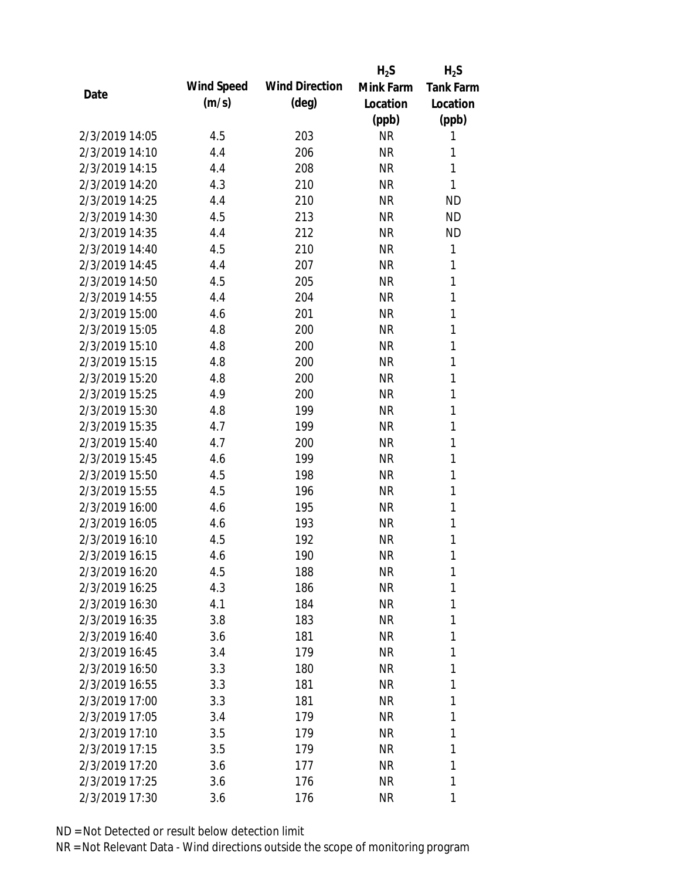| Date | Wind Speed (m/s) | Wind Direction (deg) | $H_2S$ Mink Farm Location (ppb) | $H_2S$ Tank Farm Location (ppb) |
|---|---|---|---|---|
| 2/3/2019 14:05 | 4.5 | 203 | NR | 1 |
| 2/3/2019 14:10 | 4.4 | 206 | NR | 1 |
| 2/3/2019 14:15 | 4.4 | 208 | NR | 1 |
| 2/3/2019 14:20 | 4.3 | 210 | NR | 1 |
| 2/3/2019 14:25 | 4.4 | 210 | NR | ND |
| 2/3/2019 14:30 | 4.5 | 213 | NR | ND |
| 2/3/2019 14:35 | 4.4 | 212 | NR | ND |
| 2/3/2019 14:40 | 4.5 | 210 | NR | 1 |
| 2/3/2019 14:45 | 4.4 | 207 | NR | 1 |
| 2/3/2019 14:50 | 4.5 | 205 | NR | 1 |
| 2/3/2019 14:55 | 4.4 | 204 | NR | 1 |
| 2/3/2019 15:00 | 4.6 | 201 | NR | 1 |
| 2/3/2019 15:05 | 4.8 | 200 | NR | 1 |
| 2/3/2019 15:10 | 4.8 | 200 | NR | 1 |
| 2/3/2019 15:15 | 4.8 | 200 | NR | 1 |
| 2/3/2019 15:20 | 4.8 | 200 | NR | 1 |
| 2/3/2019 15:25 | 4.9 | 200 | NR | 1 |
| 2/3/2019 15:30 | 4.8 | 199 | NR | 1 |
| 2/3/2019 15:35 | 4.7 | 199 | NR | 1 |
| 2/3/2019 15:40 | 4.7 | 200 | NR | 1 |
| 2/3/2019 15:45 | 4.6 | 199 | NR | 1 |
| 2/3/2019 15:50 | 4.5 | 198 | NR | 1 |
| 2/3/2019 15:55 | 4.5 | 196 | NR | 1 |
| 2/3/2019 16:00 | 4.6 | 195 | NR | 1 |
| 2/3/2019 16:05 | 4.6 | 193 | NR | 1 |
| 2/3/2019 16:10 | 4.5 | 192 | NR | 1 |
| 2/3/2019 16:15 | 4.6 | 190 | NR | 1 |
| 2/3/2019 16:20 | 4.5 | 188 | NR | 1 |
| 2/3/2019 16:25 | 4.3 | 186 | NR | 1 |
| 2/3/2019 16:30 | 4.1 | 184 | NR | 1 |
| 2/3/2019 16:35 | 3.8 | 183 | NR | 1 |
| 2/3/2019 16:40 | 3.6 | 181 | NR | 1 |
| 2/3/2019 16:45 | 3.4 | 179 | NR | 1 |
| 2/3/2019 16:50 | 3.3 | 180 | NR | 1 |
| 2/3/2019 16:55 | 3.3 | 181 | NR | 1 |
| 2/3/2019 17:00 | 3.3 | 181 | NR | 1 |
| 2/3/2019 17:05 | 3.4 | 179 | NR | 1 |
| 2/3/2019 17:10 | 3.5 | 179 | NR | 1 |
| 2/3/2019 17:15 | 3.5 | 179 | NR | 1 |
| 2/3/2019 17:20 | 3.6 | 177 | NR | 1 |
| 2/3/2019 17:25 | 3.6 | 176 | NR | 1 |
| 2/3/2019 17:30 | 3.6 | 176 | NR | 1 |

ND = Not Detected or result below detection limit

NR = Not Relevant Data - Wind directions outside the scope of monitoring program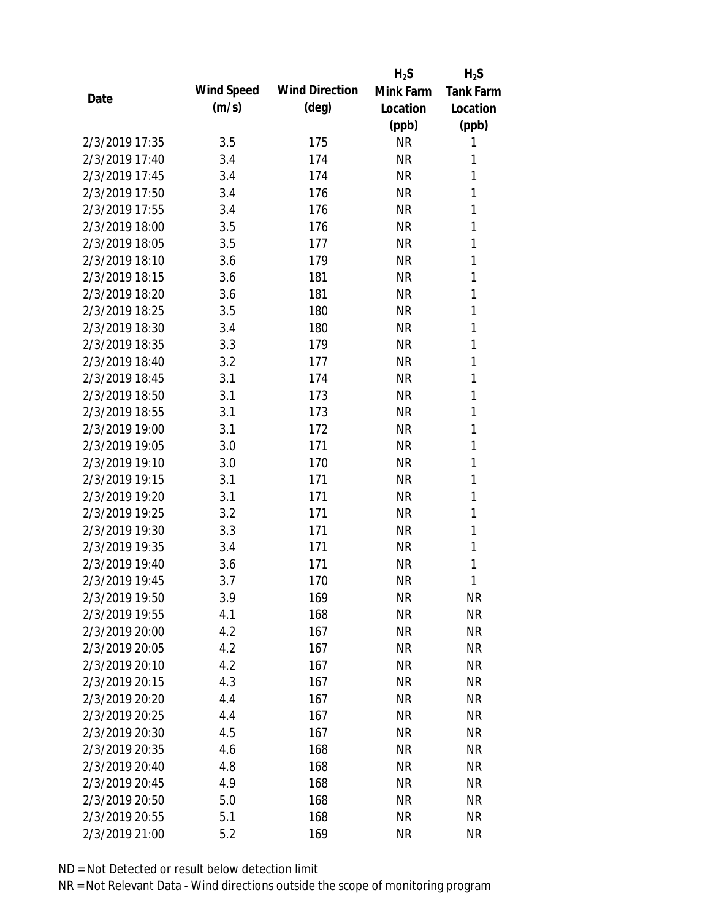| Date | Wind Speed (m/s) | Wind Direction (deg) | $H_2S$ Mink Farm Location (ppb) | $H_2S$ Tank Farm Location (ppb) |
|---|---|---|---|---|
| 2/3/2019 17:35 | 3.5 | 175 | NR | 1 |
| 2/3/2019 17:40 | 3.4 | 174 | NR | 1 |
| 2/3/2019 17:45 | 3.4 | 174 | NR | 1 |
| 2/3/2019 17:50 | 3.4 | 176 | NR | 1 |
| 2/3/2019 17:55 | 3.4 | 176 | NR | 1 |
| 2/3/2019 18:00 | 3.5 | 176 | NR | 1 |
| 2/3/2019 18:05 | 3.5 | 177 | NR | 1 |
| 2/3/2019 18:10 | 3.6 | 179 | NR | 1 |
| 2/3/2019 18:15 | 3.6 | 181 | NR | 1 |
| 2/3/2019 18:20 | 3.6 | 181 | NR | 1 |
| 2/3/2019 18:25 | 3.5 | 180 | NR | 1 |
| 2/3/2019 18:30 | 3.4 | 180 | NR | 1 |
| 2/3/2019 18:35 | 3.3 | 179 | NR | 1 |
| 2/3/2019 18:40 | 3.2 | 177 | NR | 1 |
| 2/3/2019 18:45 | 3.1 | 174 | NR | 1 |
| 2/3/2019 18:50 | 3.1 | 173 | NR | 1 |
| 2/3/2019 18:55 | 3.1 | 173 | NR | 1 |
| 2/3/2019 19:00 | 3.1 | 172 | NR | 1 |
| 2/3/2019 19:05 | 3.0 | 171 | NR | 1 |
| 2/3/2019 19:10 | 3.0 | 170 | NR | 1 |
| 2/3/2019 19:15 | 3.1 | 171 | NR | 1 |
| 2/3/2019 19:20 | 3.1 | 171 | NR | 1 |
| 2/3/2019 19:25 | 3.2 | 171 | NR | 1 |
| 2/3/2019 19:30 | 3.3 | 171 | NR | 1 |
| 2/3/2019 19:35 | 3.4 | 171 | NR | 1 |
| 2/3/2019 19:40 | 3.6 | 171 | NR | 1 |
| 2/3/2019 19:45 | 3.7 | 170 | NR | 1 |
| 2/3/2019 19:50 | 3.9 | 169 | NR | NR |
| 2/3/2019 19:55 | 4.1 | 168 | NR | NR |
| 2/3/2019 20:00 | 4.2 | 167 | NR | NR |
| 2/3/2019 20:05 | 4.2 | 167 | NR | NR |
| 2/3/2019 20:10 | 4.2 | 167 | NR | NR |
| 2/3/2019 20:15 | 4.3 | 167 | NR | NR |
| 2/3/2019 20:20 | 4.4 | 167 | NR | NR |
| 2/3/2019 20:25 | 4.4 | 167 | NR | NR |
| 2/3/2019 20:30 | 4.5 | 167 | NR | NR |
| 2/3/2019 20:35 | 4.6 | 168 | NR | NR |
| 2/3/2019 20:40 | 4.8 | 168 | NR | NR |
| 2/3/2019 20:45 | 4.9 | 168 | NR | NR |
| 2/3/2019 20:50 | 5.0 | 168 | NR | NR |
| 2/3/2019 20:55 | 5.1 | 168 | NR | NR |
| 2/3/2019 21:00 | 5.2 | 169 | NR | NR |

ND = Not Detected or result below detection limit

NR = Not Relevant Data - Wind directions outside the scope of monitoring program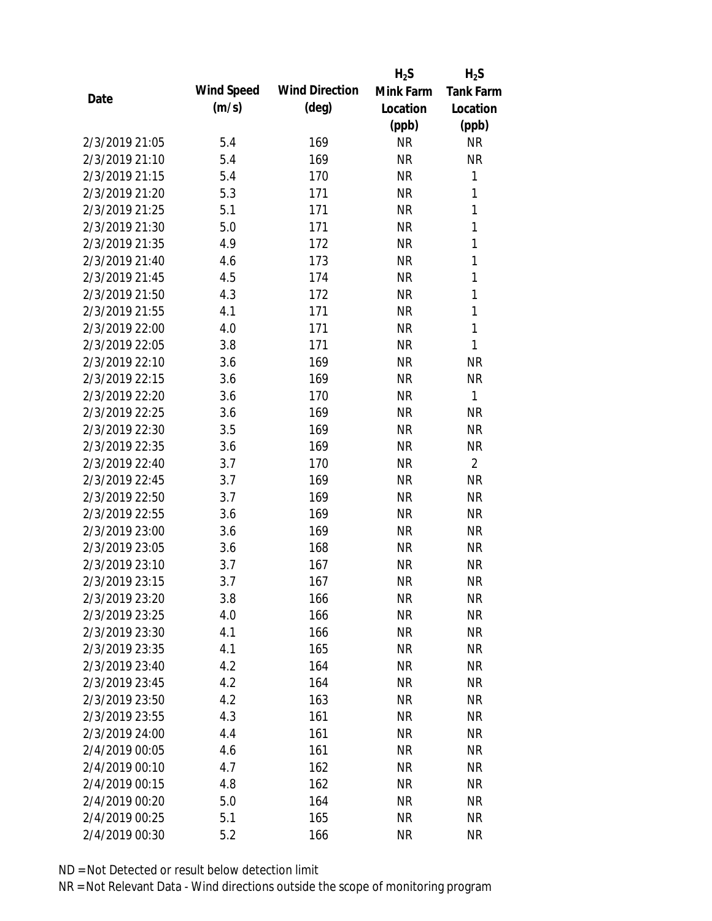| Date | Wind Speed (m/s) | Wind Direction (deg) | $H_2S$ Mink Farm Location (ppb) | $H_2S$ Tank Farm Location (ppb) |
|---|---|---|---|---|
| 2/3/2019 21:05 | 5.4 | 169 | NR | NR |
| 2/3/2019 21:10 | 5.4 | 169 | NR | NR |
| 2/3/2019 21:15 | 5.4 | 170 | NR | 1 |
| 2/3/2019 21:20 | 5.3 | 171 | NR | 1 |
| 2/3/2019 21:25 | 5.1 | 171 | NR | 1 |
| 2/3/2019 21:30 | 5.0 | 171 | NR | 1 |
| 2/3/2019 21:35 | 4.9 | 172 | NR | 1 |
| 2/3/2019 21:40 | 4.6 | 173 | NR | 1 |
| 2/3/2019 21:45 | 4.5 | 174 | NR | 1 |
| 2/3/2019 21:50 | 4.3 | 172 | NR | 1 |
| 2/3/2019 21:55 | 4.1 | 171 | NR | 1 |
| 2/3/2019 22:00 | 4.0 | 171 | NR | 1 |
| 2/3/2019 22:05 | 3.8 | 171 | NR | 1 |
| 2/3/2019 22:10 | 3.6 | 169 | NR | NR |
| 2/3/2019 22:15 | 3.6 | 169 | NR | NR |
| 2/3/2019 22:20 | 3.6 | 170 | NR | 1 |
| 2/3/2019 22:25 | 3.6 | 169 | NR | NR |
| 2/3/2019 22:30 | 3.5 | 169 | NR | NR |
| 2/3/2019 22:35 | 3.6 | 169 | NR | NR |
| 2/3/2019 22:40 | 3.7 | 170 | NR | 2 |
| 2/3/2019 22:45 | 3.7 | 169 | NR | NR |
| 2/3/2019 22:50 | 3.7 | 169 | NR | NR |
| 2/3/2019 22:55 | 3.6 | 169 | NR | NR |
| 2/3/2019 23:00 | 3.6 | 169 | NR | NR |
| 2/3/2019 23:05 | 3.6 | 168 | NR | NR |
| 2/3/2019 23:10 | 3.7 | 167 | NR | NR |
| 2/3/2019 23:15 | 3.7 | 167 | NR | NR |
| 2/3/2019 23:20 | 3.8 | 166 | NR | NR |
| 2/3/2019 23:25 | 4.0 | 166 | NR | NR |
| 2/3/2019 23:30 | 4.1 | 166 | NR | NR |
| 2/3/2019 23:35 | 4.1 | 165 | NR | NR |
| 2/3/2019 23:40 | 4.2 | 164 | NR | NR |
| 2/3/2019 23:45 | 4.2 | 164 | NR | NR |
| 2/3/2019 23:50 | 4.2 | 163 | NR | NR |
| 2/3/2019 23:55 | 4.3 | 161 | NR | NR |
| 2/3/2019 24:00 | 4.4 | 161 | NR | NR |
| 2/4/2019 00:05 | 4.6 | 161 | NR | NR |
| 2/4/2019 00:10 | 4.7 | 162 | NR | NR |
| 2/4/2019 00:15 | 4.8 | 162 | NR | NR |
| 2/4/2019 00:20 | 5.0 | 164 | NR | NR |
| 2/4/2019 00:25 | 5.1 | 165 | NR | NR |
| 2/4/2019 00:30 | 5.2 | 166 | NR | NR |

ND = Not Detected or result below detection limit

NR = Not Relevant Data - Wind directions outside the scope of monitoring program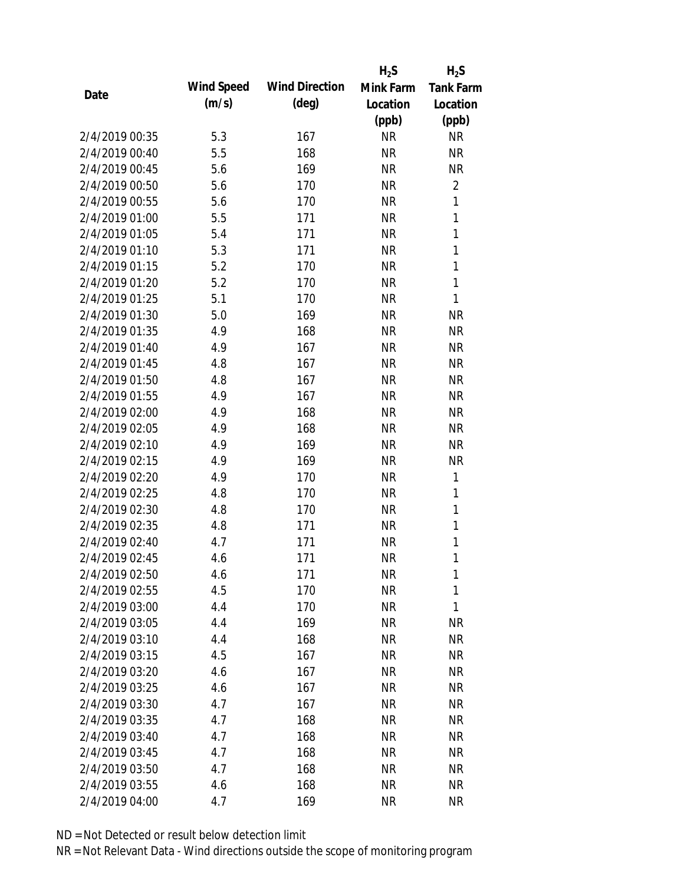| Date | Wind Speed (m/s) | Wind Direction (deg) | $H_2S$ Mink Farm Location (ppb) | $H_2S$ Tank Farm Location (ppb) |
|---|---|---|---|---|
| 2/4/2019 00:35 | 5.3 | 167 | NR | NR |
| 2/4/2019 00:40 | 5.5 | 168 | NR | NR |
| 2/4/2019 00:45 | 5.6 | 169 | NR | NR |
| 2/4/2019 00:50 | 5.6 | 170 | NR | 2 |
| 2/4/2019 00:55 | 5.6 | 170 | NR | 1 |
| 2/4/2019 01:00 | 5.5 | 171 | NR | 1 |
| 2/4/2019 01:05 | 5.4 | 171 | NR | 1 |
| 2/4/2019 01:10 | 5.3 | 171 | NR | 1 |
| 2/4/2019 01:15 | 5.2 | 170 | NR | 1 |
| 2/4/2019 01:20 | 5.2 | 170 | NR | 1 |
| 2/4/2019 01:25 | 5.1 | 170 | NR | 1 |
| 2/4/2019 01:30 | 5.0 | 169 | NR | NR |
| 2/4/2019 01:35 | 4.9 | 168 | NR | NR |
| 2/4/2019 01:40 | 4.9 | 167 | NR | NR |
| 2/4/2019 01:45 | 4.8 | 167 | NR | NR |
| 2/4/2019 01:50 | 4.8 | 167 | NR | NR |
| 2/4/2019 01:55 | 4.9 | 167 | NR | NR |
| 2/4/2019 02:00 | 4.9 | 168 | NR | NR |
| 2/4/2019 02:05 | 4.9 | 168 | NR | NR |
| 2/4/2019 02:10 | 4.9 | 169 | NR | NR |
| 2/4/2019 02:15 | 4.9 | 169 | NR | NR |
| 2/4/2019 02:20 | 4.9 | 170 | NR | 1 |
| 2/4/2019 02:25 | 4.8 | 170 | NR | 1 |
| 2/4/2019 02:30 | 4.8 | 170 | NR | 1 |
| 2/4/2019 02:35 | 4.8 | 171 | NR | 1 |
| 2/4/2019 02:40 | 4.7 | 171 | NR | 1 |
| 2/4/2019 02:45 | 4.6 | 171 | NR | 1 |
| 2/4/2019 02:50 | 4.6 | 171 | NR | 1 |
| 2/4/2019 02:55 | 4.5 | 170 | NR | 1 |
| 2/4/2019 03:00 | 4.4 | 170 | NR | 1 |
| 2/4/2019 03:05 | 4.4 | 169 | NR | NR |
| 2/4/2019 03:10 | 4.4 | 168 | NR | NR |
| 2/4/2019 03:15 | 4.5 | 167 | NR | NR |
| 2/4/2019 03:20 | 4.6 | 167 | NR | NR |
| 2/4/2019 03:25 | 4.6 | 167 | NR | NR |
| 2/4/2019 03:30 | 4.7 | 167 | NR | NR |
| 2/4/2019 03:35 | 4.7 | 168 | NR | NR |
| 2/4/2019 03:40 | 4.7 | 168 | NR | NR |
| 2/4/2019 03:45 | 4.7 | 168 | NR | NR |
| 2/4/2019 03:50 | 4.7 | 168 | NR | NR |
| 2/4/2019 03:55 | 4.6 | 168 | NR | NR |
| 2/4/2019 04:00 | 4.7 | 169 | NR | NR |

ND = Not Detected or result below detection limit

NR = Not Relevant Data - Wind directions outside the scope of monitoring program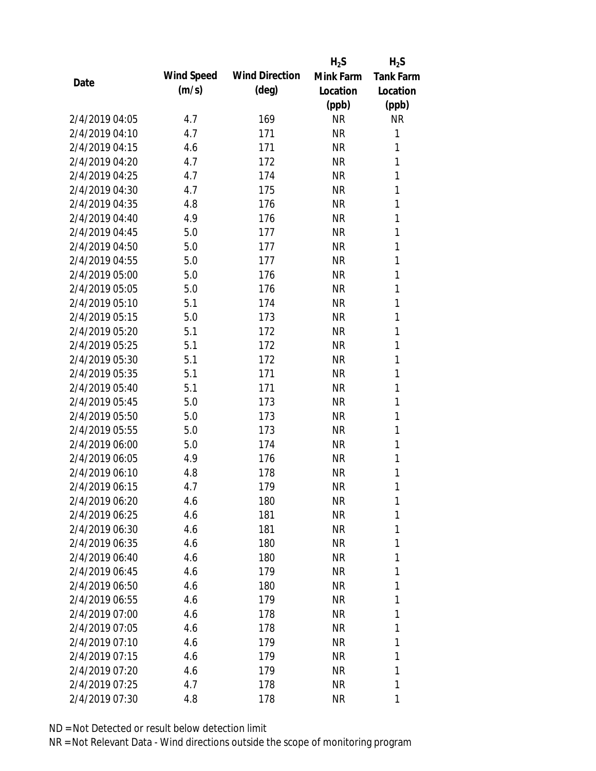| Date | Wind Speed (m/s) | Wind Direction (deg) | $H_2S$ Mink Farm Location (ppb) | $H_2S$ Tank Farm Location (ppb) |
|---|---|---|---|---|
| 2/4/2019 04:05 | 4.7 | 169 | NR | NR |
| 2/4/2019 04:10 | 4.7 | 171 | NR | 1 |
| 2/4/2019 04:15 | 4.6 | 171 | NR | 1 |
| 2/4/2019 04:20 | 4.7 | 172 | NR | 1 |
| 2/4/2019 04:25 | 4.7 | 174 | NR | 1 |
| 2/4/2019 04:30 | 4.7 | 175 | NR | 1 |
| 2/4/2019 04:35 | 4.8 | 176 | NR | 1 |
| 2/4/2019 04:40 | 4.9 | 176 | NR | 1 |
| 2/4/2019 04:45 | 5.0 | 177 | NR | 1 |
| 2/4/2019 04:50 | 5.0 | 177 | NR | 1 |
| 2/4/2019 04:55 | 5.0 | 177 | NR | 1 |
| 2/4/2019 05:00 | 5.0 | 176 | NR | 1 |
| 2/4/2019 05:05 | 5.0 | 176 | NR | 1 |
| 2/4/2019 05:10 | 5.1 | 174 | NR | 1 |
| 2/4/2019 05:15 | 5.0 | 173 | NR | 1 |
| 2/4/2019 05:20 | 5.1 | 172 | NR | 1 |
| 2/4/2019 05:25 | 5.1 | 172 | NR | 1 |
| 2/4/2019 05:30 | 5.1 | 172 | NR | 1 |
| 2/4/2019 05:35 | 5.1 | 171 | NR | 1 |
| 2/4/2019 05:40 | 5.1 | 171 | NR | 1 |
| 2/4/2019 05:45 | 5.0 | 173 | NR | 1 |
| 2/4/2019 05:50 | 5.0 | 173 | NR | 1 |
| 2/4/2019 05:55 | 5.0 | 173 | NR | 1 |
| 2/4/2019 06:00 | 5.0 | 174 | NR | 1 |
| 2/4/2019 06:05 | 4.9 | 176 | NR | 1 |
| 2/4/2019 06:10 | 4.8 | 178 | NR | 1 |
| 2/4/2019 06:15 | 4.7 | 179 | NR | 1 |
| 2/4/2019 06:20 | 4.6 | 180 | NR | 1 |
| 2/4/2019 06:25 | 4.6 | 181 | NR | 1 |
| 2/4/2019 06:30 | 4.6 | 181 | NR | 1 |
| 2/4/2019 06:35 | 4.6 | 180 | NR | 1 |
| 2/4/2019 06:40 | 4.6 | 180 | NR | 1 |
| 2/4/2019 06:45 | 4.6 | 179 | NR | 1 |
| 2/4/2019 06:50 | 4.6 | 180 | NR | 1 |
| 2/4/2019 06:55 | 4.6 | 179 | NR | 1 |
| 2/4/2019 07:00 | 4.6 | 178 | NR | 1 |
| 2/4/2019 07:05 | 4.6 | 178 | NR | 1 |
| 2/4/2019 07:10 | 4.6 | 179 | NR | 1 |
| 2/4/2019 07:15 | 4.6 | 179 | NR | 1 |
| 2/4/2019 07:20 | 4.6 | 179 | NR | 1 |
| 2/4/2019 07:25 | 4.7 | 178 | NR | 1 |
| 2/4/2019 07:30 | 4.8 | 178 | NR | 1 |

ND = Not Detected or result below detection limit

NR = Not Relevant Data - Wind directions outside the scope of monitoring program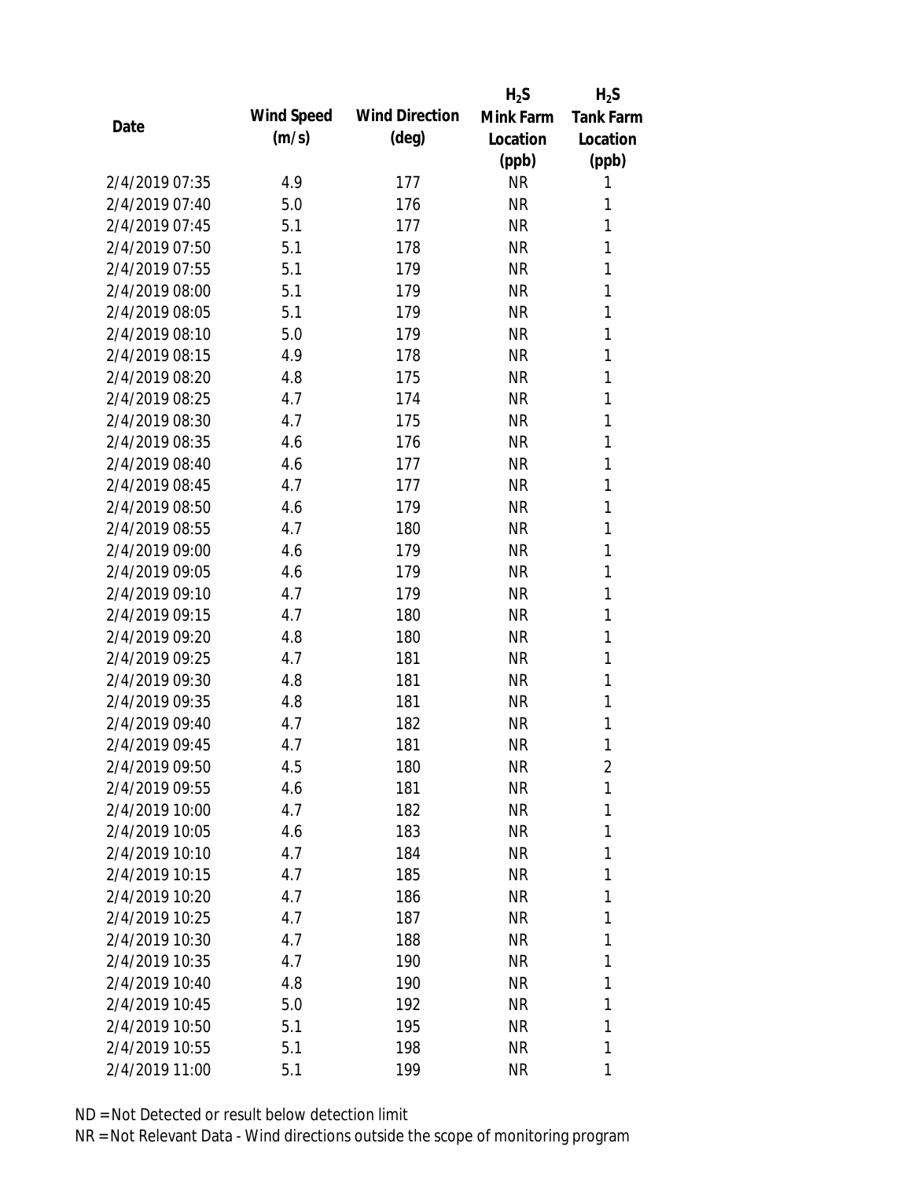| Date | Wind Speed (m/s) | Wind Direction (deg) | $H_2S$ Mink Farm Location (ppb) | $H_2S$ Tank Farm Location (ppb) |
|---|---|---|---|---|
| 2/4/2019 07:35 | 4.9 | 177 | NR | 1 |
| 2/4/2019 07:40 | 5.0 | 176 | NR | 1 |
| 2/4/2019 07:45 | 5.1 | 177 | NR | 1 |
| 2/4/2019 07:50 | 5.1 | 178 | NR | 1 |
| 2/4/2019 07:55 | 5.1 | 179 | NR | 1 |
| 2/4/2019 08:00 | 5.1 | 179 | NR | 1 |
| 2/4/2019 08:05 | 5.1 | 179 | NR | 1 |
| 2/4/2019 08:10 | 5.0 | 179 | NR | 1 |
| 2/4/2019 08:15 | 4.9 | 178 | NR | 1 |
| 2/4/2019 08:20 | 4.8 | 175 | NR | 1 |
| 2/4/2019 08:25 | 4.7 | 174 | NR | 1 |
| 2/4/2019 08:30 | 4.7 | 175 | NR | 1 |
| 2/4/2019 08:35 | 4.6 | 176 | NR | 1 |
| 2/4/2019 08:40 | 4.6 | 177 | NR | 1 |
| 2/4/2019 08:45 | 4.7 | 177 | NR | 1 |
| 2/4/2019 08:50 | 4.6 | 179 | NR | 1 |
| 2/4/2019 08:55 | 4.7 | 180 | NR | 1 |
| 2/4/2019 09:00 | 4.6 | 179 | NR | 1 |
| 2/4/2019 09:05 | 4.6 | 179 | NR | 1 |
| 2/4/2019 09:10 | 4.7 | 179 | NR | 1 |
| 2/4/2019 09:15 | 4.7 | 180 | NR | 1 |
| 2/4/2019 09:20 | 4.8 | 180 | NR | 1 |
| 2/4/2019 09:25 | 4.7 | 181 | NR | 1 |
| 2/4/2019 09:30 | 4.8 | 181 | NR | 1 |
| 2/4/2019 09:35 | 4.8 | 181 | NR | 1 |
| 2/4/2019 09:40 | 4.7 | 182 | NR | 1 |
| 2/4/2019 09:45 | 4.7 | 181 | NR | 1 |
| 2/4/2019 09:50 | 4.5 | 180 | NR | 2 |
| 2/4/2019 09:55 | 4.6 | 181 | NR | 1 |
| 2/4/2019 10:00 | 4.7 | 182 | NR | 1 |
| 2/4/2019 10:05 | 4.6 | 183 | NR | 1 |
| 2/4/2019 10:10 | 4.7 | 184 | NR | 1 |
| 2/4/2019 10:15 | 4.7 | 185 | NR | 1 |
| 2/4/2019 10:20 | 4.7 | 186 | NR | 1 |
| 2/4/2019 10:25 | 4.7 | 187 | NR | 1 |
| 2/4/2019 10:30 | 4.7 | 188 | NR | 1 |
| 2/4/2019 10:35 | 4.7 | 190 | NR | 1 |
| 2/4/2019 10:40 | 4.8 | 190 | NR | 1 |
| 2/4/2019 10:45 | 5.0 | 192 | NR | 1 |
| 2/4/2019 10:50 | 5.1 | 195 | NR | 1 |
| 2/4/2019 10:55 | 5.1 | 198 | NR | 1 |
| 2/4/2019 11:00 | 5.1 | 199 | NR | 1 |

ND = Not Detected or result below detection limit

NR = Not Relevant Data - Wind directions outside the scope of monitoring program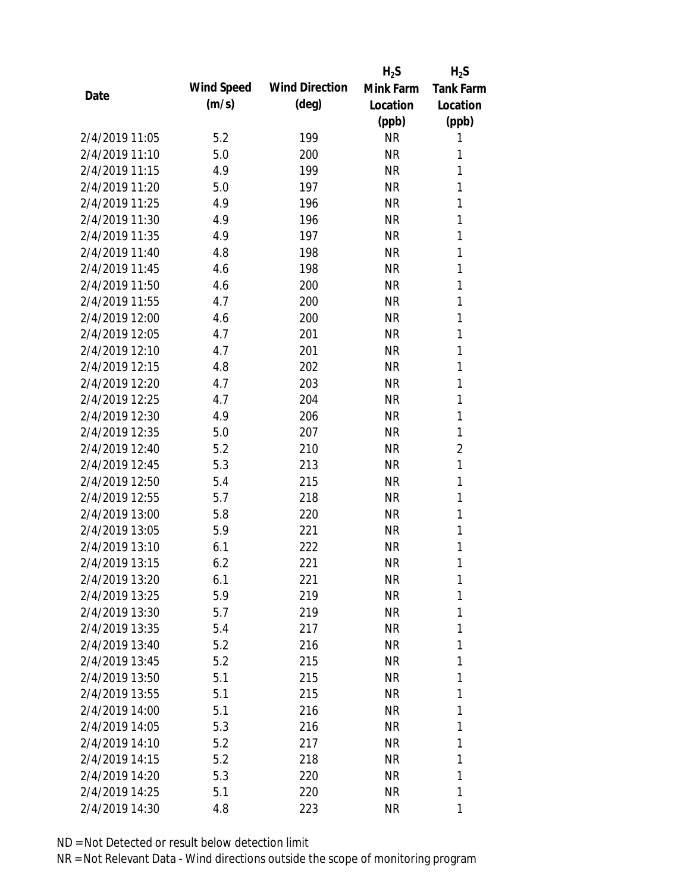| Date | Wind Speed (m/s) | Wind Direction (deg) | $H_2S$ Mink Farm Location (ppb) | $H_2S$ Tank Farm Location (ppb) |
|---|---|---|---|---|
| 2/4/2019 11:05 | 5.2 | 199 | NR | 1 |
| 2/4/2019 11:10 | 5.0 | 200 | NR | 1 |
| 2/4/2019 11:15 | 4.9 | 199 | NR | 1 |
| 2/4/2019 11:20 | 5.0 | 197 | NR | 1 |
| 2/4/2019 11:25 | 4.9 | 196 | NR | 1 |
| 2/4/2019 11:30 | 4.9 | 196 | NR | 1 |
| 2/4/2019 11:35 | 4.9 | 197 | NR | 1 |
| 2/4/2019 11:40 | 4.8 | 198 | NR | 1 |
| 2/4/2019 11:45 | 4.6 | 198 | NR | 1 |
| 2/4/2019 11:50 | 4.6 | 200 | NR | 1 |
| 2/4/2019 11:55 | 4.7 | 200 | NR | 1 |
| 2/4/2019 12:00 | 4.6 | 200 | NR | 1 |
| 2/4/2019 12:05 | 4.7 | 201 | NR | 1 |
| 2/4/2019 12:10 | 4.7 | 201 | NR | 1 |
| 2/4/2019 12:15 | 4.8 | 202 | NR | 1 |
| 2/4/2019 12:20 | 4.7 | 203 | NR | 1 |
| 2/4/2019 12:25 | 4.7 | 204 | NR | 1 |
| 2/4/2019 12:30 | 4.9 | 206 | NR | 1 |
| 2/4/2019 12:35 | 5.0 | 207 | NR | 1 |
| 2/4/2019 12:40 | 5.2 | 210 | NR | 2 |
| 2/4/2019 12:45 | 5.3 | 213 | NR | 1 |
| 2/4/2019 12:50 | 5.4 | 215 | NR | 1 |
| 2/4/2019 12:55 | 5.7 | 218 | NR | 1 |
| 2/4/2019 13:00 | 5.8 | 220 | NR | 1 |
| 2/4/2019 13:05 | 5.9 | 221 | NR | 1 |
| 2/4/2019 13:10 | 6.1 | 222 | NR | 1 |
| 2/4/2019 13:15 | 6.2 | 221 | NR | 1 |
| 2/4/2019 13:20 | 6.1 | 221 | NR | 1 |
| 2/4/2019 13:25 | 5.9 | 219 | NR | 1 |
| 2/4/2019 13:30 | 5.7 | 219 | NR | 1 |
| 2/4/2019 13:35 | 5.4 | 217 | NR | 1 |
| 2/4/2019 13:40 | 5.2 | 216 | NR | 1 |
| 2/4/2019 13:45 | 5.2 | 215 | NR | 1 |
| 2/4/2019 13:50 | 5.1 | 215 | NR | 1 |
| 2/4/2019 13:55 | 5.1 | 215 | NR | 1 |
| 2/4/2019 14:00 | 5.1 | 216 | NR | 1 |
| 2/4/2019 14:05 | 5.3 | 216 | NR | 1 |
| 2/4/2019 14:10 | 5.2 | 217 | NR | 1 |
| 2/4/2019 14:15 | 5.2 | 218 | NR | 1 |
| 2/4/2019 14:20 | 5.3 | 220 | NR | 1 |
| 2/4/2019 14:25 | 5.1 | 220 | NR | 1 |
| 2/4/2019 14:30 | 4.8 | 223 | NR | 1 |

ND = Not Detected or result below detection limit

NR = Not Relevant Data - Wind directions outside the scope of monitoring program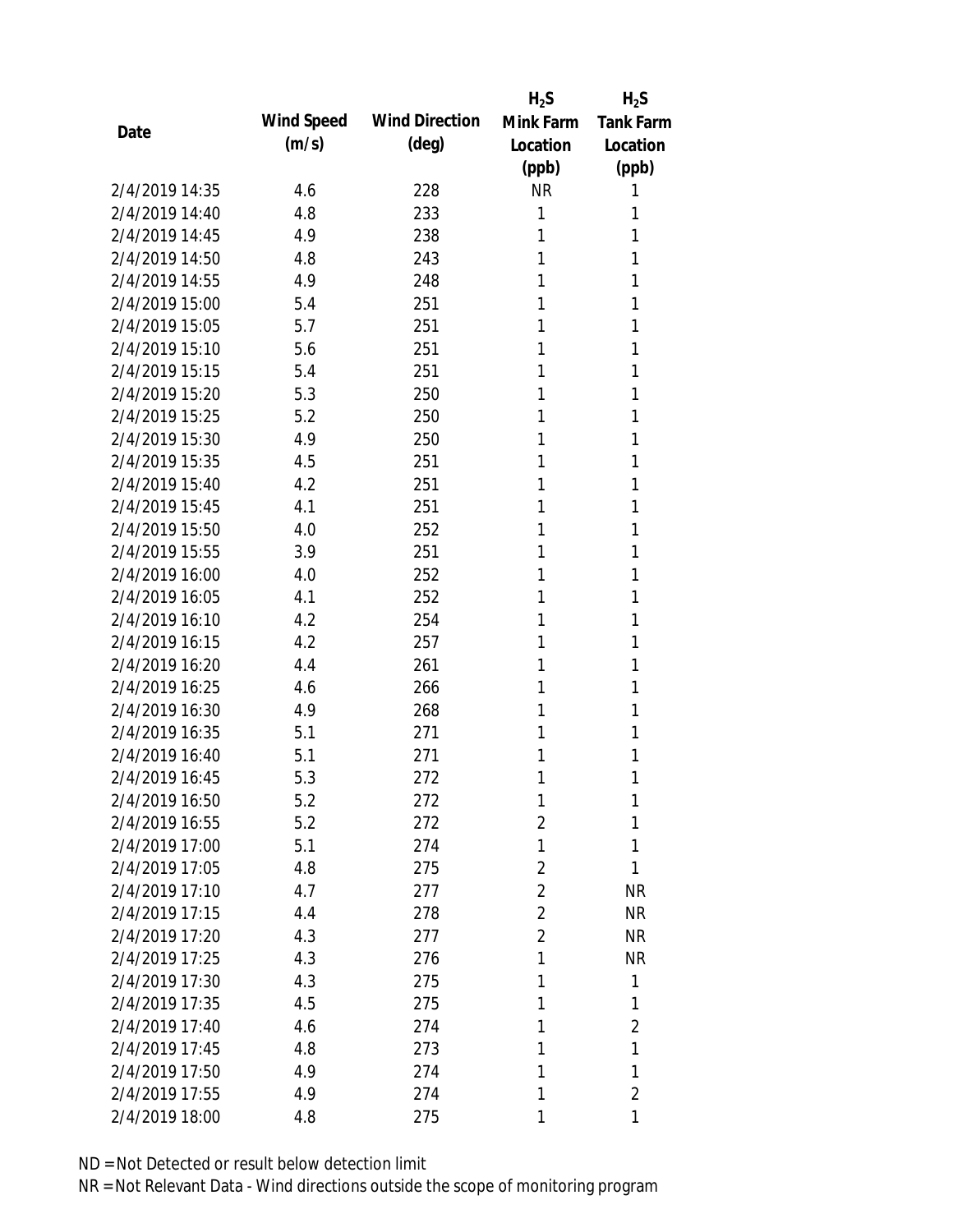| Date | Wind Speed (m/s) | Wind Direction (deg) | $H_2S$ Mink Farm Location (ppb) | $H_2S$ Tank Farm Location (ppb) |
|---|---|---|---|---|
| 2/4/2019 14:35 | 4.6 | 228 | NR | 1 |
| 2/4/2019 14:40 | 4.8 | 233 | 1 | 1 |
| 2/4/2019 14:45 | 4.9 | 238 | 1 | 1 |
| 2/4/2019 14:50 | 4.8 | 243 | 1 | 1 |
| 2/4/2019 14:55 | 4.9 | 248 | 1 | 1 |
| 2/4/2019 15:00 | 5.4 | 251 | 1 | 1 |
| 2/4/2019 15:05 | 5.7 | 251 | 1 | 1 |
| 2/4/2019 15:10 | 5.6 | 251 | 1 | 1 |
| 2/4/2019 15:15 | 5.4 | 251 | 1 | 1 |
| 2/4/2019 15:20 | 5.3 | 250 | 1 | 1 |
| 2/4/2019 15:25 | 5.2 | 250 | 1 | 1 |
| 2/4/2019 15:30 | 4.9 | 250 | 1 | 1 |
| 2/4/2019 15:35 | 4.5 | 251 | 1 | 1 |
| 2/4/2019 15:40 | 4.2 | 251 | 1 | 1 |
| 2/4/2019 15:45 | 4.1 | 251 | 1 | 1 |
| 2/4/2019 15:50 | 4.0 | 252 | 1 | 1 |
| 2/4/2019 15:55 | 3.9 | 251 | 1 | 1 |
| 2/4/2019 16:00 | 4.0 | 252 | 1 | 1 |
| 2/4/2019 16:05 | 4.1 | 252 | 1 | 1 |
| 2/4/2019 16:10 | 4.2 | 254 | 1 | 1 |
| 2/4/2019 16:15 | 4.2 | 257 | 1 | 1 |
| 2/4/2019 16:20 | 4.4 | 261 | 1 | 1 |
| 2/4/2019 16:25 | 4.6 | 266 | 1 | 1 |
| 2/4/2019 16:30 | 4.9 | 268 | 1 | 1 |
| 2/4/2019 16:35 | 5.1 | 271 | 1 | 1 |
| 2/4/2019 16:40 | 5.1 | 271 | 1 | 1 |
| 2/4/2019 16:45 | 5.3 | 272 | 1 | 1 |
| 2/4/2019 16:50 | 5.2 | 272 | 1 | 1 |
| 2/4/2019 16:55 | 5.2 | 272 | 2 | 1 |
| 2/4/2019 17:00 | 5.1 | 274 | 1 | 1 |
| 2/4/2019 17:05 | 4.8 | 275 | 2 | 1 |
| 2/4/2019 17:10 | 4.7 | 277 | 2 | NR |
| 2/4/2019 17:15 | 4.4 | 278 | 2 | NR |
| 2/4/2019 17:20 | 4.3 | 277 | 2 | NR |
| 2/4/2019 17:25 | 4.3 | 276 | 1 | NR |
| 2/4/2019 17:30 | 4.3 | 275 | 1 | 1 |
| 2/4/2019 17:35 | 4.5 | 275 | 1 | 1 |
| 2/4/2019 17:40 | 4.6 | 274 | 1 | 2 |
| 2/4/2019 17:45 | 4.8 | 273 | 1 | 1 |
| 2/4/2019 17:50 | 4.9 | 274 | 1 | 1 |
| 2/4/2019 17:55 | 4.9 | 274 | 1 | 2 |
| 2/4/2019 18:00 | 4.8 | 275 | 1 | 1 |

ND = Not Detected or result below detection limit
NR = Not Relevant Data - Wind directions outside the scope of monitoring program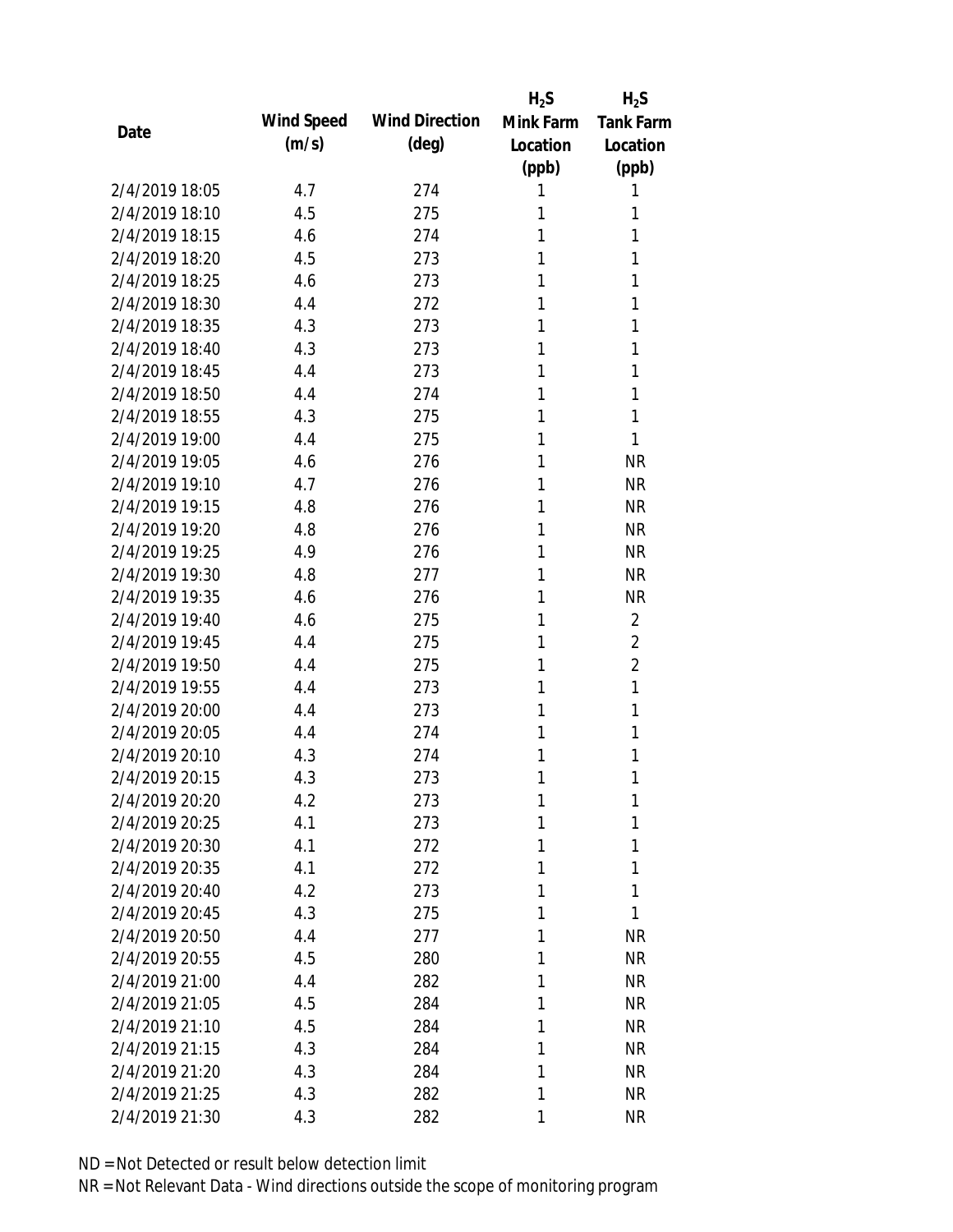| Date | Wind Speed (m/s) | Wind Direction (deg) | $H_2S$ Mink Farm Location (ppb) | $H_2S$ Tank Farm Location (ppb) |
|---|---|---|---|---|
| 2/4/2019 18:05 | 4.7 | 274 | 1 | 1 |
| 2/4/2019 18:10 | 4.5 | 275 | 1 | 1 |
| 2/4/2019 18:15 | 4.6 | 274 | 1 | 1 |
| 2/4/2019 18:20 | 4.5 | 273 | 1 | 1 |
| 2/4/2019 18:25 | 4.6 | 273 | 1 | 1 |
| 2/4/2019 18:30 | 4.4 | 272 | 1 | 1 |
| 2/4/2019 18:35 | 4.3 | 273 | 1 | 1 |
| 2/4/2019 18:40 | 4.3 | 273 | 1 | 1 |
| 2/4/2019 18:45 | 4.4 | 273 | 1 | 1 |
| 2/4/2019 18:50 | 4.4 | 274 | 1 | 1 |
| 2/4/2019 18:55 | 4.3 | 275 | 1 | 1 |
| 2/4/2019 19:00 | 4.4 | 275 | 1 | 1 |
| 2/4/2019 19:05 | 4.6 | 276 | 1 | NR |
| 2/4/2019 19:10 | 4.7 | 276 | 1 | NR |
| 2/4/2019 19:15 | 4.8 | 276 | 1 | NR |
| 2/4/2019 19:20 | 4.8 | 276 | 1 | NR |
| 2/4/2019 19:25 | 4.9 | 276 | 1 | NR |
| 2/4/2019 19:30 | 4.8 | 277 | 1 | NR |
| 2/4/2019 19:35 | 4.6 | 276 | 1 | NR |
| 2/4/2019 19:40 | 4.6 | 275 | 1 | 2 |
| 2/4/2019 19:45 | 4.4 | 275 | 1 | 2 |
| 2/4/2019 19:50 | 4.4 | 275 | 1 | 2 |
| 2/4/2019 19:55 | 4.4 | 273 | 1 | 1 |
| 2/4/2019 20:00 | 4.4 | 273 | 1 | 1 |
| 2/4/2019 20:05 | 4.4 | 274 | 1 | 1 |
| 2/4/2019 20:10 | 4.3 | 274 | 1 | 1 |
| 2/4/2019 20:15 | 4.3 | 273 | 1 | 1 |
| 2/4/2019 20:20 | 4.2 | 273 | 1 | 1 |
| 2/4/2019 20:25 | 4.1 | 273 | 1 | 1 |
| 2/4/2019 20:30 | 4.1 | 272 | 1 | 1 |
| 2/4/2019 20:35 | 4.1 | 272 | 1 | 1 |
| 2/4/2019 20:40 | 4.2 | 273 | 1 | 1 |
| 2/4/2019 20:45 | 4.3 | 275 | 1 | 1 |
| 2/4/2019 20:50 | 4.4 | 277 | 1 | NR |
| 2/4/2019 20:55 | 4.5 | 280 | 1 | NR |
| 2/4/2019 21:00 | 4.4 | 282 | 1 | NR |
| 2/4/2019 21:05 | 4.5 | 284 | 1 | NR |
| 2/4/2019 21:10 | 4.5 | 284 | 1 | NR |
| 2/4/2019 21:15 | 4.3 | 284 | 1 | NR |
| 2/4/2019 21:20 | 4.3 | 284 | 1 | NR |
| 2/4/2019 21:25 | 4.3 | 282 | 1 | NR |
| 2/4/2019 21:30 | 4.3 | 282 | 1 | NR |

ND = Not Detected or result below detection limit

NR = Not Relevant Data - Wind directions outside the scope of monitoring program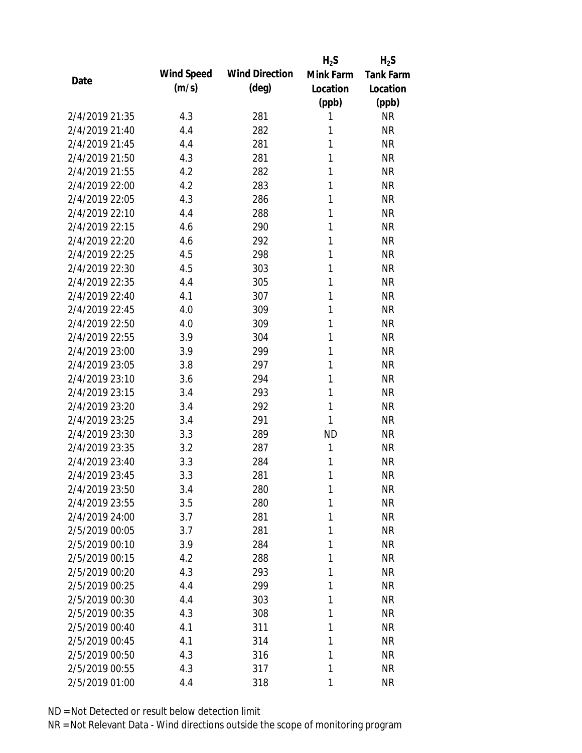| Date | Wind Speed (m/s) | Wind Direction (deg) | $H_2S$ Mink Farm Location (ppb) | $H_2S$ Tank Farm Location (ppb) |
| --- | --- | --- | --- | --- |
| 2/4/2019 21:35 | 4.3 | 281 | 1 | NR |
| 2/4/2019 21:40 | 4.4 | 282 | 1 | NR |
| 2/4/2019 21:45 | 4.4 | 281 | 1 | NR |
| 2/4/2019 21:50 | 4.3 | 281 | 1 | NR |
| 2/4/2019 21:55 | 4.2 | 282 | 1 | NR |
| 2/4/2019 22:00 | 4.2 | 283 | 1 | NR |
| 2/4/2019 22:05 | 4.3 | 286 | 1 | NR |
| 2/4/2019 22:10 | 4.4 | 288 | 1 | NR |
| 2/4/2019 22:15 | 4.6 | 290 | 1 | NR |
| 2/4/2019 22:20 | 4.6 | 292 | 1 | NR |
| 2/4/2019 22:25 | 4.5 | 298 | 1 | NR |
| 2/4/2019 22:30 | 4.5 | 303 | 1 | NR |
| 2/4/2019 22:35 | 4.4 | 305 | 1 | NR |
| 2/4/2019 22:40 | 4.1 | 307 | 1 | NR |
| 2/4/2019 22:45 | 4.0 | 309 | 1 | NR |
| 2/4/2019 22:50 | 4.0 | 309 | 1 | NR |
| 2/4/2019 22:55 | 3.9 | 304 | 1 | NR |
| 2/4/2019 23:00 | 3.9 | 299 | 1 | NR |
| 2/4/2019 23:05 | 3.8 | 297 | 1 | NR |
| 2/4/2019 23:10 | 3.6 | 294 | 1 | NR |
| 2/4/2019 23:15 | 3.4 | 293 | 1 | NR |
| 2/4/2019 23:20 | 3.4 | 292 | 1 | NR |
| 2/4/2019 23:25 | 3.4 | 291 | 1 | NR |
| 2/4/2019 23:30 | 3.3 | 289 | ND | NR |
| 2/4/2019 23:35 | 3.2 | 287 | 1 | NR |
| 2/4/2019 23:40 | 3.3 | 284 | 1 | NR |
| 2/4/2019 23:45 | 3.3 | 281 | 1 | NR |
| 2/4/2019 23:50 | 3.4 | 280 | 1 | NR |
| 2/4/2019 23:55 | 3.5 | 280 | 1 | NR |
| 2/4/2019 24:00 | 3.7 | 281 | 1 | NR |
| 2/5/2019 00:05 | 3.7 | 281 | 1 | NR |
| 2/5/2019 00:10 | 3.9 | 284 | 1 | NR |
| 2/5/2019 00:15 | 4.2 | 288 | 1 | NR |
| 2/5/2019 00:20 | 4.3 | 293 | 1 | NR |
| 2/5/2019 00:25 | 4.4 | 299 | 1 | NR |
| 2/5/2019 00:30 | 4.4 | 303 | 1 | NR |
| 2/5/2019 00:35 | 4.3 | 308 | 1 | NR |
| 2/5/2019 00:40 | 4.1 | 311 | 1 | NR |
| 2/5/2019 00:45 | 4.1 | 314 | 1 | NR |
| 2/5/2019 00:50 | 4.3 | 316 | 1 | NR |
| 2/5/2019 00:55 | 4.3 | 317 | 1 | NR |
| 2/5/2019 01:00 | 4.4 | 318 | 1 | NR |

ND = Not Detected or result below detection limit

NR = Not Relevant Data - Wind directions outside the scope of monitoring program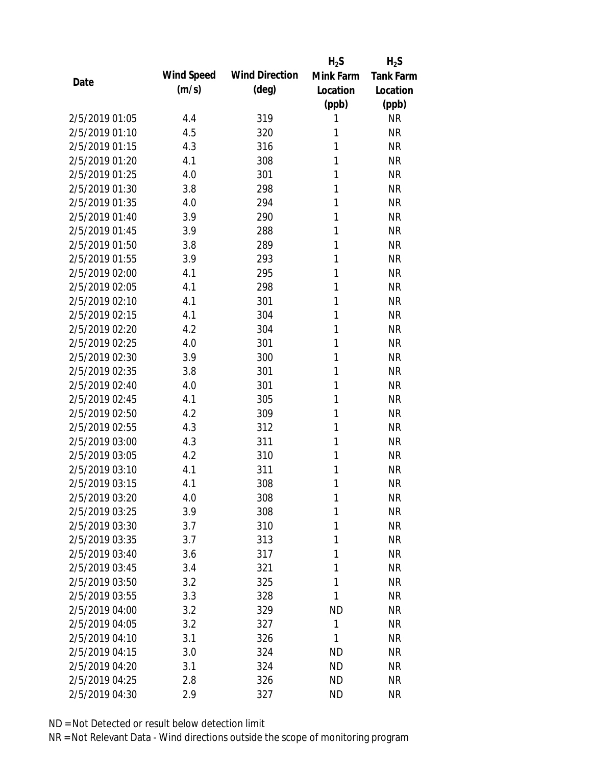| Date | Wind Speed (m/s) | Wind Direction (deg) | $H_2S$ Mink Farm Location (ppb) | $H_2S$ Tank Farm Location (ppb) |
|---|---|---|---|---|
| 2/5/2019 01:05 | 4.4 | 319 | 1 | NR |
| 2/5/2019 01:10 | 4.5 | 320 | 1 | NR |
| 2/5/2019 01:15 | 4.3 | 316 | 1 | NR |
| 2/5/2019 01:20 | 4.1 | 308 | 1 | NR |
| 2/5/2019 01:25 | 4.0 | 301 | 1 | NR |
| 2/5/2019 01:30 | 3.8 | 298 | 1 | NR |
| 2/5/2019 01:35 | 4.0 | 294 | 1 | NR |
| 2/5/2019 01:40 | 3.9 | 290 | 1 | NR |
| 2/5/2019 01:45 | 3.9 | 288 | 1 | NR |
| 2/5/2019 01:50 | 3.8 | 289 | 1 | NR |
| 2/5/2019 01:55 | 3.9 | 293 | 1 | NR |
| 2/5/2019 02:00 | 4.1 | 295 | 1 | NR |
| 2/5/2019 02:05 | 4.1 | 298 | 1 | NR |
| 2/5/2019 02:10 | 4.1 | 301 | 1 | NR |
| 2/5/2019 02:15 | 4.1 | 304 | 1 | NR |
| 2/5/2019 02:20 | 4.2 | 304 | 1 | NR |
| 2/5/2019 02:25 | 4.0 | 301 | 1 | NR |
| 2/5/2019 02:30 | 3.9 | 300 | 1 | NR |
| 2/5/2019 02:35 | 3.8 | 301 | 1 | NR |
| 2/5/2019 02:40 | 4.0 | 301 | 1 | NR |
| 2/5/2019 02:45 | 4.1 | 305 | 1 | NR |
| 2/5/2019 02:50 | 4.2 | 309 | 1 | NR |
| 2/5/2019 02:55 | 4.3 | 312 | 1 | NR |
| 2/5/2019 03:00 | 4.3 | 311 | 1 | NR |
| 2/5/2019 03:05 | 4.2 | 310 | 1 | NR |
| 2/5/2019 03:10 | 4.1 | 311 | 1 | NR |
| 2/5/2019 03:15 | 4.1 | 308 | 1 | NR |
| 2/5/2019 03:20 | 4.0 | 308 | 1 | NR |
| 2/5/2019 03:25 | 3.9 | 308 | 1 | NR |
| 2/5/2019 03:30 | 3.7 | 310 | 1 | NR |
| 2/5/2019 03:35 | 3.7 | 313 | 1 | NR |
| 2/5/2019 03:40 | 3.6 | 317 | 1 | NR |
| 2/5/2019 03:45 | 3.4 | 321 | 1 | NR |
| 2/5/2019 03:50 | 3.2 | 325 | 1 | NR |
| 2/5/2019 03:55 | 3.3 | 328 | 1 | NR |
| 2/5/2019 04:00 | 3.2 | 329 | ND | NR |
| 2/5/2019 04:05 | 3.2 | 327 | 1 | NR |
| 2/5/2019 04:10 | 3.1 | 326 | 1 | NR |
| 2/5/2019 04:15 | 3.0 | 324 | ND | NR |
| 2/5/2019 04:20 | 3.1 | 324 | ND | NR |
| 2/5/2019 04:25 | 2.8 | 326 | ND | NR |
| 2/5/2019 04:30 | 2.9 | 327 | ND | NR |

ND = Not Detected or result below detection limit

NR = Not Relevant Data - Wind directions outside the scope of monitoring program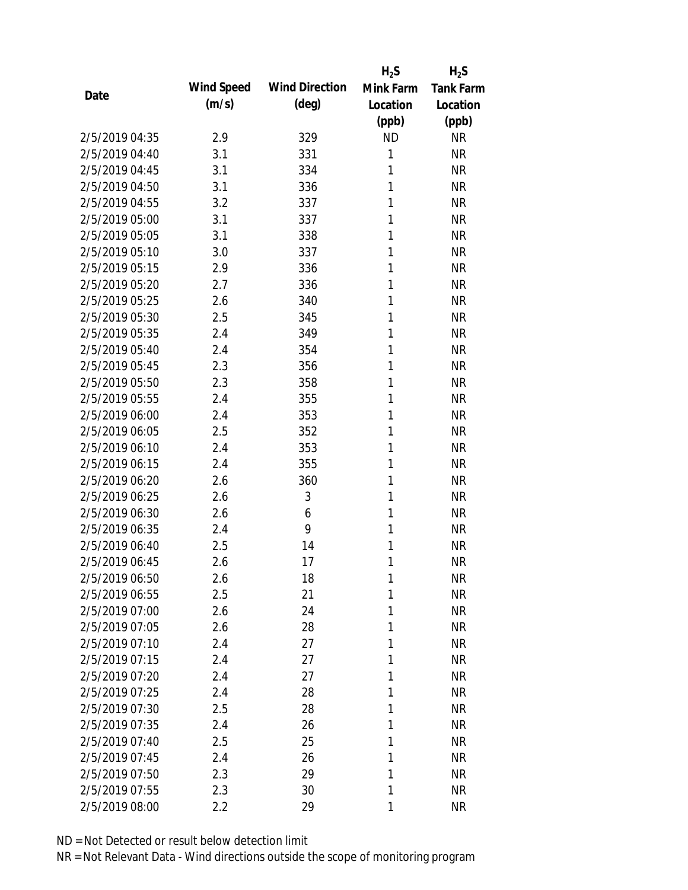| Date | Wind Speed (m/s) | Wind Direction (deg) | $H_2S$ Mink Farm Location (ppb) | $H_2S$ Tank Farm Location (ppb) |
|---|---|---|---|---|
| 2/5/2019 04:35 | 2.9 | 329 | ND | NR |
| 2/5/2019 04:40 | 3.1 | 331 | 1 | NR |
| 2/5/2019 04:45 | 3.1 | 334 | 1 | NR |
| 2/5/2019 04:50 | 3.1 | 336 | 1 | NR |
| 2/5/2019 04:55 | 3.2 | 337 | 1 | NR |
| 2/5/2019 05:00 | 3.1 | 337 | 1 | NR |
| 2/5/2019 05:05 | 3.1 | 338 | 1 | NR |
| 2/5/2019 05:10 | 3.0 | 337 | 1 | NR |
| 2/5/2019 05:15 | 2.9 | 336 | 1 | NR |
| 2/5/2019 05:20 | 2.7 | 336 | 1 | NR |
| 2/5/2019 05:25 | 2.6 | 340 | 1 | NR |
| 2/5/2019 05:30 | 2.5 | 345 | 1 | NR |
| 2/5/2019 05:35 | 2.4 | 349 | 1 | NR |
| 2/5/2019 05:40 | 2.4 | 354 | 1 | NR |
| 2/5/2019 05:45 | 2.3 | 356 | 1 | NR |
| 2/5/2019 05:50 | 2.3 | 358 | 1 | NR |
| 2/5/2019 05:55 | 2.4 | 355 | 1 | NR |
| 2/5/2019 06:00 | 2.4 | 353 | 1 | NR |
| 2/5/2019 06:05 | 2.5 | 352 | 1 | NR |
| 2/5/2019 06:10 | 2.4 | 353 | 1 | NR |
| 2/5/2019 06:15 | 2.4 | 355 | 1 | NR |
| 2/5/2019 06:20 | 2.6 | 360 | 1 | NR |
| 2/5/2019 06:25 | 2.6 | 3 | 1 | NR |
| 2/5/2019 06:30 | 2.6 | 6 | 1 | NR |
| 2/5/2019 06:35 | 2.4 | 9 | 1 | NR |
| 2/5/2019 06:40 | 2.5 | 14 | 1 | NR |
| 2/5/2019 06:45 | 2.6 | 17 | 1 | NR |
| 2/5/2019 06:50 | 2.6 | 18 | 1 | NR |
| 2/5/2019 06:55 | 2.5 | 21 | 1 | NR |
| 2/5/2019 07:00 | 2.6 | 24 | 1 | NR |
| 2/5/2019 07:05 | 2.6 | 28 | 1 | NR |
| 2/5/2019 07:10 | 2.4 | 27 | 1 | NR |
| 2/5/2019 07:15 | 2.4 | 27 | 1 | NR |
| 2/5/2019 07:20 | 2.4 | 27 | 1 | NR |
| 2/5/2019 07:25 | 2.4 | 28 | 1 | NR |
| 2/5/2019 07:30 | 2.5 | 28 | 1 | NR |
| 2/5/2019 07:35 | 2.4 | 26 | 1 | NR |
| 2/5/2019 07:40 | 2.5 | 25 | 1 | NR |
| 2/5/2019 07:45 | 2.4 | 26 | 1 | NR |
| 2/5/2019 07:50 | 2.3 | 29 | 1 | NR |
| 2/5/2019 07:55 | 2.3 | 30 | 1 | NR |
| 2/5/2019 08:00 | 2.2 | 29 | 1 | NR |

ND = Not Detected or result below detection limit

NR = Not Relevant Data - Wind directions outside the scope of monitoring program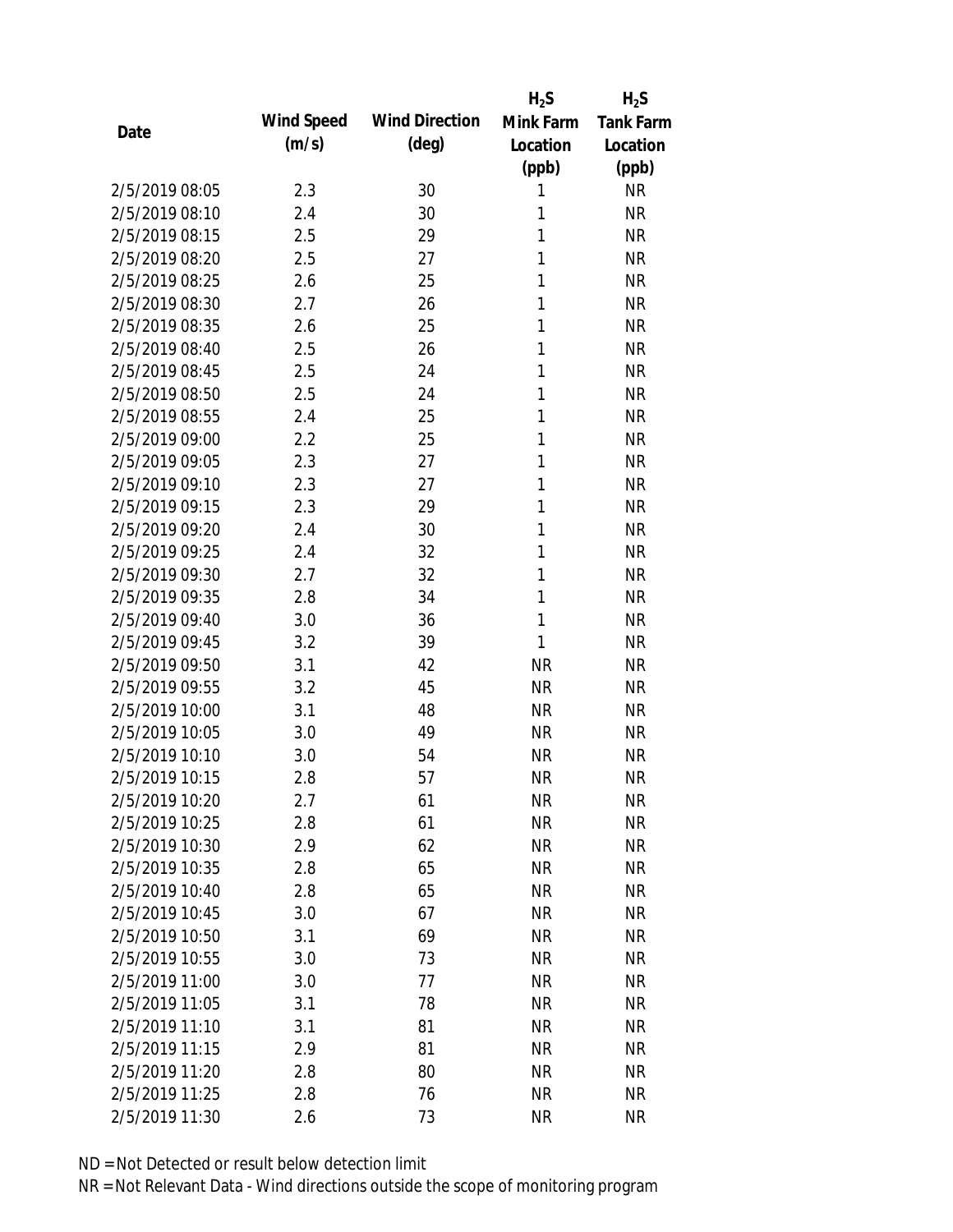| Date | Wind Speed (m/s) | Wind Direction (deg) | $H_2S$ Mink Farm Location (ppb) | $H_2S$ Tank Farm Location (ppb) |
|---|---|---|---|---|
| 2/5/2019 08:05 | 2.3 | 30 | 1 | NR |
| 2/5/2019 08:10 | 2.4 | 30 | 1 | NR |
| 2/5/2019 08:15 | 2.5 | 29 | 1 | NR |
| 2/5/2019 08:20 | 2.5 | 27 | 1 | NR |
| 2/5/2019 08:25 | 2.6 | 25 | 1 | NR |
| 2/5/2019 08:30 | 2.7 | 26 | 1 | NR |
| 2/5/2019 08:35 | 2.6 | 25 | 1 | NR |
| 2/5/2019 08:40 | 2.5 | 26 | 1 | NR |
| 2/5/2019 08:45 | 2.5 | 24 | 1 | NR |
| 2/5/2019 08:50 | 2.5 | 24 | 1 | NR |
| 2/5/2019 08:55 | 2.4 | 25 | 1 | NR |
| 2/5/2019 09:00 | 2.2 | 25 | 1 | NR |
| 2/5/2019 09:05 | 2.3 | 27 | 1 | NR |
| 2/5/2019 09:10 | 2.3 | 27 | 1 | NR |
| 2/5/2019 09:15 | 2.3 | 29 | 1 | NR |
| 2/5/2019 09:20 | 2.4 | 30 | 1 | NR |
| 2/5/2019 09:25 | 2.4 | 32 | 1 | NR |
| 2/5/2019 09:30 | 2.7 | 32 | 1 | NR |
| 2/5/2019 09:35 | 2.8 | 34 | 1 | NR |
| 2/5/2019 09:40 | 3.0 | 36 | 1 | NR |
| 2/5/2019 09:45 | 3.2 | 39 | 1 | NR |
| 2/5/2019 09:50 | 3.1 | 42 | NR | NR |
| 2/5/2019 09:55 | 3.2 | 45 | NR | NR |
| 2/5/2019 10:00 | 3.1 | 48 | NR | NR |
| 2/5/2019 10:05 | 3.0 | 49 | NR | NR |
| 2/5/2019 10:10 | 3.0 | 54 | NR | NR |
| 2/5/2019 10:15 | 2.8 | 57 | NR | NR |
| 2/5/2019 10:20 | 2.7 | 61 | NR | NR |
| 2/5/2019 10:25 | 2.8 | 61 | NR | NR |
| 2/5/2019 10:30 | 2.9 | 62 | NR | NR |
| 2/5/2019 10:35 | 2.8 | 65 | NR | NR |
| 2/5/2019 10:40 | 2.8 | 65 | NR | NR |
| 2/5/2019 10:45 | 3.0 | 67 | NR | NR |
| 2/5/2019 10:50 | 3.1 | 69 | NR | NR |
| 2/5/2019 10:55 | 3.0 | 73 | NR | NR |
| 2/5/2019 11:00 | 3.0 | 77 | NR | NR |
| 2/5/2019 11:05 | 3.1 | 78 | NR | NR |
| 2/5/2019 11:10 | 3.1 | 81 | NR | NR |
| 2/5/2019 11:15 | 2.9 | 81 | NR | NR |
| 2/5/2019 11:20 | 2.8 | 80 | NR | NR |
| 2/5/2019 11:25 | 2.8 | 76 | NR | NR |
| 2/5/2019 11:30 | 2.6 | 73 | NR | NR |

ND = Not Detected or result below detection limit

NR = Not Relevant Data - Wind directions outside the scope of monitoring program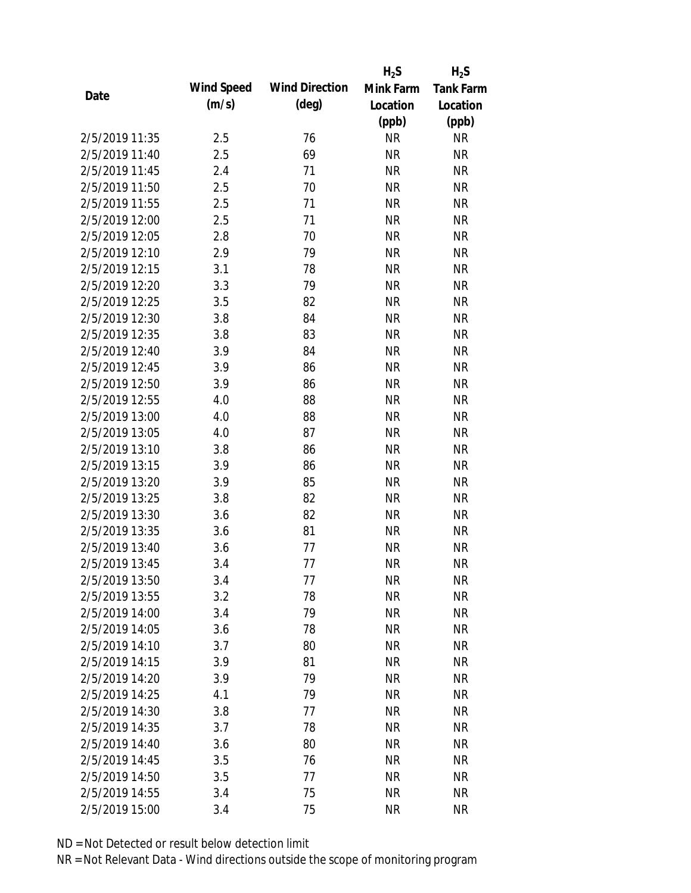| Date | Wind Speed (m/s) | Wind Direction (deg) | $H_2S$ Mink Farm Location (ppb) | $H_2S$ Tank Farm Location (ppb) |
|---|---|---|---|---|
| 2/5/2019 11:35 | 2.5 | 76 | NR | NR |
| 2/5/2019 11:40 | 2.5 | 69 | NR | NR |
| 2/5/2019 11:45 | 2.4 | 71 | NR | NR |
| 2/5/2019 11:50 | 2.5 | 70 | NR | NR |
| 2/5/2019 11:55 | 2.5 | 71 | NR | NR |
| 2/5/2019 12:00 | 2.5 | 71 | NR | NR |
| 2/5/2019 12:05 | 2.8 | 70 | NR | NR |
| 2/5/2019 12:10 | 2.9 | 79 | NR | NR |
| 2/5/2019 12:15 | 3.1 | 78 | NR | NR |
| 2/5/2019 12:20 | 3.3 | 79 | NR | NR |
| 2/5/2019 12:25 | 3.5 | 82 | NR | NR |
| 2/5/2019 12:30 | 3.8 | 84 | NR | NR |
| 2/5/2019 12:35 | 3.8 | 83 | NR | NR |
| 2/5/2019 12:40 | 3.9 | 84 | NR | NR |
| 2/5/2019 12:45 | 3.9 | 86 | NR | NR |
| 2/5/2019 12:50 | 3.9 | 86 | NR | NR |
| 2/5/2019 12:55 | 4.0 | 88 | NR | NR |
| 2/5/2019 13:00 | 4.0 | 88 | NR | NR |
| 2/5/2019 13:05 | 4.0 | 87 | NR | NR |
| 2/5/2019 13:10 | 3.8 | 86 | NR | NR |
| 2/5/2019 13:15 | 3.9 | 86 | NR | NR |
| 2/5/2019 13:20 | 3.9 | 85 | NR | NR |
| 2/5/2019 13:25 | 3.8 | 82 | NR | NR |
| 2/5/2019 13:30 | 3.6 | 82 | NR | NR |
| 2/5/2019 13:35 | 3.6 | 81 | NR | NR |
| 2/5/2019 13:40 | 3.6 | 77 | NR | NR |
| 2/5/2019 13:45 | 3.4 | 77 | NR | NR |
| 2/5/2019 13:50 | 3.4 | 77 | NR | NR |
| 2/5/2019 13:55 | 3.2 | 78 | NR | NR |
| 2/5/2019 14:00 | 3.4 | 79 | NR | NR |
| 2/5/2019 14:05 | 3.6 | 78 | NR | NR |
| 2/5/2019 14:10 | 3.7 | 80 | NR | NR |
| 2/5/2019 14:15 | 3.9 | 81 | NR | NR |
| 2/5/2019 14:20 | 3.9 | 79 | NR | NR |
| 2/5/2019 14:25 | 4.1 | 79 | NR | NR |
| 2/5/2019 14:30 | 3.8 | 77 | NR | NR |
| 2/5/2019 14:35 | 3.7 | 78 | NR | NR |
| 2/5/2019 14:40 | 3.6 | 80 | NR | NR |
| 2/5/2019 14:45 | 3.5 | 76 | NR | NR |
| 2/5/2019 14:50 | 3.5 | 77 | NR | NR |
| 2/5/2019 14:55 | 3.4 | 75 | NR | NR |
| 2/5/2019 15:00 | 3.4 | 75 | NR | NR |

ND = Not Detected or result below detection limit

NR = Not Relevant Data - Wind directions outside the scope of monitoring program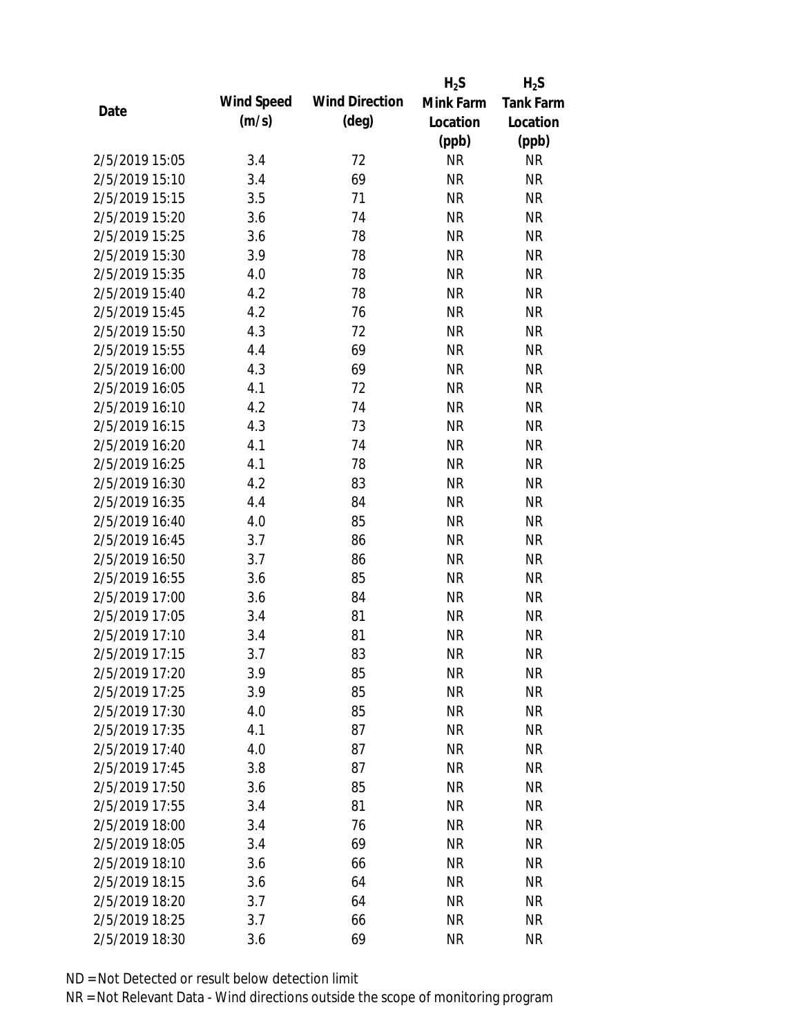| Date | Wind Speed (m/s) | Wind Direction (deg) | $H_2S$ Mink Farm Location (ppb) | $H_2S$ Tank Farm Location (ppb) |
|---|---|---|---|---|
| 2/5/2019 15:05 | 3.4 | 72 | NR | NR |
| 2/5/2019 15:10 | 3.4 | 69 | NR | NR |
| 2/5/2019 15:15 | 3.5 | 71 | NR | NR |
| 2/5/2019 15:20 | 3.6 | 74 | NR | NR |
| 2/5/2019 15:25 | 3.6 | 78 | NR | NR |
| 2/5/2019 15:30 | 3.9 | 78 | NR | NR |
| 2/5/2019 15:35 | 4.0 | 78 | NR | NR |
| 2/5/2019 15:40 | 4.2 | 78 | NR | NR |
| 2/5/2019 15:45 | 4.2 | 76 | NR | NR |
| 2/5/2019 15:50 | 4.3 | 72 | NR | NR |
| 2/5/2019 15:55 | 4.4 | 69 | NR | NR |
| 2/5/2019 16:00 | 4.3 | 69 | NR | NR |
| 2/5/2019 16:05 | 4.1 | 72 | NR | NR |
| 2/5/2019 16:10 | 4.2 | 74 | NR | NR |
| 2/5/2019 16:15 | 4.3 | 73 | NR | NR |
| 2/5/2019 16:20 | 4.1 | 74 | NR | NR |
| 2/5/2019 16:25 | 4.1 | 78 | NR | NR |
| 2/5/2019 16:30 | 4.2 | 83 | NR | NR |
| 2/5/2019 16:35 | 4.4 | 84 | NR | NR |
| 2/5/2019 16:40 | 4.0 | 85 | NR | NR |
| 2/5/2019 16:45 | 3.7 | 86 | NR | NR |
| 2/5/2019 16:50 | 3.7 | 86 | NR | NR |
| 2/5/2019 16:55 | 3.6 | 85 | NR | NR |
| 2/5/2019 17:00 | 3.6 | 84 | NR | NR |
| 2/5/2019 17:05 | 3.4 | 81 | NR | NR |
| 2/5/2019 17:10 | 3.4 | 81 | NR | NR |
| 2/5/2019 17:15 | 3.7 | 83 | NR | NR |
| 2/5/2019 17:20 | 3.9 | 85 | NR | NR |
| 2/5/2019 17:25 | 3.9 | 85 | NR | NR |
| 2/5/2019 17:30 | 4.0 | 85 | NR | NR |
| 2/5/2019 17:35 | 4.1 | 87 | NR | NR |
| 2/5/2019 17:40 | 4.0 | 87 | NR | NR |
| 2/5/2019 17:45 | 3.8 | 87 | NR | NR |
| 2/5/2019 17:50 | 3.6 | 85 | NR | NR |
| 2/5/2019 17:55 | 3.4 | 81 | NR | NR |
| 2/5/2019 18:00 | 3.4 | 76 | NR | NR |
| 2/5/2019 18:05 | 3.4 | 69 | NR | NR |
| 2/5/2019 18:10 | 3.6 | 66 | NR | NR |
| 2/5/2019 18:15 | 3.6 | 64 | NR | NR |
| 2/5/2019 18:20 | 3.7 | 64 | NR | NR |
| 2/5/2019 18:25 | 3.7 | 66 | NR | NR |
| 2/5/2019 18:30 | 3.6 | 69 | NR | NR |

ND = Not Detected or result below detection limit

NR = Not Relevant Data - Wind directions outside the scope of monitoring program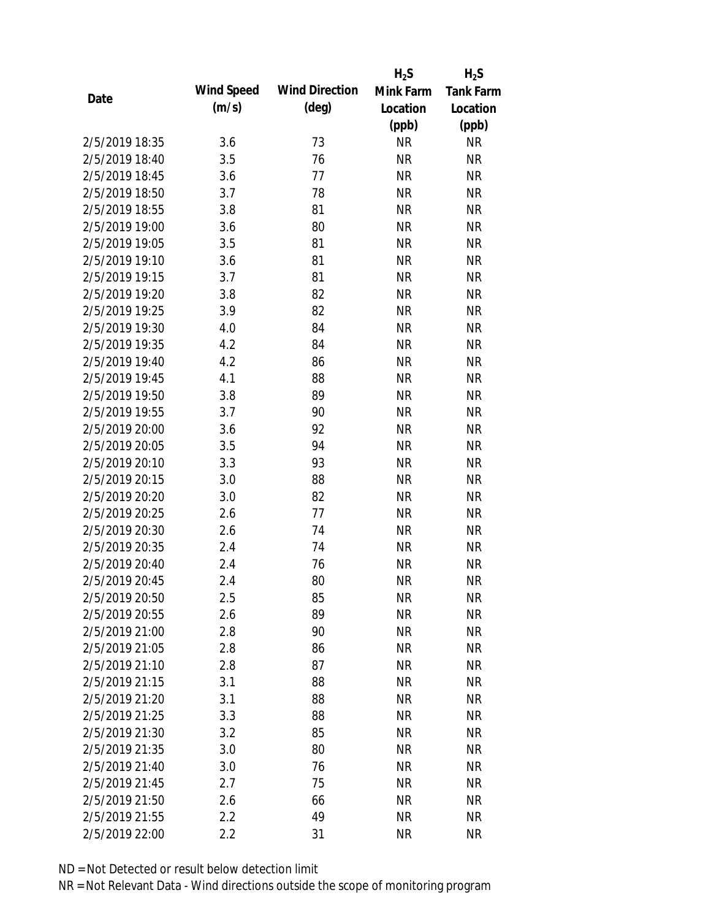| Date | Wind Speed (m/s) | Wind Direction (deg) | $H_2S$ Mink Farm Location (ppb) | $H_2S$ Tank Farm Location (ppb) |
|---|---|---|---|---|
| 2/5/2019 18:35 | 3.6 | 73 | NR | NR |
| 2/5/2019 18:40 | 3.5 | 76 | NR | NR |
| 2/5/2019 18:45 | 3.6 | 77 | NR | NR |
| 2/5/2019 18:50 | 3.7 | 78 | NR | NR |
| 2/5/2019 18:55 | 3.8 | 81 | NR | NR |
| 2/5/2019 19:00 | 3.6 | 80 | NR | NR |
| 2/5/2019 19:05 | 3.5 | 81 | NR | NR |
| 2/5/2019 19:10 | 3.6 | 81 | NR | NR |
| 2/5/2019 19:15 | 3.7 | 81 | NR | NR |
| 2/5/2019 19:20 | 3.8 | 82 | NR | NR |
| 2/5/2019 19:25 | 3.9 | 82 | NR | NR |
| 2/5/2019 19:30 | 4.0 | 84 | NR | NR |
| 2/5/2019 19:35 | 4.2 | 84 | NR | NR |
| 2/5/2019 19:40 | 4.2 | 86 | NR | NR |
| 2/5/2019 19:45 | 4.1 | 88 | NR | NR |
| 2/5/2019 19:50 | 3.8 | 89 | NR | NR |
| 2/5/2019 19:55 | 3.7 | 90 | NR | NR |
| 2/5/2019 20:00 | 3.6 | 92 | NR | NR |
| 2/5/2019 20:05 | 3.5 | 94 | NR | NR |
| 2/5/2019 20:10 | 3.3 | 93 | NR | NR |
| 2/5/2019 20:15 | 3.0 | 88 | NR | NR |
| 2/5/2019 20:20 | 3.0 | 82 | NR | NR |
| 2/5/2019 20:25 | 2.6 | 77 | NR | NR |
| 2/5/2019 20:30 | 2.6 | 74 | NR | NR |
| 2/5/2019 20:35 | 2.4 | 74 | NR | NR |
| 2/5/2019 20:40 | 2.4 | 76 | NR | NR |
| 2/5/2019 20:45 | 2.4 | 80 | NR | NR |
| 2/5/2019 20:50 | 2.5 | 85 | NR | NR |
| 2/5/2019 20:55 | 2.6 | 89 | NR | NR |
| 2/5/2019 21:00 | 2.8 | 90 | NR | NR |
| 2/5/2019 21:05 | 2.8 | 86 | NR | NR |
| 2/5/2019 21:10 | 2.8 | 87 | NR | NR |
| 2/5/2019 21:15 | 3.1 | 88 | NR | NR |
| 2/5/2019 21:20 | 3.1 | 88 | NR | NR |
| 2/5/2019 21:25 | 3.3 | 88 | NR | NR |
| 2/5/2019 21:30 | 3.2 | 85 | NR | NR |
| 2/5/2019 21:35 | 3.0 | 80 | NR | NR |
| 2/5/2019 21:40 | 3.0 | 76 | NR | NR |
| 2/5/2019 21:45 | 2.7 | 75 | NR | NR |
| 2/5/2019 21:50 | 2.6 | 66 | NR | NR |
| 2/5/2019 21:55 | 2.2 | 49 | NR | NR |
| 2/5/2019 22:00 | 2.2 | 31 | NR | NR |

ND = Not Detected or result below detection limit
NR = Not Relevant Data - Wind directions outside the scope of monitoring program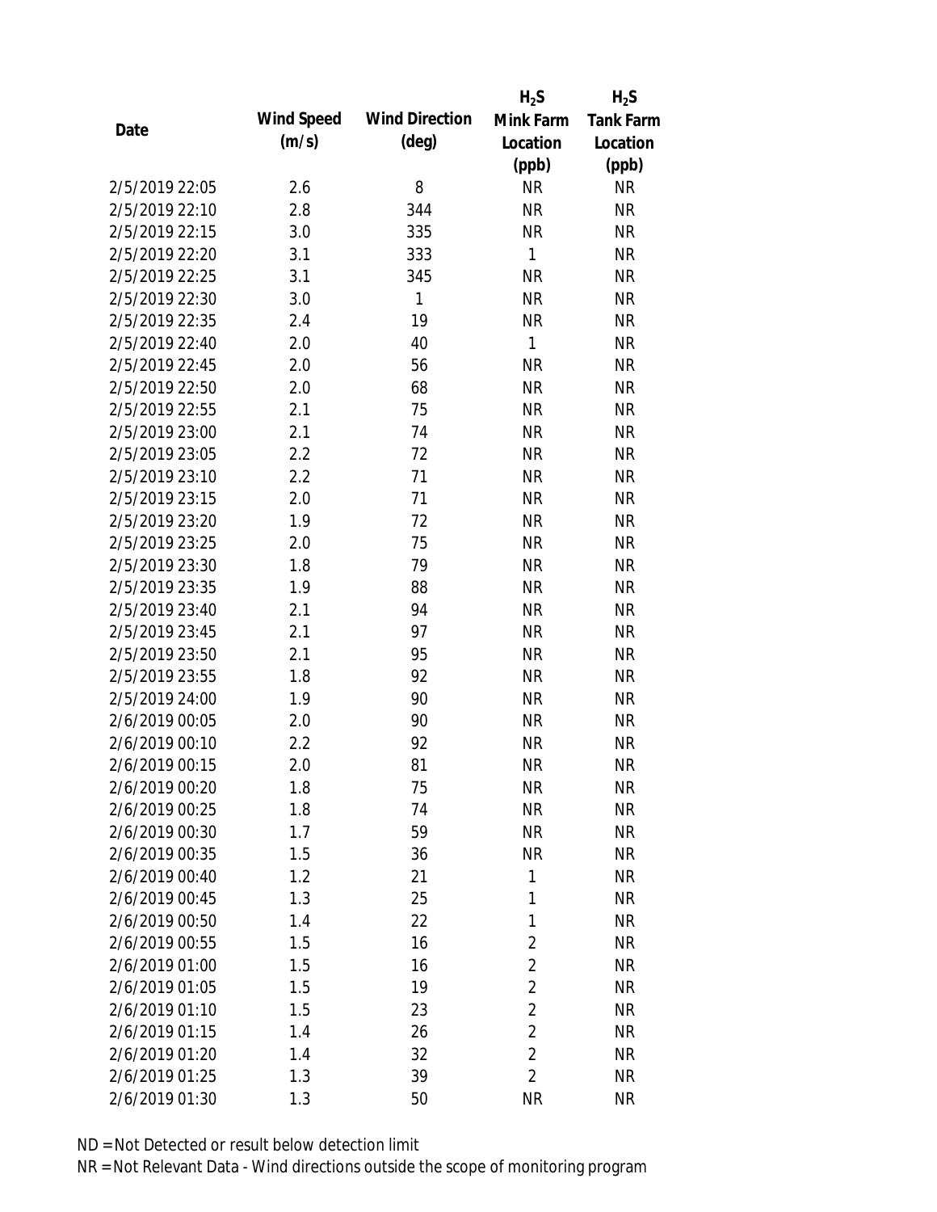| Date | Wind Speed (m/s) | Wind Direction (deg) | $H_2S$ Mink Farm Location (ppb) | $H_2S$ Tank Farm Location (ppb) |
|---|---|---|---|---|
| 2/5/2019 22:05 | 2.6 | 8 | NR | NR |
| 2/5/2019 22:10 | 2.8 | 344 | NR | NR |
| 2/5/2019 22:15 | 3.0 | 335 | NR | NR |
| 2/5/2019 22:20 | 3.1 | 333 | 1 | NR |
| 2/5/2019 22:25 | 3.1 | 345 | NR | NR |
| 2/5/2019 22:30 | 3.0 | 1 | NR | NR |
| 2/5/2019 22:35 | 2.4 | 19 | NR | NR |
| 2/5/2019 22:40 | 2.0 | 40 | 1 | NR |
| 2/5/2019 22:45 | 2.0 | 56 | NR | NR |
| 2/5/2019 22:50 | 2.0 | 68 | NR | NR |
| 2/5/2019 22:55 | 2.1 | 75 | NR | NR |
| 2/5/2019 23:00 | 2.1 | 74 | NR | NR |
| 2/5/2019 23:05 | 2.2 | 72 | NR | NR |
| 2/5/2019 23:10 | 2.2 | 71 | NR | NR |
| 2/5/2019 23:15 | 2.0 | 71 | NR | NR |
| 2/5/2019 23:20 | 1.9 | 72 | NR | NR |
| 2/5/2019 23:25 | 2.0 | 75 | NR | NR |
| 2/5/2019 23:30 | 1.8 | 79 | NR | NR |
| 2/5/2019 23:35 | 1.9 | 88 | NR | NR |
| 2/5/2019 23:40 | 2.1 | 94 | NR | NR |
| 2/5/2019 23:45 | 2.1 | 97 | NR | NR |
| 2/5/2019 23:50 | 2.1 | 95 | NR | NR |
| 2/5/2019 23:55 | 1.8 | 92 | NR | NR |
| 2/5/2019 24:00 | 1.9 | 90 | NR | NR |
| 2/6/2019 00:05 | 2.0 | 90 | NR | NR |
| 2/6/2019 00:10 | 2.2 | 92 | NR | NR |
| 2/6/2019 00:15 | 2.0 | 81 | NR | NR |
| 2/6/2019 00:20 | 1.8 | 75 | NR | NR |
| 2/6/2019 00:25 | 1.8 | 74 | NR | NR |
| 2/6/2019 00:30 | 1.7 | 59 | NR | NR |
| 2/6/2019 00:35 | 1.5 | 36 | NR | NR |
| 2/6/2019 00:40 | 1.2 | 21 | 1 | NR |
| 2/6/2019 00:45 | 1.3 | 25 | 1 | NR |
| 2/6/2019 00:50 | 1.4 | 22 | 1 | NR |
| 2/6/2019 00:55 | 1.5 | 16 | 2 | NR |
| 2/6/2019 01:00 | 1.5 | 16 | 2 | NR |
| 2/6/2019 01:05 | 1.5 | 19 | 2 | NR |
| 2/6/2019 01:10 | 1.5 | 23 | 2 | NR |
| 2/6/2019 01:15 | 1.4 | 26 | 2 | NR |
| 2/6/2019 01:20 | 1.4 | 32 | 2 | NR |
| 2/6/2019 01:25 | 1.3 | 39 | 2 | NR |
| 2/6/2019 01:30 | 1.3 | 50 | NR | NR |

ND = Not Detected or result below detection limit

NR = Not Relevant Data - Wind directions outside the scope of monitoring program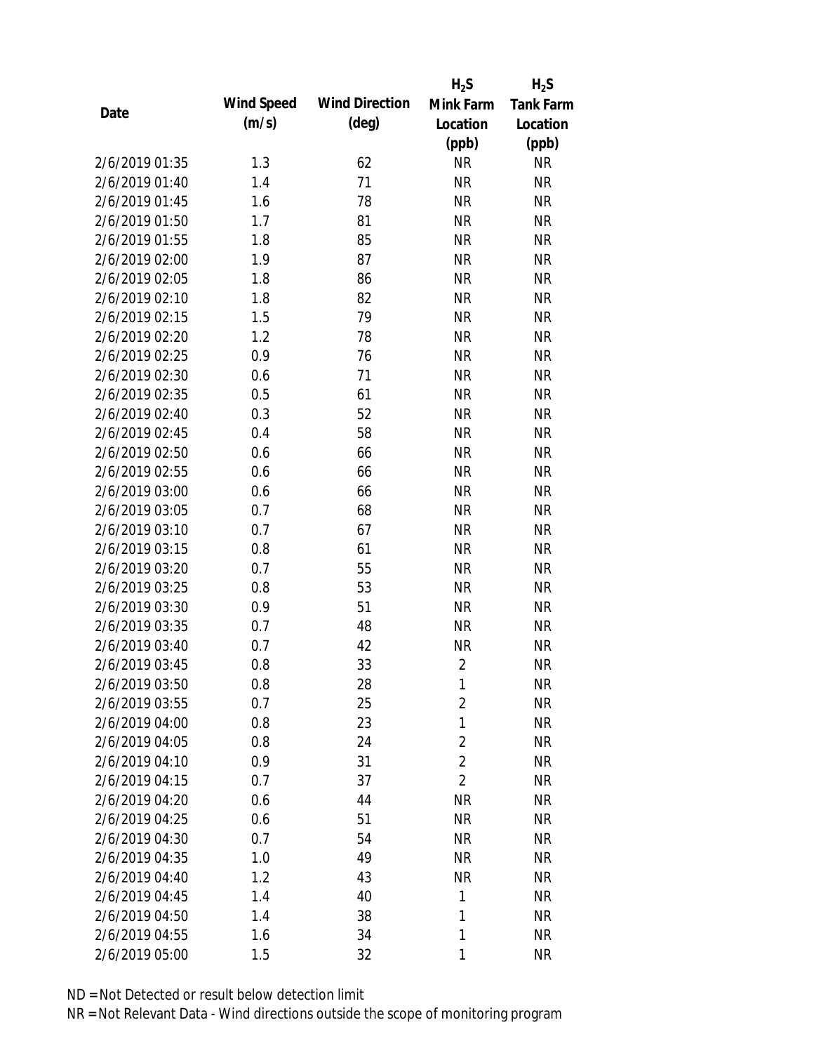| Date | Wind Speed (m/s) | Wind Direction (deg) | $H_2S$ Mink Farm Location (ppb) | $H_2S$ Tank Farm Location (ppb) |
|---|---|---|---|---|
| 2/6/2019 01:35 | 1.3 | 62 | NR | NR |
| 2/6/2019 01:40 | 1.4 | 71 | NR | NR |
| 2/6/2019 01:45 | 1.6 | 78 | NR | NR |
| 2/6/2019 01:50 | 1.7 | 81 | NR | NR |
| 2/6/2019 01:55 | 1.8 | 85 | NR | NR |
| 2/6/2019 02:00 | 1.9 | 87 | NR | NR |
| 2/6/2019 02:05 | 1.8 | 86 | NR | NR |
| 2/6/2019 02:10 | 1.8 | 82 | NR | NR |
| 2/6/2019 02:15 | 1.5 | 79 | NR | NR |
| 2/6/2019 02:20 | 1.2 | 78 | NR | NR |
| 2/6/2019 02:25 | 0.9 | 76 | NR | NR |
| 2/6/2019 02:30 | 0.6 | 71 | NR | NR |
| 2/6/2019 02:35 | 0.5 | 61 | NR | NR |
| 2/6/2019 02:40 | 0.3 | 52 | NR | NR |
| 2/6/2019 02:45 | 0.4 | 58 | NR | NR |
| 2/6/2019 02:50 | 0.6 | 66 | NR | NR |
| 2/6/2019 02:55 | 0.6 | 66 | NR | NR |
| 2/6/2019 03:00 | 0.6 | 66 | NR | NR |
| 2/6/2019 03:05 | 0.7 | 68 | NR | NR |
| 2/6/2019 03:10 | 0.7 | 67 | NR | NR |
| 2/6/2019 03:15 | 0.8 | 61 | NR | NR |
| 2/6/2019 03:20 | 0.7 | 55 | NR | NR |
| 2/6/2019 03:25 | 0.8 | 53 | NR | NR |
| 2/6/2019 03:30 | 0.9 | 51 | NR | NR |
| 2/6/2019 03:35 | 0.7 | 48 | NR | NR |
| 2/6/2019 03:40 | 0.7 | 42 | NR | NR |
| 2/6/2019 03:45 | 0.8 | 33 | 2 | NR |
| 2/6/2019 03:50 | 0.8 | 28 | 1 | NR |
| 2/6/2019 03:55 | 0.7 | 25 | 2 | NR |
| 2/6/2019 04:00 | 0.8 | 23 | 1 | NR |
| 2/6/2019 04:05 | 0.8 | 24 | 2 | NR |
| 2/6/2019 04:10 | 0.9 | 31 | 2 | NR |
| 2/6/2019 04:15 | 0.7 | 37 | 2 | NR |
| 2/6/2019 04:20 | 0.6 | 44 | NR | NR |
| 2/6/2019 04:25 | 0.6 | 51 | NR | NR |
| 2/6/2019 04:30 | 0.7 | 54 | NR | NR |
| 2/6/2019 04:35 | 1.0 | 49 | NR | NR |
| 2/6/2019 04:40 | 1.2 | 43 | NR | NR |
| 2/6/2019 04:45 | 1.4 | 40 | 1 | NR |
| 2/6/2019 04:50 | 1.4 | 38 | 1 | NR |
| 2/6/2019 04:55 | 1.6 | 34 | 1 | NR |
| 2/6/2019 05:00 | 1.5 | 32 | 1 | NR |

ND = Not Detected or result below detection limit
NR = Not Relevant Data - Wind directions outside the scope of monitoring program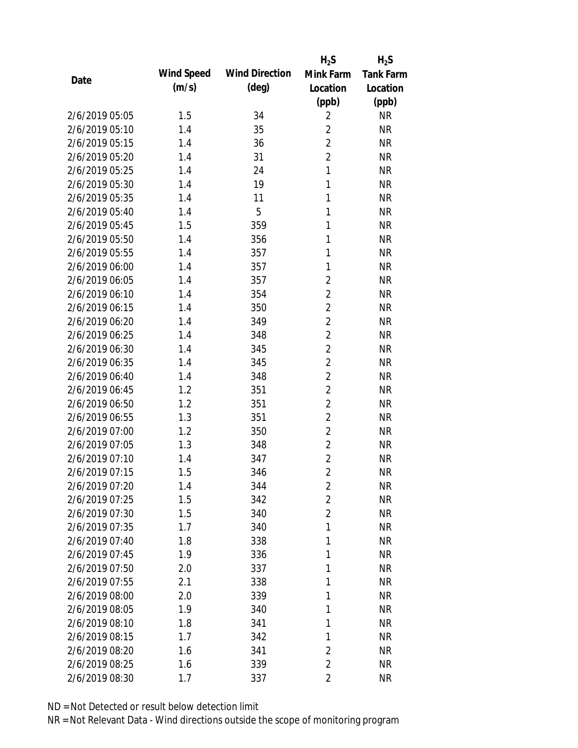| Date | Wind Speed (m/s) | Wind Direction (deg) | $H_2S$ Mink Farm Location (ppb) | $H_2S$ Tank Farm Location (ppb) |
|---|---|---|---|---|
| 2/6/2019 05:05 | 1.5 | 34 | 2 | NR |
| 2/6/2019 05:10 | 1.4 | 35 | 2 | NR |
| 2/6/2019 05:15 | 1.4 | 36 | 2 | NR |
| 2/6/2019 05:20 | 1.4 | 31 | 2 | NR |
| 2/6/2019 05:25 | 1.4 | 24 | 1 | NR |
| 2/6/2019 05:30 | 1.4 | 19 | 1 | NR |
| 2/6/2019 05:35 | 1.4 | 11 | 1 | NR |
| 2/6/2019 05:40 | 1.4 | 5 | 1 | NR |
| 2/6/2019 05:45 | 1.5 | 359 | 1 | NR |
| 2/6/2019 05:50 | 1.4 | 356 | 1 | NR |
| 2/6/2019 05:55 | 1.4 | 357 | 1 | NR |
| 2/6/2019 06:00 | 1.4 | 357 | 1 | NR |
| 2/6/2019 06:05 | 1.4 | 357 | 2 | NR |
| 2/6/2019 06:10 | 1.4 | 354 | 2 | NR |
| 2/6/2019 06:15 | 1.4 | 350 | 2 | NR |
| 2/6/2019 06:20 | 1.4 | 349 | 2 | NR |
| 2/6/2019 06:25 | 1.4 | 348 | 2 | NR |
| 2/6/2019 06:30 | 1.4 | 345 | 2 | NR |
| 2/6/2019 06:35 | 1.4 | 345 | 2 | NR |
| 2/6/2019 06:40 | 1.4 | 348 | 2 | NR |
| 2/6/2019 06:45 | 1.2 | 351 | 2 | NR |
| 2/6/2019 06:50 | 1.2 | 351 | 2 | NR |
| 2/6/2019 06:55 | 1.3 | 351 | 2 | NR |
| 2/6/2019 07:00 | 1.2 | 350 | 2 | NR |
| 2/6/2019 07:05 | 1.3 | 348 | 2 | NR |
| 2/6/2019 07:10 | 1.4 | 347 | 2 | NR |
| 2/6/2019 07:15 | 1.5 | 346 | 2 | NR |
| 2/6/2019 07:20 | 1.4 | 344 | 2 | NR |
| 2/6/2019 07:25 | 1.5 | 342 | 2 | NR |
| 2/6/2019 07:30 | 1.5 | 340 | 2 | NR |
| 2/6/2019 07:35 | 1.7 | 340 | 1 | NR |
| 2/6/2019 07:40 | 1.8 | 338 | 1 | NR |
| 2/6/2019 07:45 | 1.9 | 336 | 1 | NR |
| 2/6/2019 07:50 | 2.0 | 337 | 1 | NR |
| 2/6/2019 07:55 | 2.1 | 338 | 1 | NR |
| 2/6/2019 08:00 | 2.0 | 339 | 1 | NR |
| 2/6/2019 08:05 | 1.9 | 340 | 1 | NR |
| 2/6/2019 08:10 | 1.8 | 341 | 1 | NR |
| 2/6/2019 08:15 | 1.7 | 342 | 1 | NR |
| 2/6/2019 08:20 | 1.6 | 341 | 2 | NR |
| 2/6/2019 08:25 | 1.6 | 339 | 2 | NR |
| 2/6/2019 08:30 | 1.7 | 337 | 2 | NR |

ND = Not Detected or result below detection limit
NR = Not Relevant Data - Wind directions outside the scope of monitoring program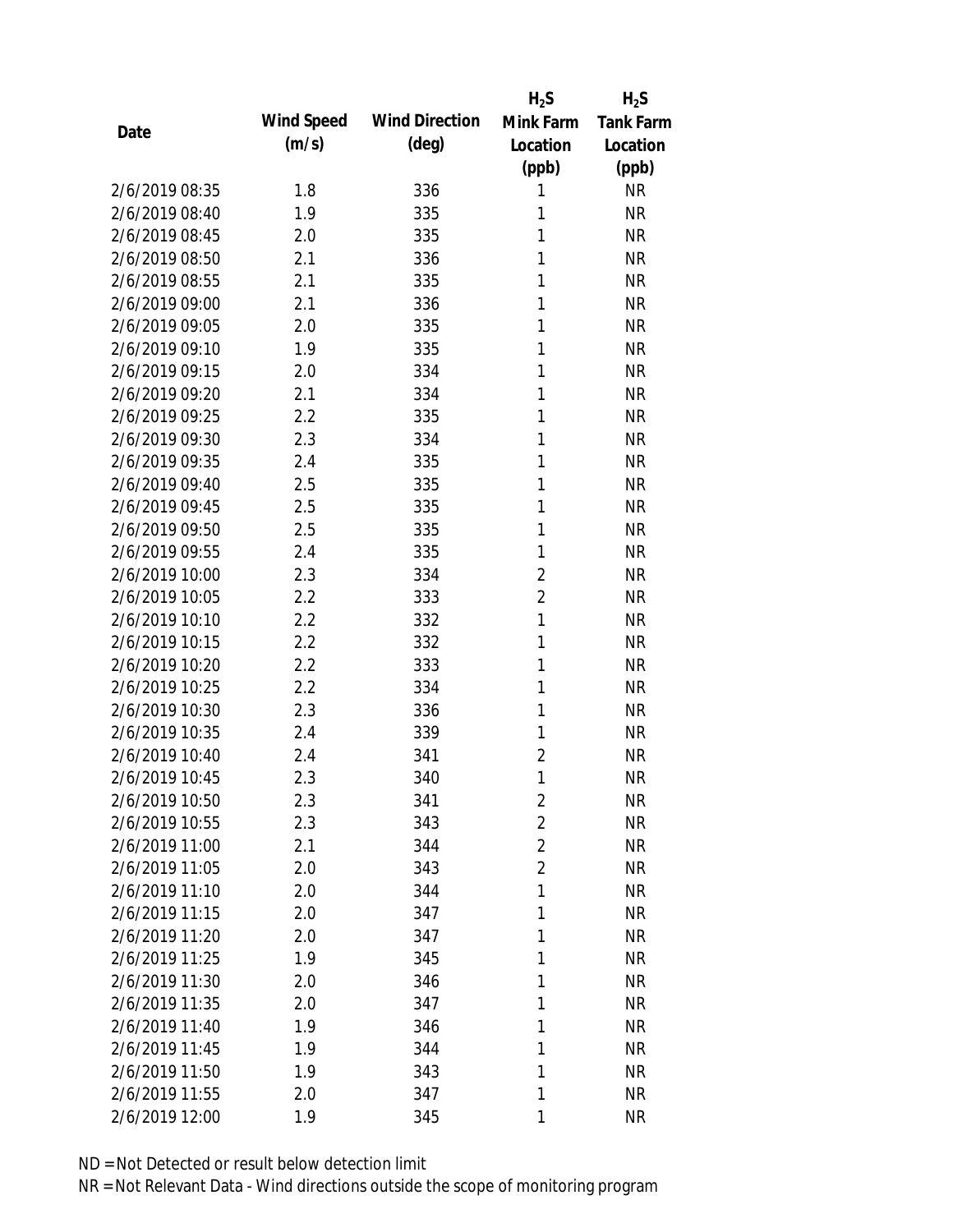| Date | Wind Speed (m/s) | Wind Direction (deg) | $H_2S$ Mink Farm Location (ppb) | $H_2S$ Tank Farm Location (ppb) |
|---|---|---|---|---|
| 2/6/2019 08:35 | 1.8 | 336 | 1 | NR |
| 2/6/2019 08:40 | 1.9 | 335 | 1 | NR |
| 2/6/2019 08:45 | 2.0 | 335 | 1 | NR |
| 2/6/2019 08:50 | 2.1 | 336 | 1 | NR |
| 2/6/2019 08:55 | 2.1 | 335 | 1 | NR |
| 2/6/2019 09:00 | 2.1 | 336 | 1 | NR |
| 2/6/2019 09:05 | 2.0 | 335 | 1 | NR |
| 2/6/2019 09:10 | 1.9 | 335 | 1 | NR |
| 2/6/2019 09:15 | 2.0 | 334 | 1 | NR |
| 2/6/2019 09:20 | 2.1 | 334 | 1 | NR |
| 2/6/2019 09:25 | 2.2 | 335 | 1 | NR |
| 2/6/2019 09:30 | 2.3 | 334 | 1 | NR |
| 2/6/2019 09:35 | 2.4 | 335 | 1 | NR |
| 2/6/2019 09:40 | 2.5 | 335 | 1 | NR |
| 2/6/2019 09:45 | 2.5 | 335 | 1 | NR |
| 2/6/2019 09:50 | 2.5 | 335 | 1 | NR |
| 2/6/2019 09:55 | 2.4 | 335 | 1 | NR |
| 2/6/2019 10:00 | 2.3 | 334 | 2 | NR |
| 2/6/2019 10:05 | 2.2 | 333 | 2 | NR |
| 2/6/2019 10:10 | 2.2 | 332 | 1 | NR |
| 2/6/2019 10:15 | 2.2 | 332 | 1 | NR |
| 2/6/2019 10:20 | 2.2 | 333 | 1 | NR |
| 2/6/2019 10:25 | 2.2 | 334 | 1 | NR |
| 2/6/2019 10:30 | 2.3 | 336 | 1 | NR |
| 2/6/2019 10:35 | 2.4 | 339 | 1 | NR |
| 2/6/2019 10:40 | 2.4 | 341 | 2 | NR |
| 2/6/2019 10:45 | 2.3 | 340 | 1 | NR |
| 2/6/2019 10:50 | 2.3 | 341 | 2 | NR |
| 2/6/2019 10:55 | 2.3 | 343 | 2 | NR |
| 2/6/2019 11:00 | 2.1 | 344 | 2 | NR |
| 2/6/2019 11:05 | 2.0 | 343 | 2 | NR |
| 2/6/2019 11:10 | 2.0 | 344 | 1 | NR |
| 2/6/2019 11:15 | 2.0 | 347 | 1 | NR |
| 2/6/2019 11:20 | 2.0 | 347 | 1 | NR |
| 2/6/2019 11:25 | 1.9 | 345 | 1 | NR |
| 2/6/2019 11:30 | 2.0 | 346 | 1 | NR |
| 2/6/2019 11:35 | 2.0 | 347 | 1 | NR |
| 2/6/2019 11:40 | 1.9 | 346 | 1 | NR |
| 2/6/2019 11:45 | 1.9 | 344 | 1 | NR |
| 2/6/2019 11:50 | 1.9 | 343 | 1 | NR |
| 2/6/2019 11:55 | 2.0 | 347 | 1 | NR |
| 2/6/2019 12:00 | 1.9 | 345 | 1 | NR |

ND = Not Detected or result below detection limit

NR = Not Relevant Data - Wind directions outside the scope of monitoring program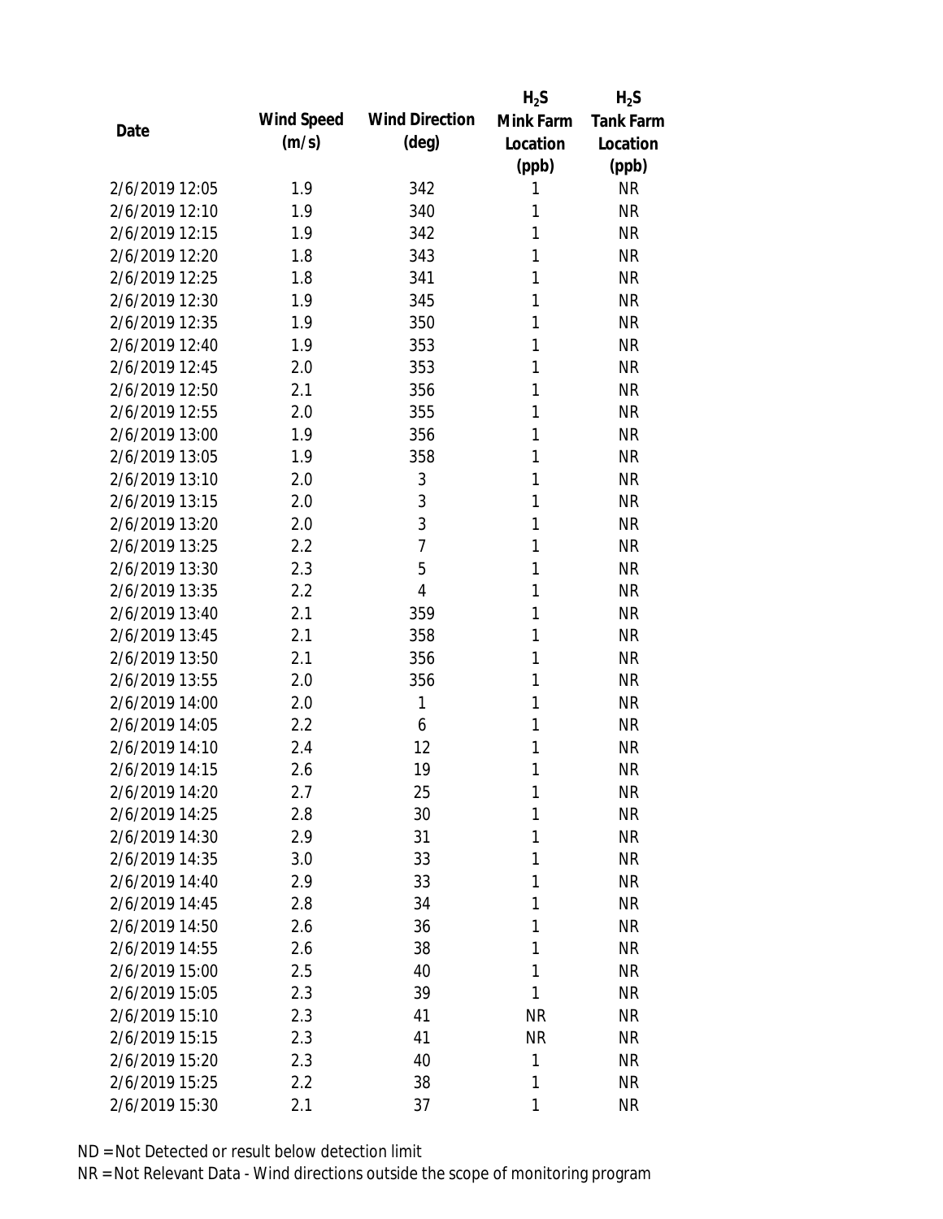| Date | Wind Speed (m/s) | Wind Direction (deg) | $H_2S$ Mink Farm Location (ppb) | $H_2S$ Tank Farm Location (ppb) |
|---|---|---|---|---|
| 2/6/2019 12:05 | 1.9 | 342 | 1 | NR |
| 2/6/2019 12:10 | 1.9 | 340 | 1 | NR |
| 2/6/2019 12:15 | 1.9 | 342 | 1 | NR |
| 2/6/2019 12:20 | 1.8 | 343 | 1 | NR |
| 2/6/2019 12:25 | 1.8 | 341 | 1 | NR |
| 2/6/2019 12:30 | 1.9 | 345 | 1 | NR |
| 2/6/2019 12:35 | 1.9 | 350 | 1 | NR |
| 2/6/2019 12:40 | 1.9 | 353 | 1 | NR |
| 2/6/2019 12:45 | 2.0 | 353 | 1 | NR |
| 2/6/2019 12:50 | 2.1 | 356 | 1 | NR |
| 2/6/2019 12:55 | 2.0 | 355 | 1 | NR |
| 2/6/2019 13:00 | 1.9 | 356 | 1 | NR |
| 2/6/2019 13:05 | 1.9 | 358 | 1 | NR |
| 2/6/2019 13:10 | 2.0 | 3 | 1 | NR |
| 2/6/2019 13:15 | 2.0 | 3 | 1 | NR |
| 2/6/2019 13:20 | 2.0 | 3 | 1 | NR |
| 2/6/2019 13:25 | 2.2 | 7 | 1 | NR |
| 2/6/2019 13:30 | 2.3 | 5 | 1 | NR |
| 2/6/2019 13:35 | 2.2 | 4 | 1 | NR |
| 2/6/2019 13:40 | 2.1 | 359 | 1 | NR |
| 2/6/2019 13:45 | 2.1 | 358 | 1 | NR |
| 2/6/2019 13:50 | 2.1 | 356 | 1 | NR |
| 2/6/2019 13:55 | 2.0 | 356 | 1 | NR |
| 2/6/2019 14:00 | 2.0 | 1 | 1 | NR |
| 2/6/2019 14:05 | 2.2 | 6 | 1 | NR |
| 2/6/2019 14:10 | 2.4 | 12 | 1 | NR |
| 2/6/2019 14:15 | 2.6 | 19 | 1 | NR |
| 2/6/2019 14:20 | 2.7 | 25 | 1 | NR |
| 2/6/2019 14:25 | 2.8 | 30 | 1 | NR |
| 2/6/2019 14:30 | 2.9 | 31 | 1 | NR |
| 2/6/2019 14:35 | 3.0 | 33 | 1 | NR |
| 2/6/2019 14:40 | 2.9 | 33 | 1 | NR |
| 2/6/2019 14:45 | 2.8 | 34 | 1 | NR |
| 2/6/2019 14:50 | 2.6 | 36 | 1 | NR |
| 2/6/2019 14:55 | 2.6 | 38 | 1 | NR |
| 2/6/2019 15:00 | 2.5 | 40 | 1 | NR |
| 2/6/2019 15:05 | 2.3 | 39 | 1 | NR |
| 2/6/2019 15:10 | 2.3 | 41 | NR | NR |
| 2/6/2019 15:15 | 2.3 | 41 | NR | NR |
| 2/6/2019 15:20 | 2.3 | 40 | 1 | NR |
| 2/6/2019 15:25 | 2.2 | 38 | 1 | NR |
| 2/6/2019 15:30 | 2.1 | 37 | 1 | NR |

ND = Not Detected or result below detection limit

NR = Not Relevant Data - Wind directions outside the scope of monitoring program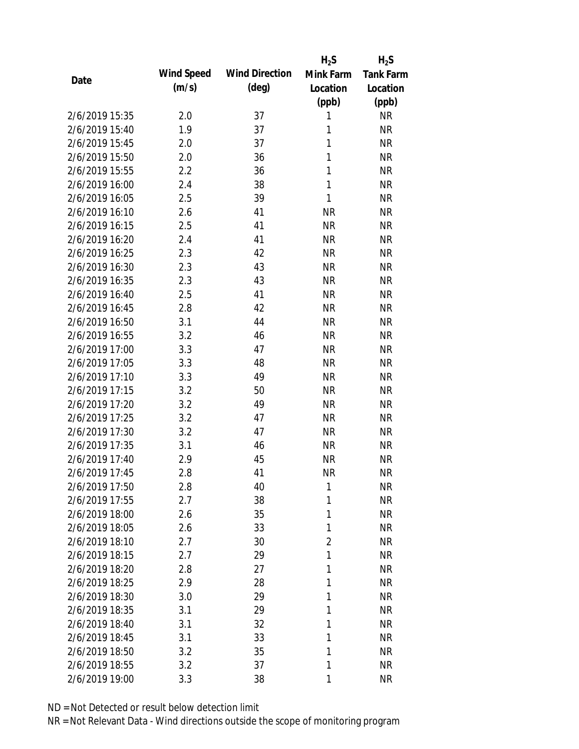| Date | Wind Speed (m/s) | Wind Direction (deg) | $H_2S$ Mink Farm Location (ppb) | $H_2S$ Tank Farm Location (ppb) |
| --- | --- | --- | --- | --- |
| 2/6/2019 15:35 | 2.0 | 37 | 1 | NR |
| 2/6/2019 15:40 | 1.9 | 37 | 1 | NR |
| 2/6/2019 15:45 | 2.0 | 37 | 1 | NR |
| 2/6/2019 15:50 | 2.0 | 36 | 1 | NR |
| 2/6/2019 15:55 | 2.2 | 36 | 1 | NR |
| 2/6/2019 16:00 | 2.4 | 38 | 1 | NR |
| 2/6/2019 16:05 | 2.5 | 39 | 1 | NR |
| 2/6/2019 16:10 | 2.6 | 41 | NR | NR |
| 2/6/2019 16:15 | 2.5 | 41 | NR | NR |
| 2/6/2019 16:20 | 2.4 | 41 | NR | NR |
| 2/6/2019 16:25 | 2.3 | 42 | NR | NR |
| 2/6/2019 16:30 | 2.3 | 43 | NR | NR |
| 2/6/2019 16:35 | 2.3 | 43 | NR | NR |
| 2/6/2019 16:40 | 2.5 | 41 | NR | NR |
| 2/6/2019 16:45 | 2.8 | 42 | NR | NR |
| 2/6/2019 16:50 | 3.1 | 44 | NR | NR |
| 2/6/2019 16:55 | 3.2 | 46 | NR | NR |
| 2/6/2019 17:00 | 3.3 | 47 | NR | NR |
| 2/6/2019 17:05 | 3.3 | 48 | NR | NR |
| 2/6/2019 17:10 | 3.3 | 49 | NR | NR |
| 2/6/2019 17:15 | 3.2 | 50 | NR | NR |
| 2/6/2019 17:20 | 3.2 | 49 | NR | NR |
| 2/6/2019 17:25 | 3.2 | 47 | NR | NR |
| 2/6/2019 17:30 | 3.2 | 47 | NR | NR |
| 2/6/2019 17:35 | 3.1 | 46 | NR | NR |
| 2/6/2019 17:40 | 2.9 | 45 | NR | NR |
| 2/6/2019 17:45 | 2.8 | 41 | NR | NR |
| 2/6/2019 17:50 | 2.8 | 40 | 1 | NR |
| 2/6/2019 17:55 | 2.7 | 38 | 1 | NR |
| 2/6/2019 18:00 | 2.6 | 35 | 1 | NR |
| 2/6/2019 18:05 | 2.6 | 33 | 1 | NR |
| 2/6/2019 18:10 | 2.7 | 30 | 2 | NR |
| 2/6/2019 18:15 | 2.7 | 29 | 1 | NR |
| 2/6/2019 18:20 | 2.8 | 27 | 1 | NR |
| 2/6/2019 18:25 | 2.9 | 28 | 1 | NR |
| 2/6/2019 18:30 | 3.0 | 29 | 1 | NR |
| 2/6/2019 18:35 | 3.1 | 29 | 1 | NR |
| 2/6/2019 18:40 | 3.1 | 32 | 1 | NR |
| 2/6/2019 18:45 | 3.1 | 33 | 1 | NR |
| 2/6/2019 18:50 | 3.2 | 35 | 1 | NR |
| 2/6/2019 18:55 | 3.2 | 37 | 1 | NR |
| 2/6/2019 19:00 | 3.3 | 38 | 1 | NR |

ND = Not Detected or result below detection limit

NR = Not Relevant Data - Wind directions outside the scope of monitoring program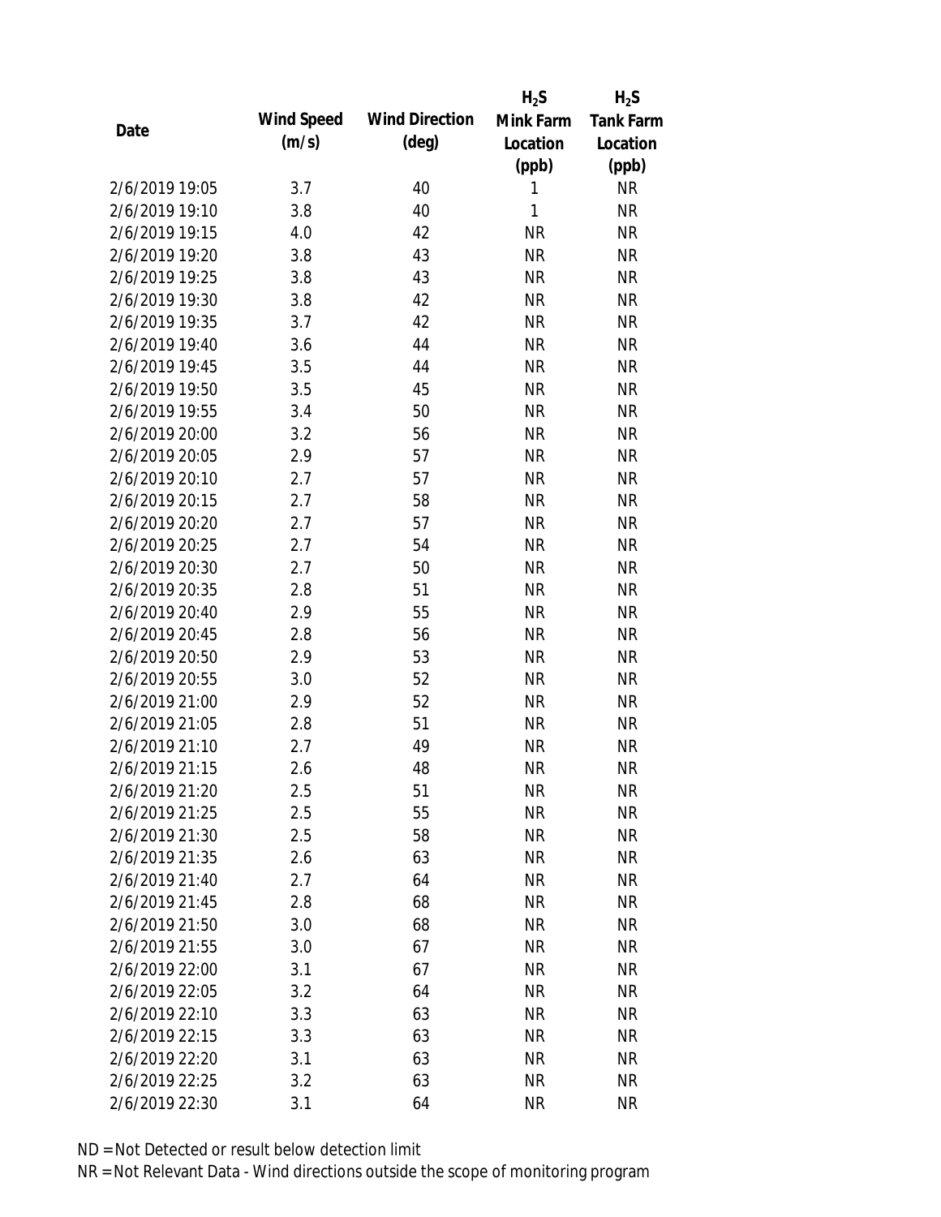| Date | Wind Speed (m/s) | Wind Direction (deg) | $H_2S$ Mink Farm Location (ppb) | $H_2S$ Tank Farm Location (ppb) |
|---|---|---|---|---|
| 2/6/2019 19:05 | 3.7 | 40 | 1 | NR |
| 2/6/2019 19:10 | 3.8 | 40 | 1 | NR |
| 2/6/2019 19:15 | 4.0 | 42 | NR | NR |
| 2/6/2019 19:20 | 3.8 | 43 | NR | NR |
| 2/6/2019 19:25 | 3.8 | 43 | NR | NR |
| 2/6/2019 19:30 | 3.8 | 42 | NR | NR |
| 2/6/2019 19:35 | 3.7 | 42 | NR | NR |
| 2/6/2019 19:40 | 3.6 | 44 | NR | NR |
| 2/6/2019 19:45 | 3.5 | 44 | NR | NR |
| 2/6/2019 19:50 | 3.5 | 45 | NR | NR |
| 2/6/2019 19:55 | 3.4 | 50 | NR | NR |
| 2/6/2019 20:00 | 3.2 | 56 | NR | NR |
| 2/6/2019 20:05 | 2.9 | 57 | NR | NR |
| 2/6/2019 20:10 | 2.7 | 57 | NR | NR |
| 2/6/2019 20:15 | 2.7 | 58 | NR | NR |
| 2/6/2019 20:20 | 2.7 | 57 | NR | NR |
| 2/6/2019 20:25 | 2.7 | 54 | NR | NR |
| 2/6/2019 20:30 | 2.7 | 50 | NR | NR |
| 2/6/2019 20:35 | 2.8 | 51 | NR | NR |
| 2/6/2019 20:40 | 2.9 | 55 | NR | NR |
| 2/6/2019 20:45 | 2.8 | 56 | NR | NR |
| 2/6/2019 20:50 | 2.9 | 53 | NR | NR |
| 2/6/2019 20:55 | 3.0 | 52 | NR | NR |
| 2/6/2019 21:00 | 2.9 | 52 | NR | NR |
| 2/6/2019 21:05 | 2.8 | 51 | NR | NR |
| 2/6/2019 21:10 | 2.7 | 49 | NR | NR |
| 2/6/2019 21:15 | 2.6 | 48 | NR | NR |
| 2/6/2019 21:20 | 2.5 | 51 | NR | NR |
| 2/6/2019 21:25 | 2.5 | 55 | NR | NR |
| 2/6/2019 21:30 | 2.5 | 58 | NR | NR |
| 2/6/2019 21:35 | 2.6 | 63 | NR | NR |
| 2/6/2019 21:40 | 2.7 | 64 | NR | NR |
| 2/6/2019 21:45 | 2.8 | 68 | NR | NR |
| 2/6/2019 21:50 | 3.0 | 68 | NR | NR |
| 2/6/2019 21:55 | 3.0 | 67 | NR | NR |
| 2/6/2019 22:00 | 3.1 | 67 | NR | NR |
| 2/6/2019 22:05 | 3.2 | 64 | NR | NR |
| 2/6/2019 22:10 | 3.3 | 63 | NR | NR |
| 2/6/2019 22:15 | 3.3 | 63 | NR | NR |
| 2/6/2019 22:20 | 3.1 | 63 | NR | NR |
| 2/6/2019 22:25 | 3.2 | 63 | NR | NR |
| 2/6/2019 22:30 | 3.1 | 64 | NR | NR |

ND = Not Detected or result below detection limit
NR = Not Relevant Data - Wind directions outside the scope of monitoring program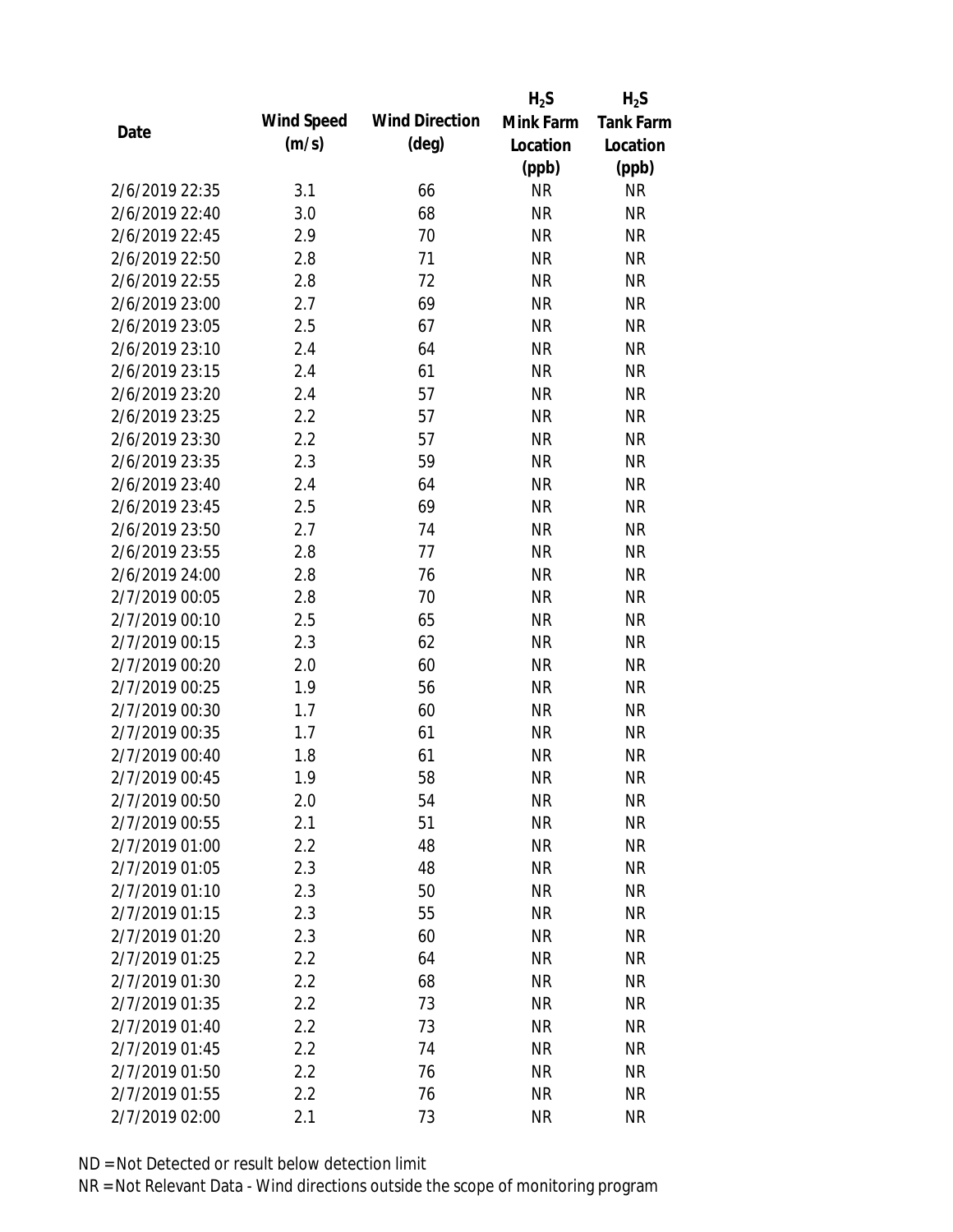| Date | Wind Speed (m/s) | Wind Direction (deg) | $H_2S$ Mink Farm Location (ppb) | $H_2S$ Tank Farm Location (ppb) |
|---|---|---|---|---|
| 2/6/2019 22:35 | 3.1 | 66 | NR | NR |
| 2/6/2019 22:40 | 3.0 | 68 | NR | NR |
| 2/6/2019 22:45 | 2.9 | 70 | NR | NR |
| 2/6/2019 22:50 | 2.8 | 71 | NR | NR |
| 2/6/2019 22:55 | 2.8 | 72 | NR | NR |
| 2/6/2019 23:00 | 2.7 | 69 | NR | NR |
| 2/6/2019 23:05 | 2.5 | 67 | NR | NR |
| 2/6/2019 23:10 | 2.4 | 64 | NR | NR |
| 2/6/2019 23:15 | 2.4 | 61 | NR | NR |
| 2/6/2019 23:20 | 2.4 | 57 | NR | NR |
| 2/6/2019 23:25 | 2.2 | 57 | NR | NR |
| 2/6/2019 23:30 | 2.2 | 57 | NR | NR |
| 2/6/2019 23:35 | 2.3 | 59 | NR | NR |
| 2/6/2019 23:40 | 2.4 | 64 | NR | NR |
| 2/6/2019 23:45 | 2.5 | 69 | NR | NR |
| 2/6/2019 23:50 | 2.7 | 74 | NR | NR |
| 2/6/2019 23:55 | 2.8 | 77 | NR | NR |
| 2/6/2019 24:00 | 2.8 | 76 | NR | NR |
| 2/7/2019 00:05 | 2.8 | 70 | NR | NR |
| 2/7/2019 00:10 | 2.5 | 65 | NR | NR |
| 2/7/2019 00:15 | 2.3 | 62 | NR | NR |
| 2/7/2019 00:20 | 2.0 | 60 | NR | NR |
| 2/7/2019 00:25 | 1.9 | 56 | NR | NR |
| 2/7/2019 00:30 | 1.7 | 60 | NR | NR |
| 2/7/2019 00:35 | 1.7 | 61 | NR | NR |
| 2/7/2019 00:40 | 1.8 | 61 | NR | NR |
| 2/7/2019 00:45 | 1.9 | 58 | NR | NR |
| 2/7/2019 00:50 | 2.0 | 54 | NR | NR |
| 2/7/2019 00:55 | 2.1 | 51 | NR | NR |
| 2/7/2019 01:00 | 2.2 | 48 | NR | NR |
| 2/7/2019 01:05 | 2.3 | 48 | NR | NR |
| 2/7/2019 01:10 | 2.3 | 50 | NR | NR |
| 2/7/2019 01:15 | 2.3 | 55 | NR | NR |
| 2/7/2019 01:20 | 2.3 | 60 | NR | NR |
| 2/7/2019 01:25 | 2.2 | 64 | NR | NR |
| 2/7/2019 01:30 | 2.2 | 68 | NR | NR |
| 2/7/2019 01:35 | 2.2 | 73 | NR | NR |
| 2/7/2019 01:40 | 2.2 | 73 | NR | NR |
| 2/7/2019 01:45 | 2.2 | 74 | NR | NR |
| 2/7/2019 01:50 | 2.2 | 76 | NR | NR |
| 2/7/2019 01:55 | 2.2 | 76 | NR | NR |
| 2/7/2019 02:00 | 2.1 | 73 | NR | NR |

ND = Not Detected or result below detection limit

NR = Not Relevant Data - Wind directions outside the scope of monitoring program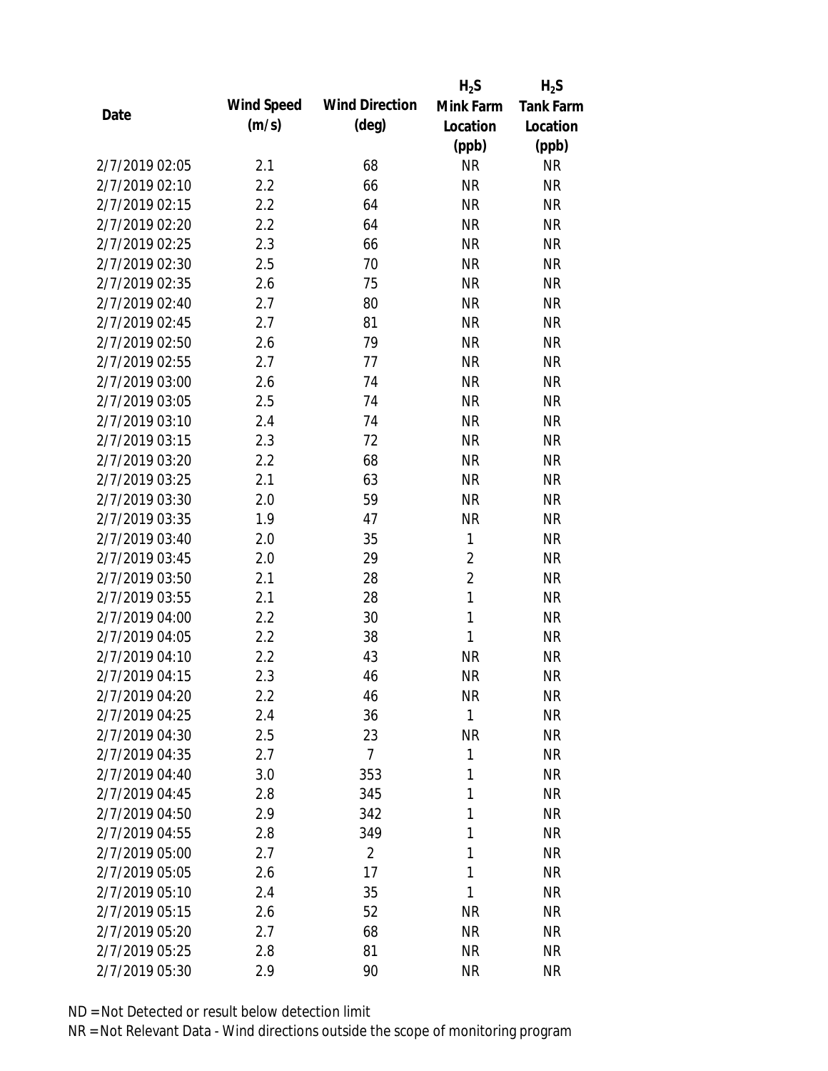| Date | Wind Speed (m/s) | Wind Direction (deg) | $H_2S$ Mink Farm Location (ppb) | $H_2S$ Tank Farm Location (ppb) |
|---|---|---|---|---|
| 2/7/2019 02:05 | 2.1 | 68 | NR | NR |
| 2/7/2019 02:10 | 2.2 | 66 | NR | NR |
| 2/7/2019 02:15 | 2.2 | 64 | NR | NR |
| 2/7/2019 02:20 | 2.2 | 64 | NR | NR |
| 2/7/2019 02:25 | 2.3 | 66 | NR | NR |
| 2/7/2019 02:30 | 2.5 | 70 | NR | NR |
| 2/7/2019 02:35 | 2.6 | 75 | NR | NR |
| 2/7/2019 02:40 | 2.7 | 80 | NR | NR |
| 2/7/2019 02:45 | 2.7 | 81 | NR | NR |
| 2/7/2019 02:50 | 2.6 | 79 | NR | NR |
| 2/7/2019 02:55 | 2.7 | 77 | NR | NR |
| 2/7/2019 03:00 | 2.6 | 74 | NR | NR |
| 2/7/2019 03:05 | 2.5 | 74 | NR | NR |
| 2/7/2019 03:10 | 2.4 | 74 | NR | NR |
| 2/7/2019 03:15 | 2.3 | 72 | NR | NR |
| 2/7/2019 03:20 | 2.2 | 68 | NR | NR |
| 2/7/2019 03:25 | 2.1 | 63 | NR | NR |
| 2/7/2019 03:30 | 2.0 | 59 | NR | NR |
| 2/7/2019 03:35 | 1.9 | 47 | NR | NR |
| 2/7/2019 03:40 | 2.0 | 35 | 1 | NR |
| 2/7/2019 03:45 | 2.0 | 29 | 2 | NR |
| 2/7/2019 03:50 | 2.1 | 28 | 2 | NR |
| 2/7/2019 03:55 | 2.1 | 28 | 1 | NR |
| 2/7/2019 04:00 | 2.2 | 30 | 1 | NR |
| 2/7/2019 04:05 | 2.2 | 38 | 1 | NR |
| 2/7/2019 04:10 | 2.2 | 43 | NR | NR |
| 2/7/2019 04:15 | 2.3 | 46 | NR | NR |
| 2/7/2019 04:20 | 2.2 | 46 | NR | NR |
| 2/7/2019 04:25 | 2.4 | 36 | 1 | NR |
| 2/7/2019 04:30 | 2.5 | 23 | NR | NR |
| 2/7/2019 04:35 | 2.7 | 7 | 1 | NR |
| 2/7/2019 04:40 | 3.0 | 353 | 1 | NR |
| 2/7/2019 04:45 | 2.8 | 345 | 1 | NR |
| 2/7/2019 04:50 | 2.9 | 342 | 1 | NR |
| 2/7/2019 04:55 | 2.8 | 349 | 1 | NR |
| 2/7/2019 05:00 | 2.7 | 2 | 1 | NR |
| 2/7/2019 05:05 | 2.6 | 17 | 1 | NR |
| 2/7/2019 05:10 | 2.4 | 35 | 1 | NR |
| 2/7/2019 05:15 | 2.6 | 52 | NR | NR |
| 2/7/2019 05:20 | 2.7 | 68 | NR | NR |
| 2/7/2019 05:25 | 2.8 | 81 | NR | NR |
| 2/7/2019 05:30 | 2.9 | 90 | NR | NR |

ND = Not Detected or result below detection limit

NR = Not Relevant Data - Wind directions outside the scope of monitoring program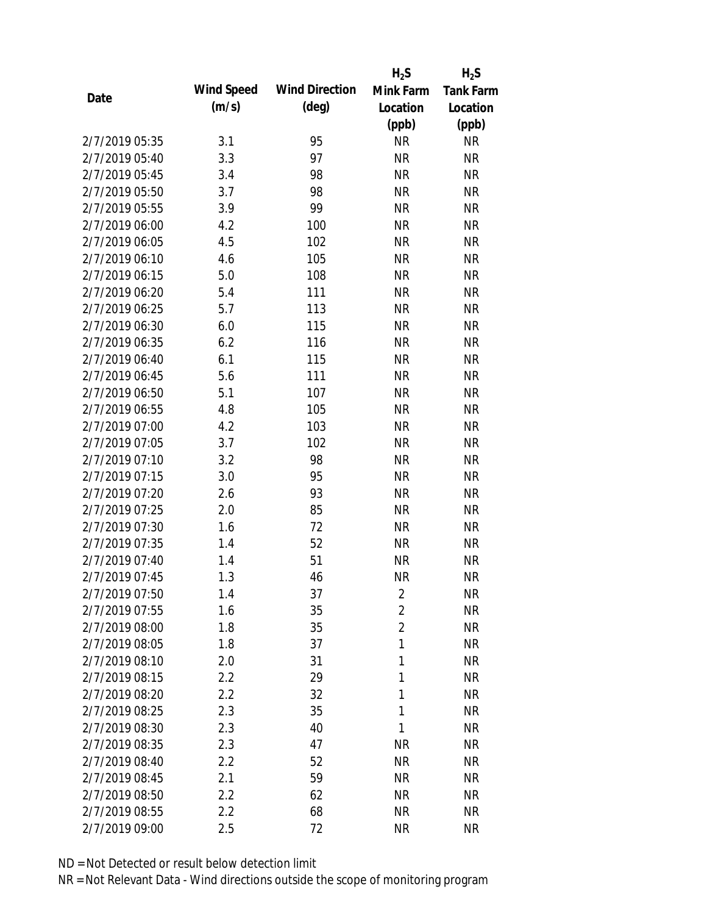| Date | Wind Speed (m/s) | Wind Direction (deg) | $H_2S$ Mink Farm Location (ppb) | $H_2S$ Tank Farm Location (ppb) |
|---|---|---|---|---|
| 2/7/2019 05:35 | 3.1 | 95 | NR | NR |
| 2/7/2019 05:40 | 3.3 | 97 | NR | NR |
| 2/7/2019 05:45 | 3.4 | 98 | NR | NR |
| 2/7/2019 05:50 | 3.7 | 98 | NR | NR |
| 2/7/2019 05:55 | 3.9 | 99 | NR | NR |
| 2/7/2019 06:00 | 4.2 | 100 | NR | NR |
| 2/7/2019 06:05 | 4.5 | 102 | NR | NR |
| 2/7/2019 06:10 | 4.6 | 105 | NR | NR |
| 2/7/2019 06:15 | 5.0 | 108 | NR | NR |
| 2/7/2019 06:20 | 5.4 | 111 | NR | NR |
| 2/7/2019 06:25 | 5.7 | 113 | NR | NR |
| 2/7/2019 06:30 | 6.0 | 115 | NR | NR |
| 2/7/2019 06:35 | 6.2 | 116 | NR | NR |
| 2/7/2019 06:40 | 6.1 | 115 | NR | NR |
| 2/7/2019 06:45 | 5.6 | 111 | NR | NR |
| 2/7/2019 06:50 | 5.1 | 107 | NR | NR |
| 2/7/2019 06:55 | 4.8 | 105 | NR | NR |
| 2/7/2019 07:00 | 4.2 | 103 | NR | NR |
| 2/7/2019 07:05 | 3.7 | 102 | NR | NR |
| 2/7/2019 07:10 | 3.2 | 98 | NR | NR |
| 2/7/2019 07:15 | 3.0 | 95 | NR | NR |
| 2/7/2019 07:20 | 2.6 | 93 | NR | NR |
| 2/7/2019 07:25 | 2.0 | 85 | NR | NR |
| 2/7/2019 07:30 | 1.6 | 72 | NR | NR |
| 2/7/2019 07:35 | 1.4 | 52 | NR | NR |
| 2/7/2019 07:40 | 1.4 | 51 | NR | NR |
| 2/7/2019 07:45 | 1.3 | 46 | NR | NR |
| 2/7/2019 07:50 | 1.4 | 37 | 2 | NR |
| 2/7/2019 07:55 | 1.6 | 35 | 2 | NR |
| 2/7/2019 08:00 | 1.8 | 35 | 2 | NR |
| 2/7/2019 08:05 | 1.8 | 37 | 1 | NR |
| 2/7/2019 08:10 | 2.0 | 31 | 1 | NR |
| 2/7/2019 08:15 | 2.2 | 29 | 1 | NR |
| 2/7/2019 08:20 | 2.2 | 32 | 1 | NR |
| 2/7/2019 08:25 | 2.3 | 35 | 1 | NR |
| 2/7/2019 08:30 | 2.3 | 40 | 1 | NR |
| 2/7/2019 08:35 | 2.3 | 47 | NR | NR |
| 2/7/2019 08:40 | 2.2 | 52 | NR | NR |
| 2/7/2019 08:45 | 2.1 | 59 | NR | NR |
| 2/7/2019 08:50 | 2.2 | 62 | NR | NR |
| 2/7/2019 08:55 | 2.2 | 68 | NR | NR |
| 2/7/2019 09:00 | 2.5 | 72 | NR | NR |

ND = Not Detected or result below detection limit

NR = Not Relevant Data - Wind directions outside the scope of monitoring program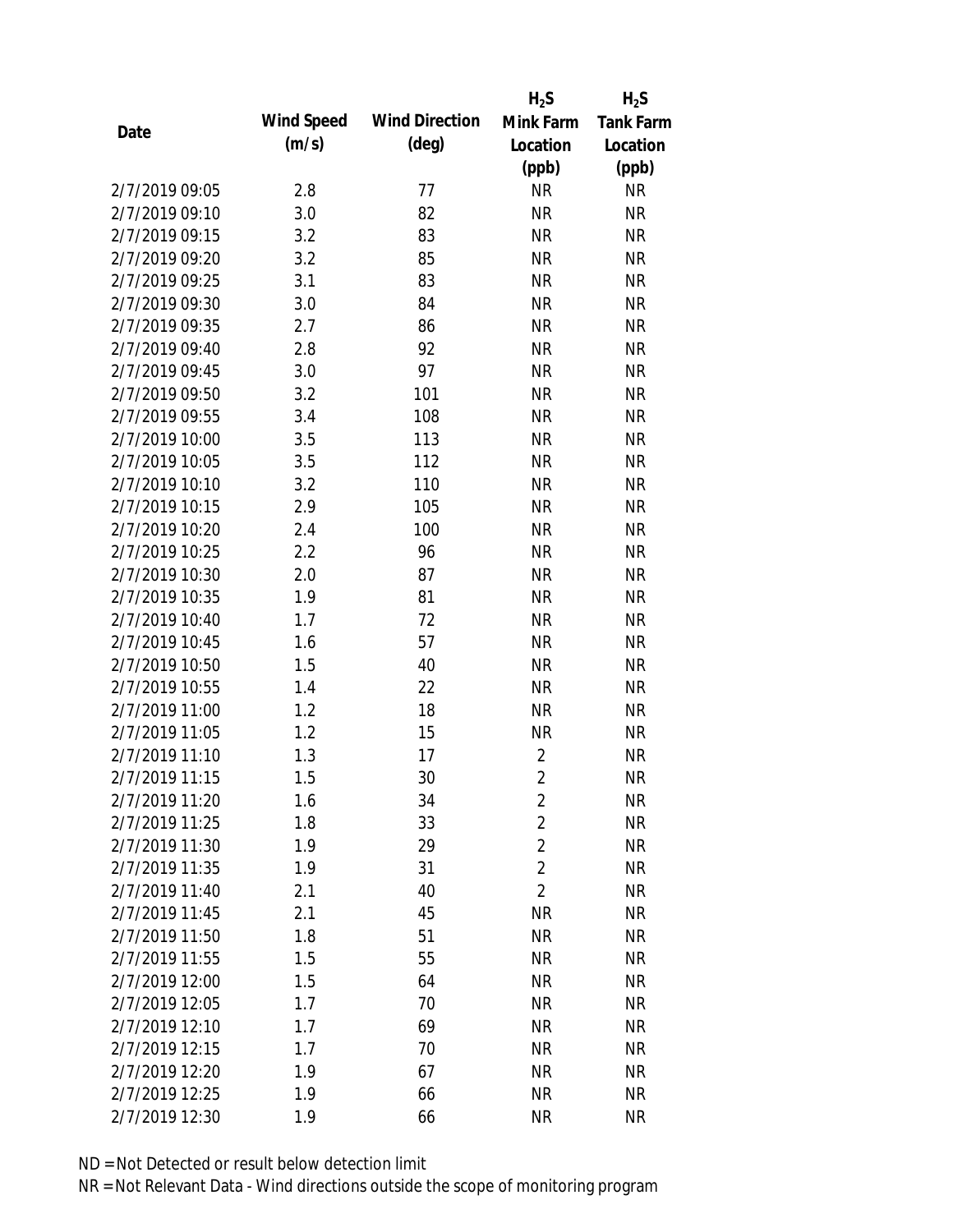| Date | Wind Speed (m/s) | Wind Direction (deg) | $H_2S$ Mink Farm Location (ppb) | $H_2S$ Tank Farm Location (ppb) |
|---|---|---|---|---|
| 2/7/2019 09:05 | 2.8 | 77 | NR | NR |
| 2/7/2019 09:10 | 3.0 | 82 | NR | NR |
| 2/7/2019 09:15 | 3.2 | 83 | NR | NR |
| 2/7/2019 09:20 | 3.2 | 85 | NR | NR |
| 2/7/2019 09:25 | 3.1 | 83 | NR | NR |
| 2/7/2019 09:30 | 3.0 | 84 | NR | NR |
| 2/7/2019 09:35 | 2.7 | 86 | NR | NR |
| 2/7/2019 09:40 | 2.8 | 92 | NR | NR |
| 2/7/2019 09:45 | 3.0 | 97 | NR | NR |
| 2/7/2019 09:50 | 3.2 | 101 | NR | NR |
| 2/7/2019 09:55 | 3.4 | 108 | NR | NR |
| 2/7/2019 10:00 | 3.5 | 113 | NR | NR |
| 2/7/2019 10:05 | 3.5 | 112 | NR | NR |
| 2/7/2019 10:10 | 3.2 | 110 | NR | NR |
| 2/7/2019 10:15 | 2.9 | 105 | NR | NR |
| 2/7/2019 10:20 | 2.4 | 100 | NR | NR |
| 2/7/2019 10:25 | 2.2 | 96 | NR | NR |
| 2/7/2019 10:30 | 2.0 | 87 | NR | NR |
| 2/7/2019 10:35 | 1.9 | 81 | NR | NR |
| 2/7/2019 10:40 | 1.7 | 72 | NR | NR |
| 2/7/2019 10:45 | 1.6 | 57 | NR | NR |
| 2/7/2019 10:50 | 1.5 | 40 | NR | NR |
| 2/7/2019 10:55 | 1.4 | 22 | NR | NR |
| 2/7/2019 11:00 | 1.2 | 18 | NR | NR |
| 2/7/2019 11:05 | 1.2 | 15 | NR | NR |
| 2/7/2019 11:10 | 1.3 | 17 | 2 | NR |
| 2/7/2019 11:15 | 1.5 | 30 | 2 | NR |
| 2/7/2019 11:20 | 1.6 | 34 | 2 | NR |
| 2/7/2019 11:25 | 1.8 | 33 | 2 | NR |
| 2/7/2019 11:30 | 1.9 | 29 | 2 | NR |
| 2/7/2019 11:35 | 1.9 | 31 | 2 | NR |
| 2/7/2019 11:40 | 2.1 | 40 | 2 | NR |
| 2/7/2019 11:45 | 2.1 | 45 | NR | NR |
| 2/7/2019 11:50 | 1.8 | 51 | NR | NR |
| 2/7/2019 11:55 | 1.5 | 55 | NR | NR |
| 2/7/2019 12:00 | 1.5 | 64 | NR | NR |
| 2/7/2019 12:05 | 1.7 | 70 | NR | NR |
| 2/7/2019 12:10 | 1.7 | 69 | NR | NR |
| 2/7/2019 12:15 | 1.7 | 70 | NR | NR |
| 2/7/2019 12:20 | 1.9 | 67 | NR | NR |
| 2/7/2019 12:25 | 1.9 | 66 | NR | NR |
| 2/7/2019 12:30 | 1.9 | 66 | NR | NR |

ND = Not Detected or result below detection limit

NR = Not Relevant Data - Wind directions outside the scope of monitoring program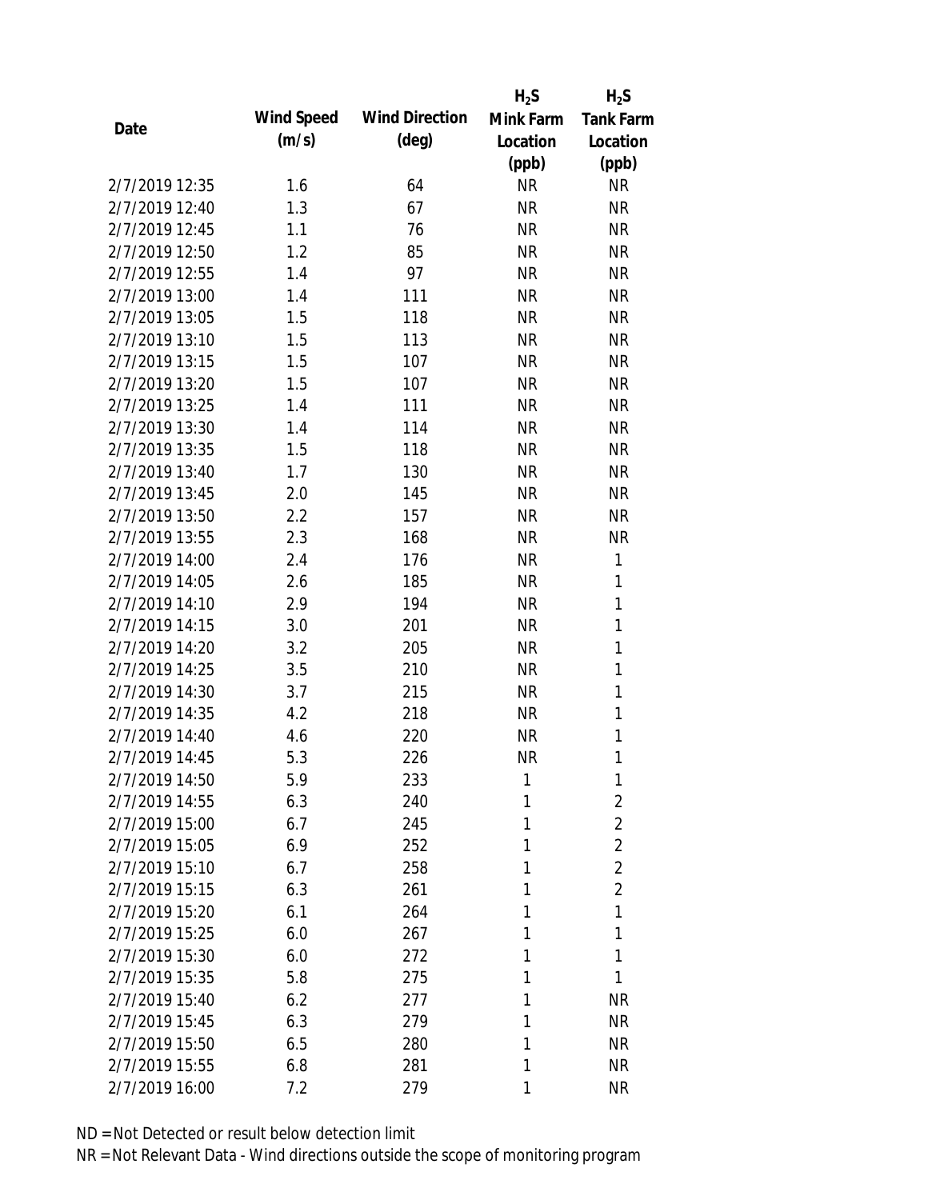| Date | Wind Speed (m/s) | Wind Direction (deg) | $H_2S$ Mink Farm Location (ppb) | $H_2S$ Tank Farm Location (ppb) |
|---|---|---|---|---|
| 2/7/2019 12:35 | 1.6 | 64 | NR | NR |
| 2/7/2019 12:40 | 1.3 | 67 | NR | NR |
| 2/7/2019 12:45 | 1.1 | 76 | NR | NR |
| 2/7/2019 12:50 | 1.2 | 85 | NR | NR |
| 2/7/2019 12:55 | 1.4 | 97 | NR | NR |
| 2/7/2019 13:00 | 1.4 | 111 | NR | NR |
| 2/7/2019 13:05 | 1.5 | 118 | NR | NR |
| 2/7/2019 13:10 | 1.5 | 113 | NR | NR |
| 2/7/2019 13:15 | 1.5 | 107 | NR | NR |
| 2/7/2019 13:20 | 1.5 | 107 | NR | NR |
| 2/7/2019 13:25 | 1.4 | 111 | NR | NR |
| 2/7/2019 13:30 | 1.4 | 114 | NR | NR |
| 2/7/2019 13:35 | 1.5 | 118 | NR | NR |
| 2/7/2019 13:40 | 1.7 | 130 | NR | NR |
| 2/7/2019 13:45 | 2.0 | 145 | NR | NR |
| 2/7/2019 13:50 | 2.2 | 157 | NR | NR |
| 2/7/2019 13:55 | 2.3 | 168 | NR | NR |
| 2/7/2019 14:00 | 2.4 | 176 | NR | 1 |
| 2/7/2019 14:05 | 2.6 | 185 | NR | 1 |
| 2/7/2019 14:10 | 2.9 | 194 | NR | 1 |
| 2/7/2019 14:15 | 3.0 | 201 | NR | 1 |
| 2/7/2019 14:20 | 3.2 | 205 | NR | 1 |
| 2/7/2019 14:25 | 3.5 | 210 | NR | 1 |
| 2/7/2019 14:30 | 3.7 | 215 | NR | 1 |
| 2/7/2019 14:35 | 4.2 | 218 | NR | 1 |
| 2/7/2019 14:40 | 4.6 | 220 | NR | 1 |
| 2/7/2019 14:45 | 5.3 | 226 | NR | 1 |
| 2/7/2019 14:50 | 5.9 | 233 | 1 | 1 |
| 2/7/2019 14:55 | 6.3 | 240 | 1 | 2 |
| 2/7/2019 15:00 | 6.7 | 245 | 1 | 2 |
| 2/7/2019 15:05 | 6.9 | 252 | 1 | 2 |
| 2/7/2019 15:10 | 6.7 | 258 | 1 | 2 |
| 2/7/2019 15:15 | 6.3 | 261 | 1 | 2 |
| 2/7/2019 15:20 | 6.1 | 264 | 1 | 1 |
| 2/7/2019 15:25 | 6.0 | 267 | 1 | 1 |
| 2/7/2019 15:30 | 6.0 | 272 | 1 | 1 |
| 2/7/2019 15:35 | 5.8 | 275 | 1 | 1 |
| 2/7/2019 15:40 | 6.2 | 277 | 1 | NR |
| 2/7/2019 15:45 | 6.3 | 279 | 1 | NR |
| 2/7/2019 15:50 | 6.5 | 280 | 1 | NR |
| 2/7/2019 15:55 | 6.8 | 281 | 1 | NR |
| 2/7/2019 16:00 | 7.2 | 279 | 1 | NR |

ND = Not Detected or result below detection limit

NR = Not Relevant Data - Wind directions outside the scope of monitoring program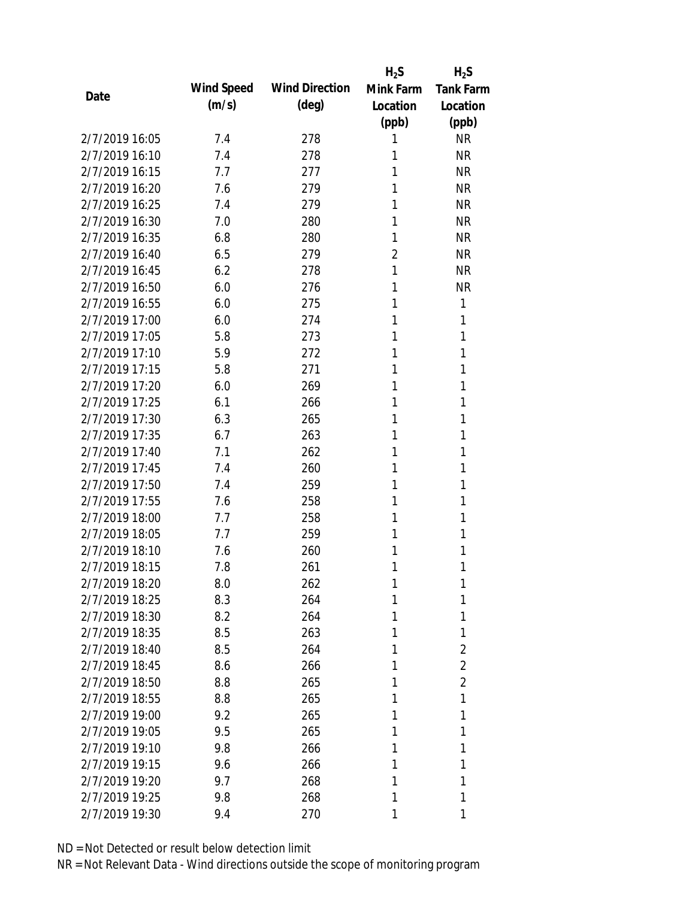| Date | Wind Speed (m/s) | Wind Direction (deg) | $H_2S$ Mink Farm Location (ppb) | $H_2S$ Tank Farm Location (ppb) |
|---|---|---|---|---|
| 2/7/2019 16:05 | 7.4 | 278 | 1 | NR |
| 2/7/2019 16:10 | 7.4 | 278 | 1 | NR |
| 2/7/2019 16:15 | 7.7 | 277 | 1 | NR |
| 2/7/2019 16:20 | 7.6 | 279 | 1 | NR |
| 2/7/2019 16:25 | 7.4 | 279 | 1 | NR |
| 2/7/2019 16:30 | 7.0 | 280 | 1 | NR |
| 2/7/2019 16:35 | 6.8 | 280 | 1 | NR |
| 2/7/2019 16:40 | 6.5 | 279 | 2 | NR |
| 2/7/2019 16:45 | 6.2 | 278 | 1 | NR |
| 2/7/2019 16:50 | 6.0 | 276 | 1 | NR |
| 2/7/2019 16:55 | 6.0 | 275 | 1 | 1 |
| 2/7/2019 17:00 | 6.0 | 274 | 1 | 1 |
| 2/7/2019 17:05 | 5.8 | 273 | 1 | 1 |
| 2/7/2019 17:10 | 5.9 | 272 | 1 | 1 |
| 2/7/2019 17:15 | 5.8 | 271 | 1 | 1 |
| 2/7/2019 17:20 | 6.0 | 269 | 1 | 1 |
| 2/7/2019 17:25 | 6.1 | 266 | 1 | 1 |
| 2/7/2019 17:30 | 6.3 | 265 | 1 | 1 |
| 2/7/2019 17:35 | 6.7 | 263 | 1 | 1 |
| 2/7/2019 17:40 | 7.1 | 262 | 1 | 1 |
| 2/7/2019 17:45 | 7.4 | 260 | 1 | 1 |
| 2/7/2019 17:50 | 7.4 | 259 | 1 | 1 |
| 2/7/2019 17:55 | 7.6 | 258 | 1 | 1 |
| 2/7/2019 18:00 | 7.7 | 258 | 1 | 1 |
| 2/7/2019 18:05 | 7.7 | 259 | 1 | 1 |
| 2/7/2019 18:10 | 7.6 | 260 | 1 | 1 |
| 2/7/2019 18:15 | 7.8 | 261 | 1 | 1 |
| 2/7/2019 18:20 | 8.0 | 262 | 1 | 1 |
| 2/7/2019 18:25 | 8.3 | 264 | 1 | 1 |
| 2/7/2019 18:30 | 8.2 | 264 | 1 | 1 |
| 2/7/2019 18:35 | 8.5 | 263 | 1 | 1 |
| 2/7/2019 18:40 | 8.5 | 264 | 1 | 2 |
| 2/7/2019 18:45 | 8.6 | 266 | 1 | 2 |
| 2/7/2019 18:50 | 8.8 | 265 | 1 | 2 |
| 2/7/2019 18:55 | 8.8 | 265 | 1 | 1 |
| 2/7/2019 19:00 | 9.2 | 265 | 1 | 1 |
| 2/7/2019 19:05 | 9.5 | 265 | 1 | 1 |
| 2/7/2019 19:10 | 9.8 | 266 | 1 | 1 |
| 2/7/2019 19:15 | 9.6 | 266 | 1 | 1 |
| 2/7/2019 19:20 | 9.7 | 268 | 1 | 1 |
| 2/7/2019 19:25 | 9.8 | 268 | 1 | 1 |
| 2/7/2019 19:30 | 9.4 | 270 | 1 | 1 |

ND = Not Detected or result below detection limit

NR = Not Relevant Data - Wind directions outside the scope of monitoring program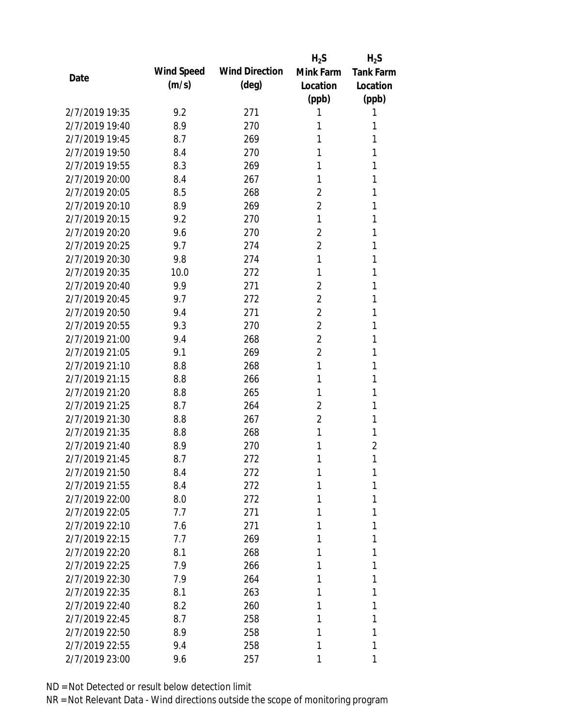| Date | Wind Speed (m/s) | Wind Direction (deg) | $H_2S$ Mink Farm Location (ppb) | $H_2S$ Tank Farm Location (ppb) |
|---|---|---|---|---|
| 2/7/2019 19:35 | 9.2 | 271 | 1 | 1 |
| 2/7/2019 19:40 | 8.9 | 270 | 1 | 1 |
| 2/7/2019 19:45 | 8.7 | 269 | 1 | 1 |
| 2/7/2019 19:50 | 8.4 | 270 | 1 | 1 |
| 2/7/2019 19:55 | 8.3 | 269 | 1 | 1 |
| 2/7/2019 20:00 | 8.4 | 267 | 1 | 1 |
| 2/7/2019 20:05 | 8.5 | 268 | 2 | 1 |
| 2/7/2019 20:10 | 8.9 | 269 | 2 | 1 |
| 2/7/2019 20:15 | 9.2 | 270 | 1 | 1 |
| 2/7/2019 20:20 | 9.6 | 270 | 2 | 1 |
| 2/7/2019 20:25 | 9.7 | 274 | 2 | 1 |
| 2/7/2019 20:30 | 9.8 | 274 | 1 | 1 |
| 2/7/2019 20:35 | 10.0 | 272 | 1 | 1 |
| 2/7/2019 20:40 | 9.9 | 271 | 2 | 1 |
| 2/7/2019 20:45 | 9.7 | 272 | 2 | 1 |
| 2/7/2019 20:50 | 9.4 | 271 | 2 | 1 |
| 2/7/2019 20:55 | 9.3 | 270 | 2 | 1 |
| 2/7/2019 21:00 | 9.4 | 268 | 2 | 1 |
| 2/7/2019 21:05 | 9.1 | 269 | 2 | 1 |
| 2/7/2019 21:10 | 8.8 | 268 | 1 | 1 |
| 2/7/2019 21:15 | 8.8 | 266 | 1 | 1 |
| 2/7/2019 21:20 | 8.8 | 265 | 1 | 1 |
| 2/7/2019 21:25 | 8.7 | 264 | 2 | 1 |
| 2/7/2019 21:30 | 8.8 | 267 | 2 | 1 |
| 2/7/2019 21:35 | 8.8 | 268 | 1 | 1 |
| 2/7/2019 21:40 | 8.9 | 270 | 1 | 2 |
| 2/7/2019 21:45 | 8.7 | 272 | 1 | 1 |
| 2/7/2019 21:50 | 8.4 | 272 | 1 | 1 |
| 2/7/2019 21:55 | 8.4 | 272 | 1 | 1 |
| 2/7/2019 22:00 | 8.0 | 272 | 1 | 1 |
| 2/7/2019 22:05 | 7.7 | 271 | 1 | 1 |
| 2/7/2019 22:10 | 7.6 | 271 | 1 | 1 |
| 2/7/2019 22:15 | 7.7 | 269 | 1 | 1 |
| 2/7/2019 22:20 | 8.1 | 268 | 1 | 1 |
| 2/7/2019 22:25 | 7.9 | 266 | 1 | 1 |
| 2/7/2019 22:30 | 7.9 | 264 | 1 | 1 |
| 2/7/2019 22:35 | 8.1 | 263 | 1 | 1 |
| 2/7/2019 22:40 | 8.2 | 260 | 1 | 1 |
| 2/7/2019 22:45 | 8.7 | 258 | 1 | 1 |
| 2/7/2019 22:50 | 8.9 | 258 | 1 | 1 |
| 2/7/2019 22:55 | 9.4 | 258 | 1 | 1 |
| 2/7/2019 23:00 | 9.6 | 257 | 1 | 1 |

ND = Not Detected or result below detection limit

NR = Not Relevant Data - Wind directions outside the scope of monitoring program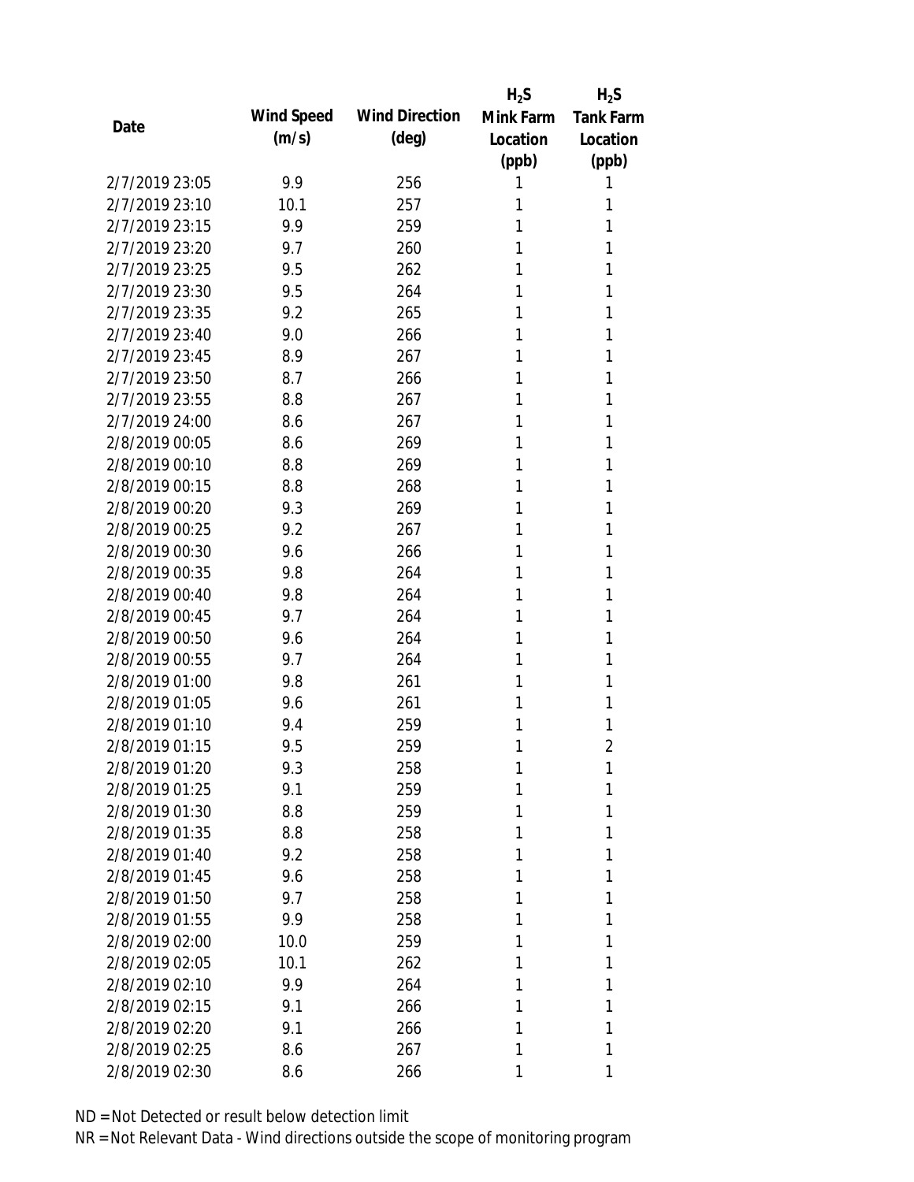| Date | Wind Speed (m/s) | Wind Direction (deg) | $H_2S$ Mink Farm Location (ppb) | $H_2S$ Tank Farm Location (ppb) |
|---|---|---|---|---|
| 2/7/2019 23:05 | 9.9 | 256 | 1 | 1 |
| 2/7/2019 23:10 | 10.1 | 257 | 1 | 1 |
| 2/7/2019 23:15 | 9.9 | 259 | 1 | 1 |
| 2/7/2019 23:20 | 9.7 | 260 | 1 | 1 |
| 2/7/2019 23:25 | 9.5 | 262 | 1 | 1 |
| 2/7/2019 23:30 | 9.5 | 264 | 1 | 1 |
| 2/7/2019 23:35 | 9.2 | 265 | 1 | 1 |
| 2/7/2019 23:40 | 9.0 | 266 | 1 | 1 |
| 2/7/2019 23:45 | 8.9 | 267 | 1 | 1 |
| 2/7/2019 23:50 | 8.7 | 266 | 1 | 1 |
| 2/7/2019 23:55 | 8.8 | 267 | 1 | 1 |
| 2/7/2019 24:00 | 8.6 | 267 | 1 | 1 |
| 2/8/2019 00:05 | 8.6 | 269 | 1 | 1 |
| 2/8/2019 00:10 | 8.8 | 269 | 1 | 1 |
| 2/8/2019 00:15 | 8.8 | 268 | 1 | 1 |
| 2/8/2019 00:20 | 9.3 | 269 | 1 | 1 |
| 2/8/2019 00:25 | 9.2 | 267 | 1 | 1 |
| 2/8/2019 00:30 | 9.6 | 266 | 1 | 1 |
| 2/8/2019 00:35 | 9.8 | 264 | 1 | 1 |
| 2/8/2019 00:40 | 9.8 | 264 | 1 | 1 |
| 2/8/2019 00:45 | 9.7 | 264 | 1 | 1 |
| 2/8/2019 00:50 | 9.6 | 264 | 1 | 1 |
| 2/8/2019 00:55 | 9.7 | 264 | 1 | 1 |
| 2/8/2019 01:00 | 9.8 | 261 | 1 | 1 |
| 2/8/2019 01:05 | 9.6 | 261 | 1 | 1 |
| 2/8/2019 01:10 | 9.4 | 259 | 1 | 1 |
| 2/8/2019 01:15 | 9.5 | 259 | 1 | 2 |
| 2/8/2019 01:20 | 9.3 | 258 | 1 | 1 |
| 2/8/2019 01:25 | 9.1 | 259 | 1 | 1 |
| 2/8/2019 01:30 | 8.8 | 259 | 1 | 1 |
| 2/8/2019 01:35 | 8.8 | 258 | 1 | 1 |
| 2/8/2019 01:40 | 9.2 | 258 | 1 | 1 |
| 2/8/2019 01:45 | 9.6 | 258 | 1 | 1 |
| 2/8/2019 01:50 | 9.7 | 258 | 1 | 1 |
| 2/8/2019 01:55 | 9.9 | 258 | 1 | 1 |
| 2/8/2019 02:00 | 10.0 | 259 | 1 | 1 |
| 2/8/2019 02:05 | 10.1 | 262 | 1 | 1 |
| 2/8/2019 02:10 | 9.9 | 264 | 1 | 1 |
| 2/8/2019 02:15 | 9.1 | 266 | 1 | 1 |
| 2/8/2019 02:20 | 9.1 | 266 | 1 | 1 |
| 2/8/2019 02:25 | 8.6 | 267 | 1 | 1 |
| 2/8/2019 02:30 | 8.6 | 266 | 1 | 1 |

ND = Not Detected or result below detection limit

NR = Not Relevant Data - Wind directions outside the scope of monitoring program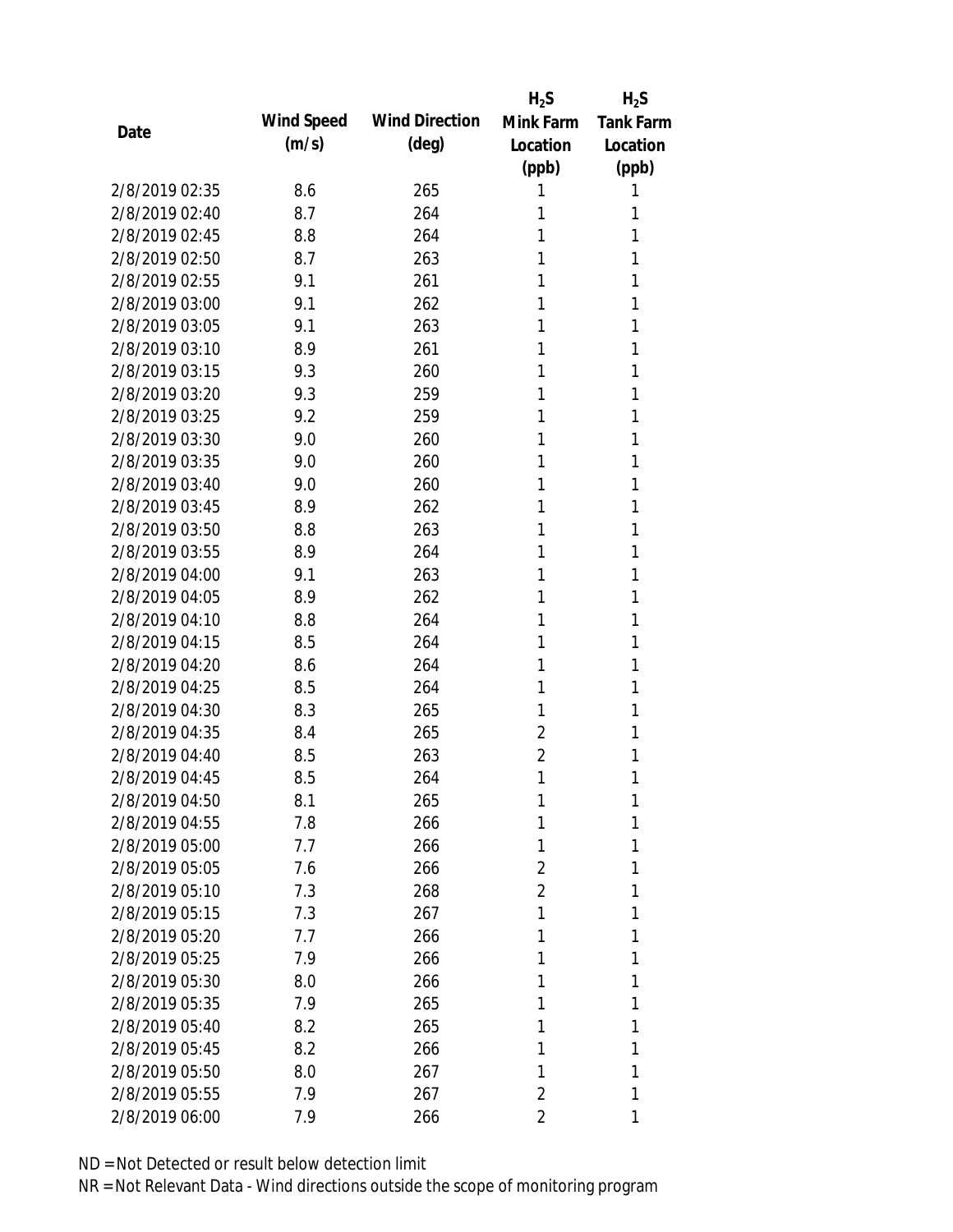| Date | Wind Speed (m/s) | Wind Direction (deg) | $H_2S$ Mink Farm Location (ppb) | $H_2S$ Tank Farm Location (ppb) |
|---|---|---|---|---|
| 2/8/2019 02:35 | 8.6 | 265 | 1 | 1 |
| 2/8/2019 02:40 | 8.7 | 264 | 1 | 1 |
| 2/8/2019 02:45 | 8.8 | 264 | 1 | 1 |
| 2/8/2019 02:50 | 8.7 | 263 | 1 | 1 |
| 2/8/2019 02:55 | 9.1 | 261 | 1 | 1 |
| 2/8/2019 03:00 | 9.1 | 262 | 1 | 1 |
| 2/8/2019 03:05 | 9.1 | 263 | 1 | 1 |
| 2/8/2019 03:10 | 8.9 | 261 | 1 | 1 |
| 2/8/2019 03:15 | 9.3 | 260 | 1 | 1 |
| 2/8/2019 03:20 | 9.3 | 259 | 1 | 1 |
| 2/8/2019 03:25 | 9.2 | 259 | 1 | 1 |
| 2/8/2019 03:30 | 9.0 | 260 | 1 | 1 |
| 2/8/2019 03:35 | 9.0 | 260 | 1 | 1 |
| 2/8/2019 03:40 | 9.0 | 260 | 1 | 1 |
| 2/8/2019 03:45 | 8.9 | 262 | 1 | 1 |
| 2/8/2019 03:50 | 8.8 | 263 | 1 | 1 |
| 2/8/2019 03:55 | 8.9 | 264 | 1 | 1 |
| 2/8/2019 04:00 | 9.1 | 263 | 1 | 1 |
| 2/8/2019 04:05 | 8.9 | 262 | 1 | 1 |
| 2/8/2019 04:10 | 8.8 | 264 | 1 | 1 |
| 2/8/2019 04:15 | 8.5 | 264 | 1 | 1 |
| 2/8/2019 04:20 | 8.6 | 264 | 1 | 1 |
| 2/8/2019 04:25 | 8.5 | 264 | 1 | 1 |
| 2/8/2019 04:30 | 8.3 | 265 | 1 | 1 |
| 2/8/2019 04:35 | 8.4 | 265 | 2 | 1 |
| 2/8/2019 04:40 | 8.5 | 263 | 2 | 1 |
| 2/8/2019 04:45 | 8.5 | 264 | 1 | 1 |
| 2/8/2019 04:50 | 8.1 | 265 | 1 | 1 |
| 2/8/2019 04:55 | 7.8 | 266 | 1 | 1 |
| 2/8/2019 05:00 | 7.7 | 266 | 1 | 1 |
| 2/8/2019 05:05 | 7.6 | 266 | 2 | 1 |
| 2/8/2019 05:10 | 7.3 | 268 | 2 | 1 |
| 2/8/2019 05:15 | 7.3 | 267 | 1 | 1 |
| 2/8/2019 05:20 | 7.7 | 266 | 1 | 1 |
| 2/8/2019 05:25 | 7.9 | 266 | 1 | 1 |
| 2/8/2019 05:30 | 8.0 | 266 | 1 | 1 |
| 2/8/2019 05:35 | 7.9 | 265 | 1 | 1 |
| 2/8/2019 05:40 | 8.2 | 265 | 1 | 1 |
| 2/8/2019 05:45 | 8.2 | 266 | 1 | 1 |
| 2/8/2019 05:50 | 8.0 | 267 | 1 | 1 |
| 2/8/2019 05:55 | 7.9 | 267 | 2 | 1 |
| 2/8/2019 06:00 | 7.9 | 266 | 2 | 1 |

ND = Not Detected or result below detection limit

NR = Not Relevant Data - Wind directions outside the scope of monitoring program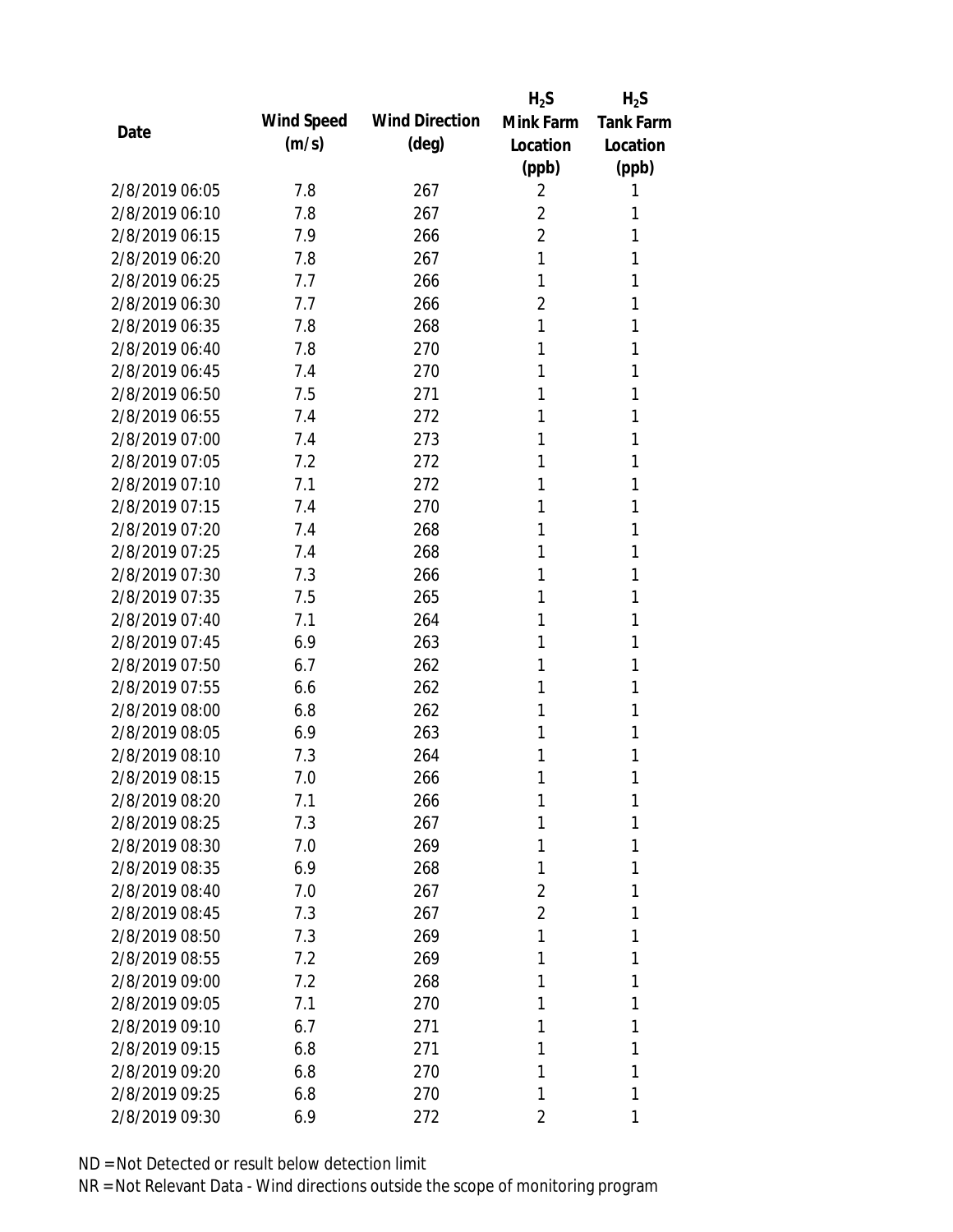| Date | Wind Speed (m/s) | Wind Direction (deg) | $H_2S$ Mink Farm Location (ppb) | $H_2S$ Tank Farm Location (ppb) |
|---|---|---|---|---|
| 2/8/2019 06:05 | 7.8 | 267 | 2 | 1 |
| 2/8/2019 06:10 | 7.8 | 267 | 2 | 1 |
| 2/8/2019 06:15 | 7.9 | 266 | 2 | 1 |
| 2/8/2019 06:20 | 7.8 | 267 | 1 | 1 |
| 2/8/2019 06:25 | 7.7 | 266 | 1 | 1 |
| 2/8/2019 06:30 | 7.7 | 266 | 2 | 1 |
| 2/8/2019 06:35 | 7.8 | 268 | 1 | 1 |
| 2/8/2019 06:40 | 7.8 | 270 | 1 | 1 |
| 2/8/2019 06:45 | 7.4 | 270 | 1 | 1 |
| 2/8/2019 06:50 | 7.5 | 271 | 1 | 1 |
| 2/8/2019 06:55 | 7.4 | 272 | 1 | 1 |
| 2/8/2019 07:00 | 7.4 | 273 | 1 | 1 |
| 2/8/2019 07:05 | 7.2 | 272 | 1 | 1 |
| 2/8/2019 07:10 | 7.1 | 272 | 1 | 1 |
| 2/8/2019 07:15 | 7.4 | 270 | 1 | 1 |
| 2/8/2019 07:20 | 7.4 | 268 | 1 | 1 |
| 2/8/2019 07:25 | 7.4 | 268 | 1 | 1 |
| 2/8/2019 07:30 | 7.3 | 266 | 1 | 1 |
| 2/8/2019 07:35 | 7.5 | 265 | 1 | 1 |
| 2/8/2019 07:40 | 7.1 | 264 | 1 | 1 |
| 2/8/2019 07:45 | 6.9 | 263 | 1 | 1 |
| 2/8/2019 07:50 | 6.7 | 262 | 1 | 1 |
| 2/8/2019 07:55 | 6.6 | 262 | 1 | 1 |
| 2/8/2019 08:00 | 6.8 | 262 | 1 | 1 |
| 2/8/2019 08:05 | 6.9 | 263 | 1 | 1 |
| 2/8/2019 08:10 | 7.3 | 264 | 1 | 1 |
| 2/8/2019 08:15 | 7.0 | 266 | 1 | 1 |
| 2/8/2019 08:20 | 7.1 | 266 | 1 | 1 |
| 2/8/2019 08:25 | 7.3 | 267 | 1 | 1 |
| 2/8/2019 08:30 | 7.0 | 269 | 1 | 1 |
| 2/8/2019 08:35 | 6.9 | 268 | 1 | 1 |
| 2/8/2019 08:40 | 7.0 | 267 | 2 | 1 |
| 2/8/2019 08:45 | 7.3 | 267 | 2 | 1 |
| 2/8/2019 08:50 | 7.3 | 269 | 1 | 1 |
| 2/8/2019 08:55 | 7.2 | 269 | 1 | 1 |
| 2/8/2019 09:00 | 7.2 | 268 | 1 | 1 |
| 2/8/2019 09:05 | 7.1 | 270 | 1 | 1 |
| 2/8/2019 09:10 | 6.7 | 271 | 1 | 1 |
| 2/8/2019 09:15 | 6.8 | 271 | 1 | 1 |
| 2/8/2019 09:20 | 6.8 | 270 | 1 | 1 |
| 2/8/2019 09:25 | 6.8 | 270 | 1 | 1 |
| 2/8/2019 09:30 | 6.9 | 272 | 2 | 1 |

ND = Not Detected or result below detection limit

NR = Not Relevant Data - Wind directions outside the scope of monitoring program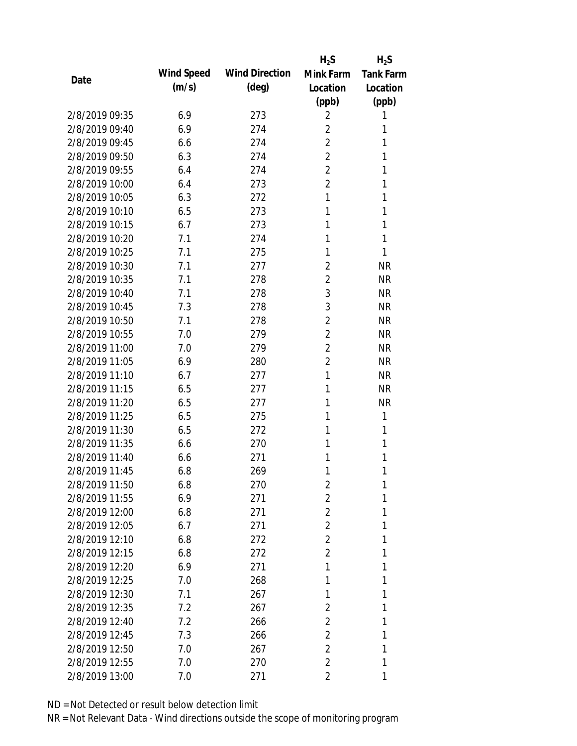| Date | Wind Speed (m/s) | Wind Direction (deg) | $H_2S$ Mink Farm Location (ppb) | $H_2S$ Tank Farm Location (ppb) |
|---|---|---|---|---|
| 2/8/2019 09:35 | 6.9 | 273 | 2 | 1 |
| 2/8/2019 09:40 | 6.9 | 274 | 2 | 1 |
| 2/8/2019 09:45 | 6.6 | 274 | 2 | 1 |
| 2/8/2019 09:50 | 6.3 | 274 | 2 | 1 |
| 2/8/2019 09:55 | 6.4 | 274 | 2 | 1 |
| 2/8/2019 10:00 | 6.4 | 273 | 2 | 1 |
| 2/8/2019 10:05 | 6.3 | 272 | 1 | 1 |
| 2/8/2019 10:10 | 6.5 | 273 | 1 | 1 |
| 2/8/2019 10:15 | 6.7 | 273 | 1 | 1 |
| 2/8/2019 10:20 | 7.1 | 274 | 1 | 1 |
| 2/8/2019 10:25 | 7.1 | 275 | 1 | 1 |
| 2/8/2019 10:30 | 7.1 | 277 | 2 | NR |
| 2/8/2019 10:35 | 7.1 | 278 | 2 | NR |
| 2/8/2019 10:40 | 7.1 | 278 | 3 | NR |
| 2/8/2019 10:45 | 7.3 | 278 | 3 | NR |
| 2/8/2019 10:50 | 7.1 | 278 | 2 | NR |
| 2/8/2019 10:55 | 7.0 | 279 | 2 | NR |
| 2/8/2019 11:00 | 7.0 | 279 | 2 | NR |
| 2/8/2019 11:05 | 6.9 | 280 | 2 | NR |
| 2/8/2019 11:10 | 6.7 | 277 | 1 | NR |
| 2/8/2019 11:15 | 6.5 | 277 | 1 | NR |
| 2/8/2019 11:20 | 6.5 | 277 | 1 | NR |
| 2/8/2019 11:25 | 6.5 | 275 | 1 | 1 |
| 2/8/2019 11:30 | 6.5 | 272 | 1 | 1 |
| 2/8/2019 11:35 | 6.6 | 270 | 1 | 1 |
| 2/8/2019 11:40 | 6.6 | 271 | 1 | 1 |
| 2/8/2019 11:45 | 6.8 | 269 | 1 | 1 |
| 2/8/2019 11:50 | 6.8 | 270 | 2 | 1 |
| 2/8/2019 11:55 | 6.9 | 271 | 2 | 1 |
| 2/8/2019 12:00 | 6.8 | 271 | 2 | 1 |
| 2/8/2019 12:05 | 6.7 | 271 | 2 | 1 |
| 2/8/2019 12:10 | 6.8 | 272 | 2 | 1 |
| 2/8/2019 12:15 | 6.8 | 272 | 2 | 1 |
| 2/8/2019 12:20 | 6.9 | 271 | 1 | 1 |
| 2/8/2019 12:25 | 7.0 | 268 | 1 | 1 |
| 2/8/2019 12:30 | 7.1 | 267 | 1 | 1 |
| 2/8/2019 12:35 | 7.2 | 267 | 2 | 1 |
| 2/8/2019 12:40 | 7.2 | 266 | 2 | 1 |
| 2/8/2019 12:45 | 7.3 | 266 | 2 | 1 |
| 2/8/2019 12:50 | 7.0 | 267 | 2 | 1 |
| 2/8/2019 12:55 | 7.0 | 270 | 2 | 1 |
| 2/8/2019 13:00 | 7.0 | 271 | 2 | 1 |

ND = Not Detected or result below detection limit

NR = Not Relevant Data - Wind directions outside the scope of monitoring program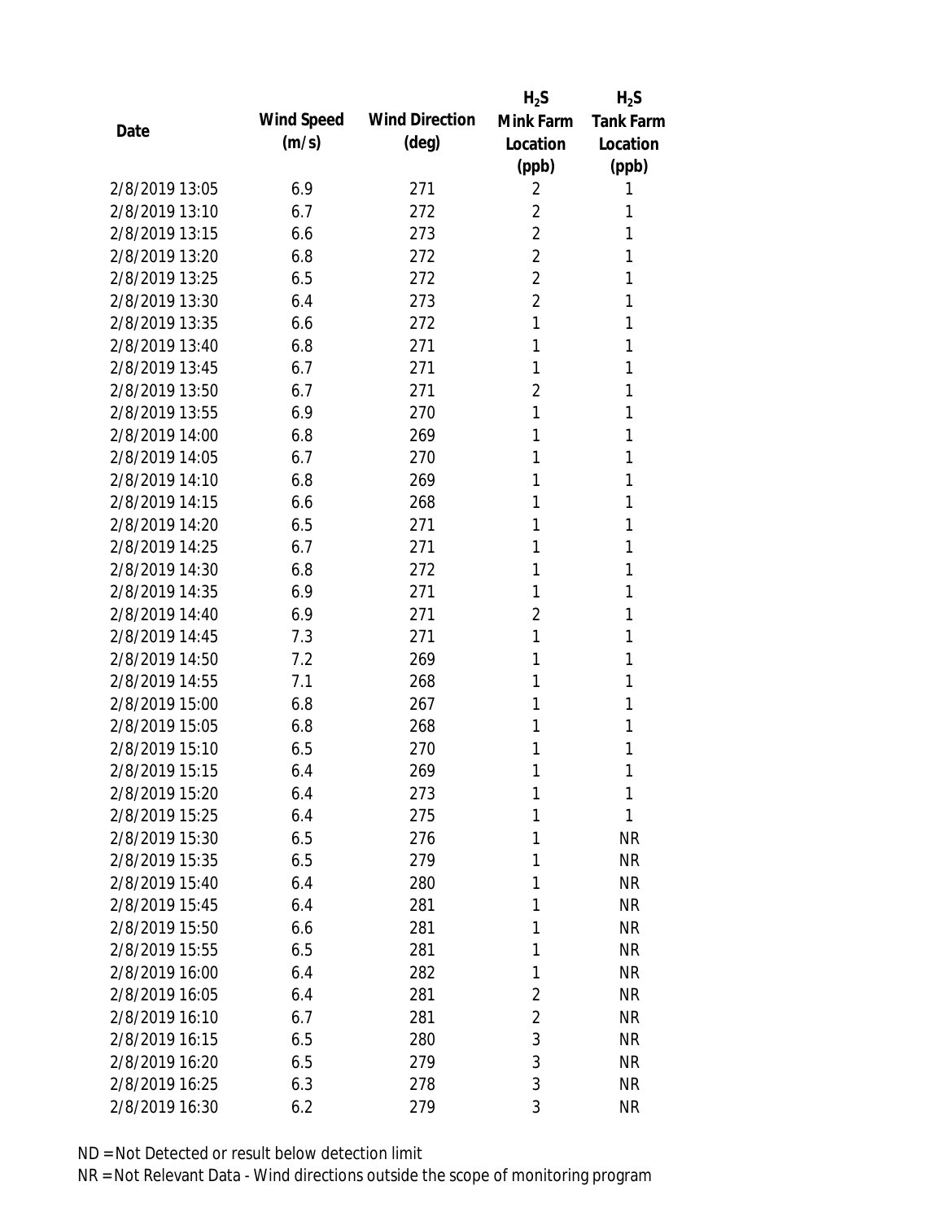| Date | Wind Speed (m/s) | Wind Direction (deg) | $H_2S$ Mink Farm Location (ppb) | $H_2S$ Tank Farm Location (ppb) |
|---|---|---|---|---|
| 2/8/2019 13:05 | 6.9 | 271 | 2 | 1 |
| 2/8/2019 13:10 | 6.7 | 272 | 2 | 1 |
| 2/8/2019 13:15 | 6.6 | 273 | 2 | 1 |
| 2/8/2019 13:20 | 6.8 | 272 | 2 | 1 |
| 2/8/2019 13:25 | 6.5 | 272 | 2 | 1 |
| 2/8/2019 13:30 | 6.4 | 273 | 2 | 1 |
| 2/8/2019 13:35 | 6.6 | 272 | 1 | 1 |
| 2/8/2019 13:40 | 6.8 | 271 | 1 | 1 |
| 2/8/2019 13:45 | 6.7 | 271 | 1 | 1 |
| 2/8/2019 13:50 | 6.7 | 271 | 2 | 1 |
| 2/8/2019 13:55 | 6.9 | 270 | 1 | 1 |
| 2/8/2019 14:00 | 6.8 | 269 | 1 | 1 |
| 2/8/2019 14:05 | 6.7 | 270 | 1 | 1 |
| 2/8/2019 14:10 | 6.8 | 269 | 1 | 1 |
| 2/8/2019 14:15 | 6.6 | 268 | 1 | 1 |
| 2/8/2019 14:20 | 6.5 | 271 | 1 | 1 |
| 2/8/2019 14:25 | 6.7 | 271 | 1 | 1 |
| 2/8/2019 14:30 | 6.8 | 272 | 1 | 1 |
| 2/8/2019 14:35 | 6.9 | 271 | 1 | 1 |
| 2/8/2019 14:40 | 6.9 | 271 | 2 | 1 |
| 2/8/2019 14:45 | 7.3 | 271 | 1 | 1 |
| 2/8/2019 14:50 | 7.2 | 269 | 1 | 1 |
| 2/8/2019 14:55 | 7.1 | 268 | 1 | 1 |
| 2/8/2019 15:00 | 6.8 | 267 | 1 | 1 |
| 2/8/2019 15:05 | 6.8 | 268 | 1 | 1 |
| 2/8/2019 15:10 | 6.5 | 270 | 1 | 1 |
| 2/8/2019 15:15 | 6.4 | 269 | 1 | 1 |
| 2/8/2019 15:20 | 6.4 | 273 | 1 | 1 |
| 2/8/2019 15:25 | 6.4 | 275 | 1 | 1 |
| 2/8/2019 15:30 | 6.5 | 276 | 1 | NR |
| 2/8/2019 15:35 | 6.5 | 279 | 1 | NR |
| 2/8/2019 15:40 | 6.4 | 280 | 1 | NR |
| 2/8/2019 15:45 | 6.4 | 281 | 1 | NR |
| 2/8/2019 15:50 | 6.6 | 281 | 1 | NR |
| 2/8/2019 15:55 | 6.5 | 281 | 1 | NR |
| 2/8/2019 16:00 | 6.4 | 282 | 1 | NR |
| 2/8/2019 16:05 | 6.4 | 281 | 2 | NR |
| 2/8/2019 16:10 | 6.7 | 281 | 2 | NR |
| 2/8/2019 16:15 | 6.5 | 280 | 3 | NR |
| 2/8/2019 16:20 | 6.5 | 279 | 3 | NR |
| 2/8/2019 16:25 | 6.3 | 278 | 3 | NR |
| 2/8/2019 16:30 | 6.2 | 279 | 3 | NR |

ND = Not Detected or result below detection limit
NR = Not Relevant Data - Wind directions outside the scope of monitoring program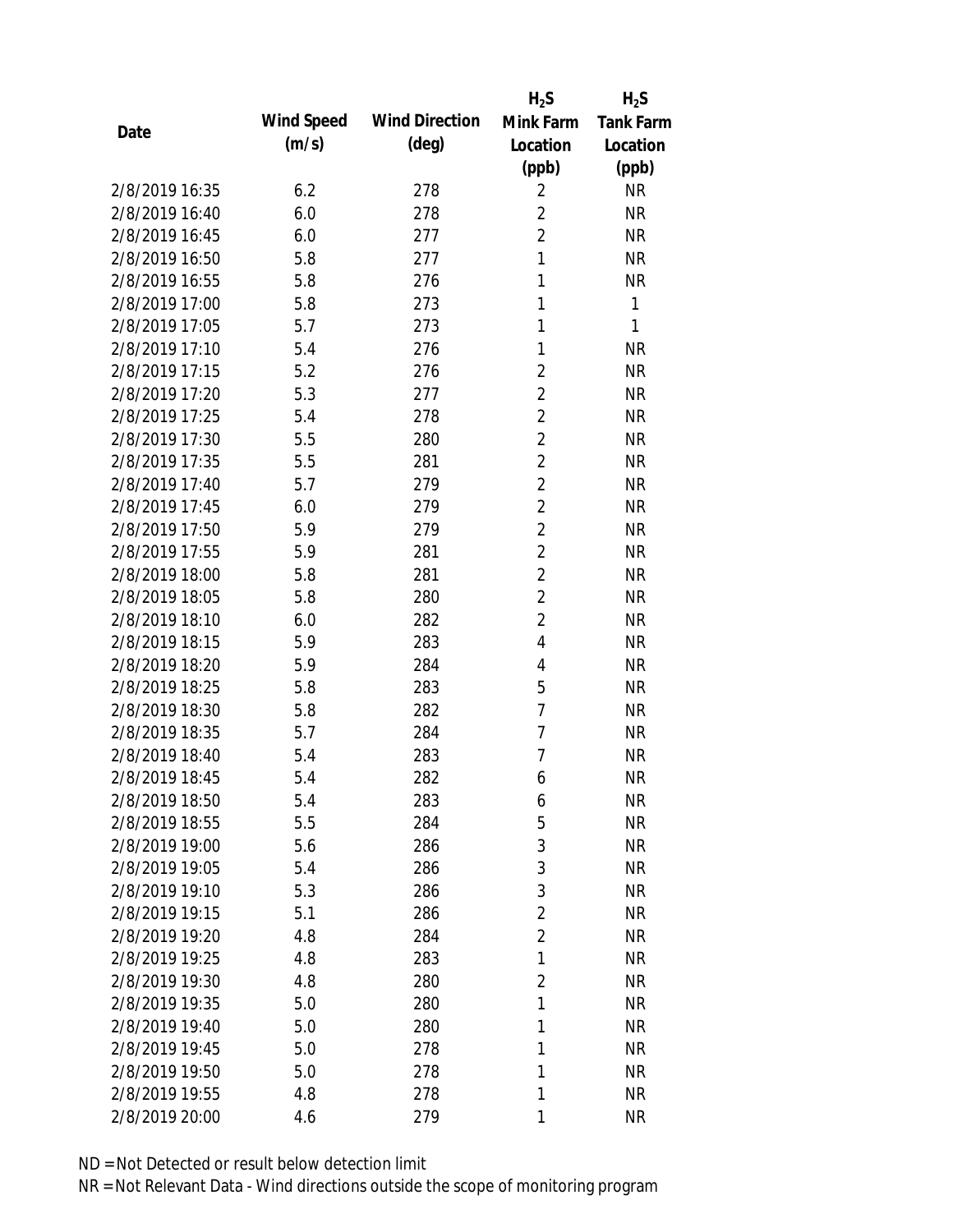| Date | Wind Speed (m/s) | Wind Direction (deg) | $H_2S$ Mink Farm Location (ppb) | $H_2S$ Tank Farm Location (ppb) |
|---|---|---|---|---|
| 2/8/2019 16:35 | 6.2 | 278 | 2 | NR |
| 2/8/2019 16:40 | 6.0 | 278 | 2 | NR |
| 2/8/2019 16:45 | 6.0 | 277 | 2 | NR |
| 2/8/2019 16:50 | 5.8 | 277 | 1 | NR |
| 2/8/2019 16:55 | 5.8 | 276 | 1 | NR |
| 2/8/2019 17:00 | 5.8 | 273 | 1 | 1 |
| 2/8/2019 17:05 | 5.7 | 273 | 1 | 1 |
| 2/8/2019 17:10 | 5.4 | 276 | 1 | NR |
| 2/8/2019 17:15 | 5.2 | 276 | 2 | NR |
| 2/8/2019 17:20 | 5.3 | 277 | 2 | NR |
| 2/8/2019 17:25 | 5.4 | 278 | 2 | NR |
| 2/8/2019 17:30 | 5.5 | 280 | 2 | NR |
| 2/8/2019 17:35 | 5.5 | 281 | 2 | NR |
| 2/8/2019 17:40 | 5.7 | 279 | 2 | NR |
| 2/8/2019 17:45 | 6.0 | 279 | 2 | NR |
| 2/8/2019 17:50 | 5.9 | 279 | 2 | NR |
| 2/8/2019 17:55 | 5.9 | 281 | 2 | NR |
| 2/8/2019 18:00 | 5.8 | 281 | 2 | NR |
| 2/8/2019 18:05 | 5.8 | 280 | 2 | NR |
| 2/8/2019 18:10 | 6.0 | 282 | 2 | NR |
| 2/8/2019 18:15 | 5.9 | 283 | 4 | NR |
| 2/8/2019 18:20 | 5.9 | 284 | 4 | NR |
| 2/8/2019 18:25 | 5.8 | 283 | 5 | NR |
| 2/8/2019 18:30 | 5.8 | 282 | 7 | NR |
| 2/8/2019 18:35 | 5.7 | 284 | 7 | NR |
| 2/8/2019 18:40 | 5.4 | 283 | 7 | NR |
| 2/8/2019 18:45 | 5.4 | 282 | 6 | NR |
| 2/8/2019 18:50 | 5.4 | 283 | 6 | NR |
| 2/8/2019 18:55 | 5.5 | 284 | 5 | NR |
| 2/8/2019 19:00 | 5.6 | 286 | 3 | NR |
| 2/8/2019 19:05 | 5.4 | 286 | 3 | NR |
| 2/8/2019 19:10 | 5.3 | 286 | 3 | NR |
| 2/8/2019 19:15 | 5.1 | 286 | 2 | NR |
| 2/8/2019 19:20 | 4.8 | 284 | 2 | NR |
| 2/8/2019 19:25 | 4.8 | 283 | 1 | NR |
| 2/8/2019 19:30 | 4.8 | 280 | 2 | NR |
| 2/8/2019 19:35 | 5.0 | 280 | 1 | NR |
| 2/8/2019 19:40 | 5.0 | 280 | 1 | NR |
| 2/8/2019 19:45 | 5.0 | 278 | 1 | NR |
| 2/8/2019 19:50 | 5.0 | 278 | 1 | NR |
| 2/8/2019 19:55 | 4.8 | 278 | 1 | NR |
| 2/8/2019 20:00 | 4.6 | 279 | 1 | NR |

ND = Not Detected or result below detection limit

NR = Not Relevant Data - Wind directions outside the scope of monitoring program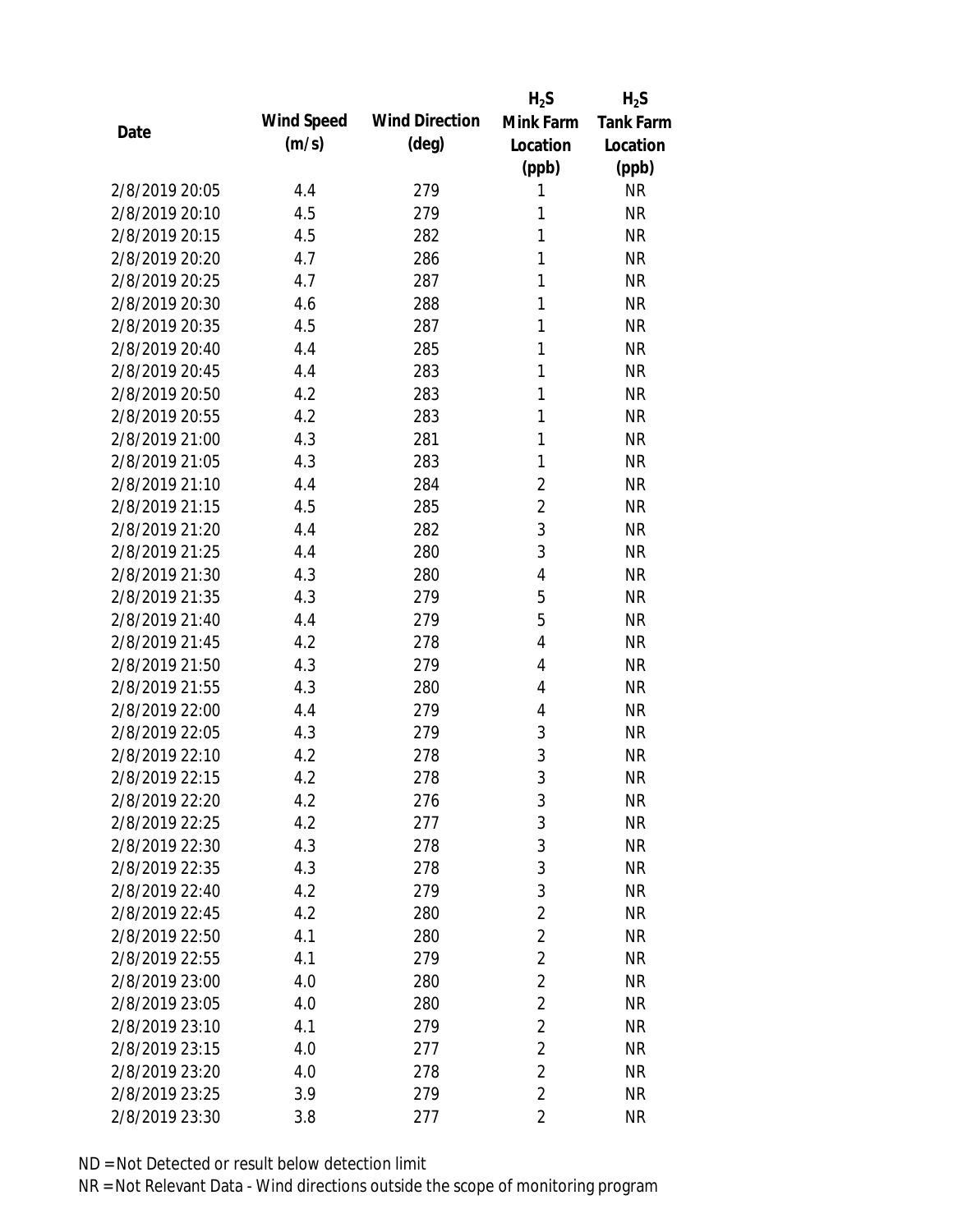| Date | Wind Speed (m/s) | Wind Direction (deg) | $H_2S$ Mink Farm Location (ppb) | $H_2S$ Tank Farm Location (ppb) |
|---|---|---|---|---|
| 2/8/2019 20:05 | 4.4 | 279 | 1 | NR |
| 2/8/2019 20:10 | 4.5 | 279 | 1 | NR |
| 2/8/2019 20:15 | 4.5 | 282 | 1 | NR |
| 2/8/2019 20:20 | 4.7 | 286 | 1 | NR |
| 2/8/2019 20:25 | 4.7 | 287 | 1 | NR |
| 2/8/2019 20:30 | 4.6 | 288 | 1 | NR |
| 2/8/2019 20:35 | 4.5 | 287 | 1 | NR |
| 2/8/2019 20:40 | 4.4 | 285 | 1 | NR |
| 2/8/2019 20:45 | 4.4 | 283 | 1 | NR |
| 2/8/2019 20:50 | 4.2 | 283 | 1 | NR |
| 2/8/2019 20:55 | 4.2 | 283 | 1 | NR |
| 2/8/2019 21:00 | 4.3 | 281 | 1 | NR |
| 2/8/2019 21:05 | 4.3 | 283 | 1 | NR |
| 2/8/2019 21:10 | 4.4 | 284 | 2 | NR |
| 2/8/2019 21:15 | 4.5 | 285 | 2 | NR |
| 2/8/2019 21:20 | 4.4 | 282 | 3 | NR |
| 2/8/2019 21:25 | 4.4 | 280 | 3 | NR |
| 2/8/2019 21:30 | 4.3 | 280 | 4 | NR |
| 2/8/2019 21:35 | 4.3 | 279 | 5 | NR |
| 2/8/2019 21:40 | 4.4 | 279 | 5 | NR |
| 2/8/2019 21:45 | 4.2 | 278 | 4 | NR |
| 2/8/2019 21:50 | 4.3 | 279 | 4 | NR |
| 2/8/2019 21:55 | 4.3 | 280 | 4 | NR |
| 2/8/2019 22:00 | 4.4 | 279 | 4 | NR |
| 2/8/2019 22:05 | 4.3 | 279 | 3 | NR |
| 2/8/2019 22:10 | 4.2 | 278 | 3 | NR |
| 2/8/2019 22:15 | 4.2 | 278 | 3 | NR |
| 2/8/2019 22:20 | 4.2 | 276 | 3 | NR |
| 2/8/2019 22:25 | 4.2 | 277 | 3 | NR |
| 2/8/2019 22:30 | 4.3 | 278 | 3 | NR |
| 2/8/2019 22:35 | 4.3 | 278 | 3 | NR |
| 2/8/2019 22:40 | 4.2 | 279 | 3 | NR |
| 2/8/2019 22:45 | 4.2 | 280 | 2 | NR |
| 2/8/2019 22:50 | 4.1 | 280 | 2 | NR |
| 2/8/2019 22:55 | 4.1 | 279 | 2 | NR |
| 2/8/2019 23:00 | 4.0 | 280 | 2 | NR |
| 2/8/2019 23:05 | 4.0 | 280 | 2 | NR |
| 2/8/2019 23:10 | 4.1 | 279 | 2 | NR |
| 2/8/2019 23:15 | 4.0 | 277 | 2 | NR |
| 2/8/2019 23:20 | 4.0 | 278 | 2 | NR |
| 2/8/2019 23:25 | 3.9 | 279 | 2 | NR |
| 2/8/2019 23:30 | 3.8 | 277 | 2 | NR |

ND = Not Detected or result below detection limit

NR = Not Relevant Data - Wind directions outside the scope of monitoring program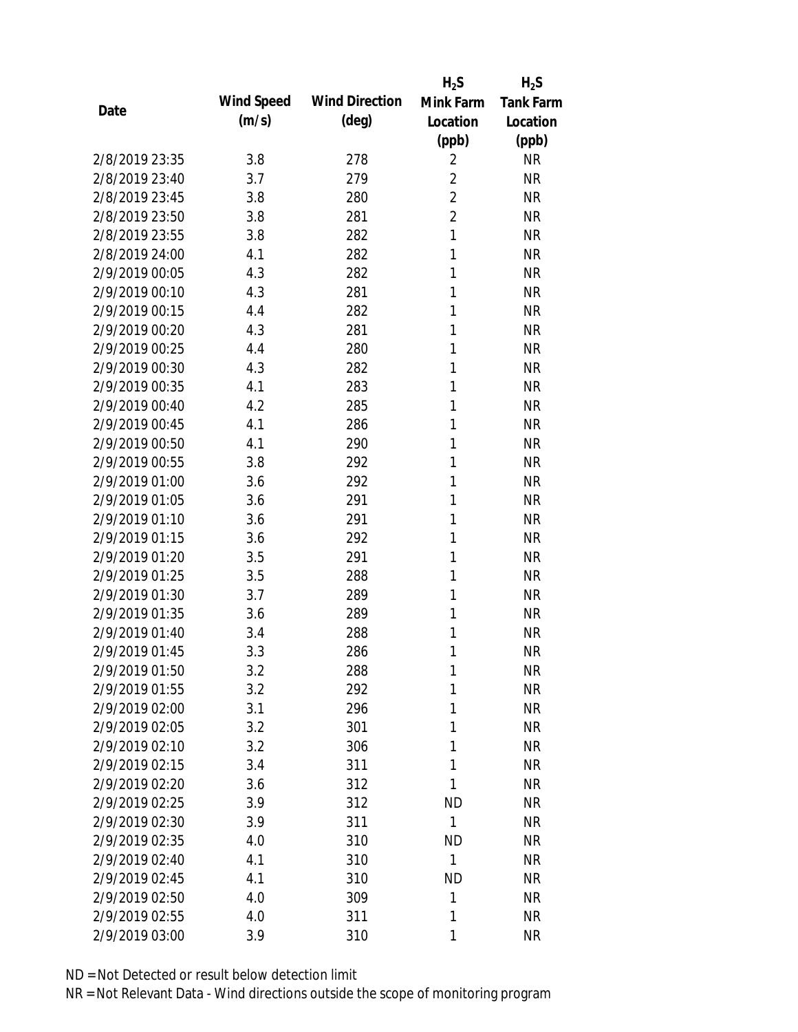| Date | Wind Speed (m/s) | Wind Direction (deg) | $H_2S$ Mink Farm Location (ppb) | $H_2S$ Tank Farm Location (ppb) |
|---|---|---|---|---|
| 2/8/2019 23:35 | 3.8 | 278 | 2 | NR |
| 2/8/2019 23:40 | 3.7 | 279 | 2 | NR |
| 2/8/2019 23:45 | 3.8 | 280 | 2 | NR |
| 2/8/2019 23:50 | 3.8 | 281 | 2 | NR |
| 2/8/2019 23:55 | 3.8 | 282 | 1 | NR |
| 2/8/2019 24:00 | 4.1 | 282 | 1 | NR |
| 2/9/2019 00:05 | 4.3 | 282 | 1 | NR |
| 2/9/2019 00:10 | 4.3 | 281 | 1 | NR |
| 2/9/2019 00:15 | 4.4 | 282 | 1 | NR |
| 2/9/2019 00:20 | 4.3 | 281 | 1 | NR |
| 2/9/2019 00:25 | 4.4 | 280 | 1 | NR |
| 2/9/2019 00:30 | 4.3 | 282 | 1 | NR |
| 2/9/2019 00:35 | 4.1 | 283 | 1 | NR |
| 2/9/2019 00:40 | 4.2 | 285 | 1 | NR |
| 2/9/2019 00:45 | 4.1 | 286 | 1 | NR |
| 2/9/2019 00:50 | 4.1 | 290 | 1 | NR |
| 2/9/2019 00:55 | 3.8 | 292 | 1 | NR |
| 2/9/2019 01:00 | 3.6 | 292 | 1 | NR |
| 2/9/2019 01:05 | 3.6 | 291 | 1 | NR |
| 2/9/2019 01:10 | 3.6 | 291 | 1 | NR |
| 2/9/2019 01:15 | 3.6 | 292 | 1 | NR |
| 2/9/2019 01:20 | 3.5 | 291 | 1 | NR |
| 2/9/2019 01:25 | 3.5 | 288 | 1 | NR |
| 2/9/2019 01:30 | 3.7 | 289 | 1 | NR |
| 2/9/2019 01:35 | 3.6 | 289 | 1 | NR |
| 2/9/2019 01:40 | 3.4 | 288 | 1 | NR |
| 2/9/2019 01:45 | 3.3 | 286 | 1 | NR |
| 2/9/2019 01:50 | 3.2 | 288 | 1 | NR |
| 2/9/2019 01:55 | 3.2 | 292 | 1 | NR |
| 2/9/2019 02:00 | 3.1 | 296 | 1 | NR |
| 2/9/2019 02:05 | 3.2 | 301 | 1 | NR |
| 2/9/2019 02:10 | 3.2 | 306 | 1 | NR |
| 2/9/2019 02:15 | 3.4 | 311 | 1 | NR |
| 2/9/2019 02:20 | 3.6 | 312 | 1 | NR |
| 2/9/2019 02:25 | 3.9 | 312 | ND | NR |
| 2/9/2019 02:30 | 3.9 | 311 | 1 | NR |
| 2/9/2019 02:35 | 4.0 | 310 | ND | NR |
| 2/9/2019 02:40 | 4.1 | 310 | 1 | NR |
| 2/9/2019 02:45 | 4.1 | 310 | ND | NR |
| 2/9/2019 02:50 | 4.0 | 309 | 1 | NR |
| 2/9/2019 02:55 | 4.0 | 311 | 1 | NR |
| 2/9/2019 03:00 | 3.9 | 310 | 1 | NR |

ND = Not Detected or result below detection limit

NR = Not Relevant Data - Wind directions outside the scope of monitoring program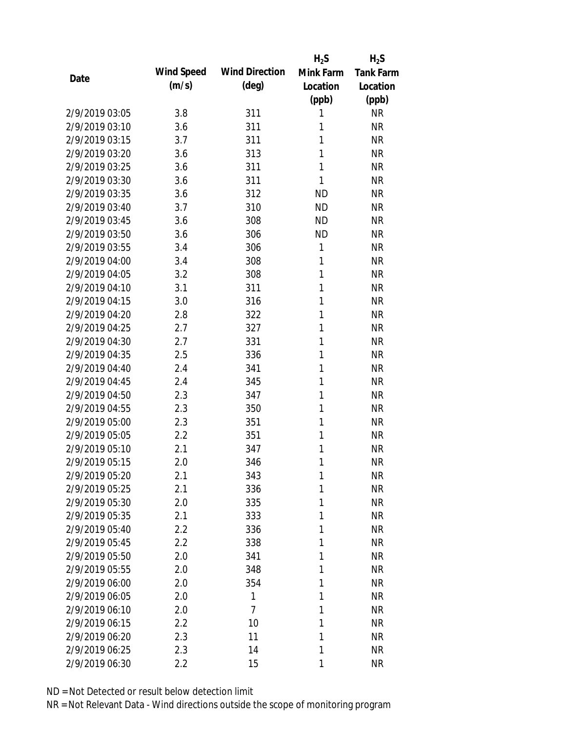| Date | Wind Speed (m/s) | Wind Direction (deg) | $H_2S$ Mink Farm Location (ppb) | $H_2S$ Tank Farm Location (ppb) |
|---|---|---|---|---|
| 2/9/2019 03:05 | 3.8 | 311 | 1 | NR |
| 2/9/2019 03:10 | 3.6 | 311 | 1 | NR |
| 2/9/2019 03:15 | 3.7 | 311 | 1 | NR |
| 2/9/2019 03:20 | 3.6 | 313 | 1 | NR |
| 2/9/2019 03:25 | 3.6 | 311 | 1 | NR |
| 2/9/2019 03:30 | 3.6 | 311 | 1 | NR |
| 2/9/2019 03:35 | 3.6 | 312 | ND | NR |
| 2/9/2019 03:40 | 3.7 | 310 | ND | NR |
| 2/9/2019 03:45 | 3.6 | 308 | ND | NR |
| 2/9/2019 03:50 | 3.6 | 306 | ND | NR |
| 2/9/2019 03:55 | 3.4 | 306 | 1 | NR |
| 2/9/2019 04:00 | 3.4 | 308 | 1 | NR |
| 2/9/2019 04:05 | 3.2 | 308 | 1 | NR |
| 2/9/2019 04:10 | 3.1 | 311 | 1 | NR |
| 2/9/2019 04:15 | 3.0 | 316 | 1 | NR |
| 2/9/2019 04:20 | 2.8 | 322 | 1 | NR |
| 2/9/2019 04:25 | 2.7 | 327 | 1 | NR |
| 2/9/2019 04:30 | 2.7 | 331 | 1 | NR |
| 2/9/2019 04:35 | 2.5 | 336 | 1 | NR |
| 2/9/2019 04:40 | 2.4 | 341 | 1 | NR |
| 2/9/2019 04:45 | 2.4 | 345 | 1 | NR |
| 2/9/2019 04:50 | 2.3 | 347 | 1 | NR |
| 2/9/2019 04:55 | 2.3 | 350 | 1 | NR |
| 2/9/2019 05:00 | 2.3 | 351 | 1 | NR |
| 2/9/2019 05:05 | 2.2 | 351 | 1 | NR |
| 2/9/2019 05:10 | 2.1 | 347 | 1 | NR |
| 2/9/2019 05:15 | 2.0 | 346 | 1 | NR |
| 2/9/2019 05:20 | 2.1 | 343 | 1 | NR |
| 2/9/2019 05:25 | 2.1 | 336 | 1 | NR |
| 2/9/2019 05:30 | 2.0 | 335 | 1 | NR |
| 2/9/2019 05:35 | 2.1 | 333 | 1 | NR |
| 2/9/2019 05:40 | 2.2 | 336 | 1 | NR |
| 2/9/2019 05:45 | 2.2 | 338 | 1 | NR |
| 2/9/2019 05:50 | 2.0 | 341 | 1 | NR |
| 2/9/2019 05:55 | 2.0 | 348 | 1 | NR |
| 2/9/2019 06:00 | 2.0 | 354 | 1 | NR |
| 2/9/2019 06:05 | 2.0 | 1 | 1 | NR |
| 2/9/2019 06:10 | 2.0 | 7 | 1 | NR |
| 2/9/2019 06:15 | 2.2 | 10 | 1 | NR |
| 2/9/2019 06:20 | 2.3 | 11 | 1 | NR |
| 2/9/2019 06:25 | 2.3 | 14 | 1 | NR |
| 2/9/2019 06:30 | 2.2 | 15 | 1 | NR |

ND = Not Detected or result below detection limit

NR = Not Relevant Data - Wind directions outside the scope of monitoring program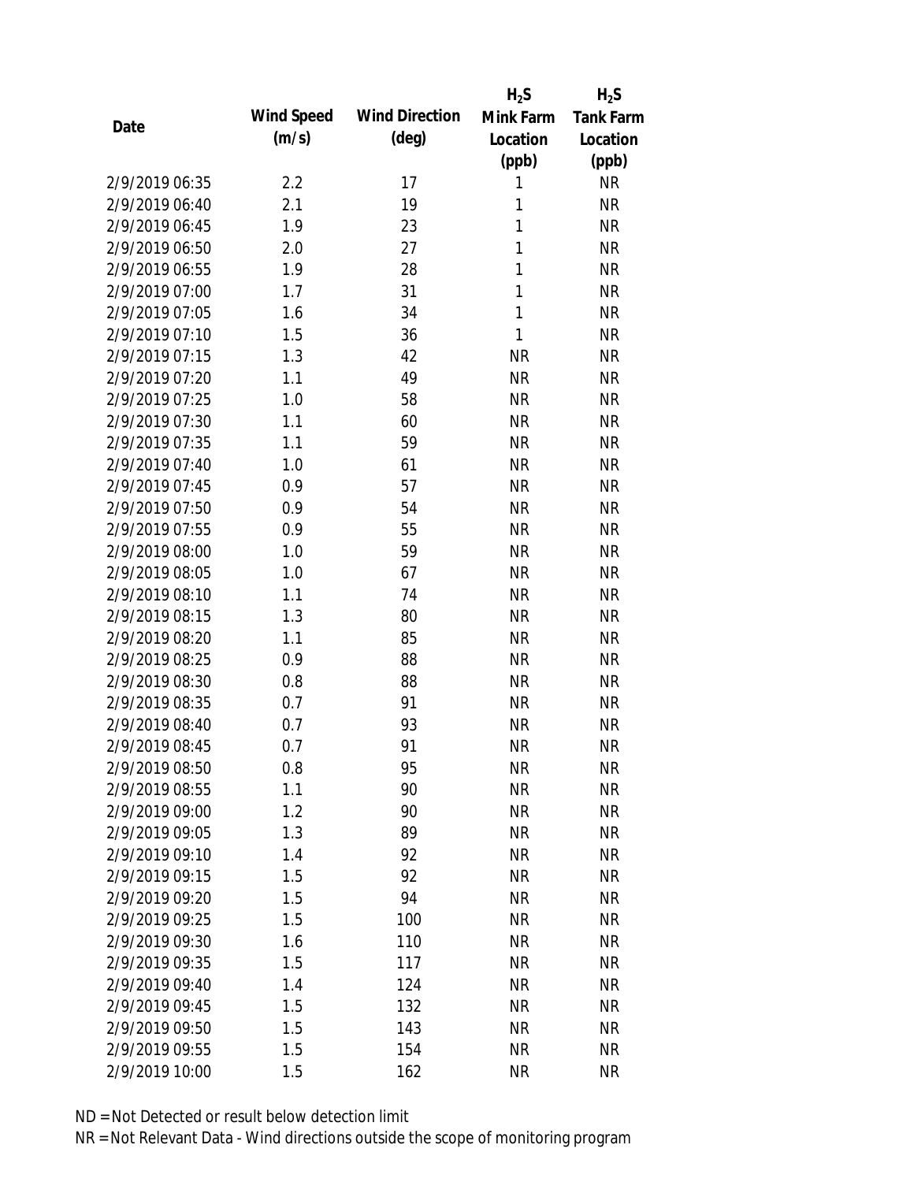| Date | Wind Speed (m/s) | Wind Direction (deg) | $H_2S$ Mink Farm Location (ppb) | $H_2S$ Tank Farm Location (ppb) |
|---|---|---|---|---|
| 2/9/2019 06:35 | 2.2 | 17 | 1 | NR |
| 2/9/2019 06:40 | 2.1 | 19 | 1 | NR |
| 2/9/2019 06:45 | 1.9 | 23 | 1 | NR |
| 2/9/2019 06:50 | 2.0 | 27 | 1 | NR |
| 2/9/2019 06:55 | 1.9 | 28 | 1 | NR |
| 2/9/2019 07:00 | 1.7 | 31 | 1 | NR |
| 2/9/2019 07:05 | 1.6 | 34 | 1 | NR |
| 2/9/2019 07:10 | 1.5 | 36 | 1 | NR |
| 2/9/2019 07:15 | 1.3 | 42 | NR | NR |
| 2/9/2019 07:20 | 1.1 | 49 | NR | NR |
| 2/9/2019 07:25 | 1.0 | 58 | NR | NR |
| 2/9/2019 07:30 | 1.1 | 60 | NR | NR |
| 2/9/2019 07:35 | 1.1 | 59 | NR | NR |
| 2/9/2019 07:40 | 1.0 | 61 | NR | NR |
| 2/9/2019 07:45 | 0.9 | 57 | NR | NR |
| 2/9/2019 07:50 | 0.9 | 54 | NR | NR |
| 2/9/2019 07:55 | 0.9 | 55 | NR | NR |
| 2/9/2019 08:00 | 1.0 | 59 | NR | NR |
| 2/9/2019 08:05 | 1.0 | 67 | NR | NR |
| 2/9/2019 08:10 | 1.1 | 74 | NR | NR |
| 2/9/2019 08:15 | 1.3 | 80 | NR | NR |
| 2/9/2019 08:20 | 1.1 | 85 | NR | NR |
| 2/9/2019 08:25 | 0.9 | 88 | NR | NR |
| 2/9/2019 08:30 | 0.8 | 88 | NR | NR |
| 2/9/2019 08:35 | 0.7 | 91 | NR | NR |
| 2/9/2019 08:40 | 0.7 | 93 | NR | NR |
| 2/9/2019 08:45 | 0.7 | 91 | NR | NR |
| 2/9/2019 08:50 | 0.8 | 95 | NR | NR |
| 2/9/2019 08:55 | 1.1 | 90 | NR | NR |
| 2/9/2019 09:00 | 1.2 | 90 | NR | NR |
| 2/9/2019 09:05 | 1.3 | 89 | NR | NR |
| 2/9/2019 09:10 | 1.4 | 92 | NR | NR |
| 2/9/2019 09:15 | 1.5 | 92 | NR | NR |
| 2/9/2019 09:20 | 1.5 | 94 | NR | NR |
| 2/9/2019 09:25 | 1.5 | 100 | NR | NR |
| 2/9/2019 09:30 | 1.6 | 110 | NR | NR |
| 2/9/2019 09:35 | 1.5 | 117 | NR | NR |
| 2/9/2019 09:40 | 1.4 | 124 | NR | NR |
| 2/9/2019 09:45 | 1.5 | 132 | NR | NR |
| 2/9/2019 09:50 | 1.5 | 143 | NR | NR |
| 2/9/2019 09:55 | 1.5 | 154 | NR | NR |
| 2/9/2019 10:00 | 1.5 | 162 | NR | NR |

ND = Not Detected or result below detection limit

NR = Not Relevant Data - Wind directions outside the scope of monitoring program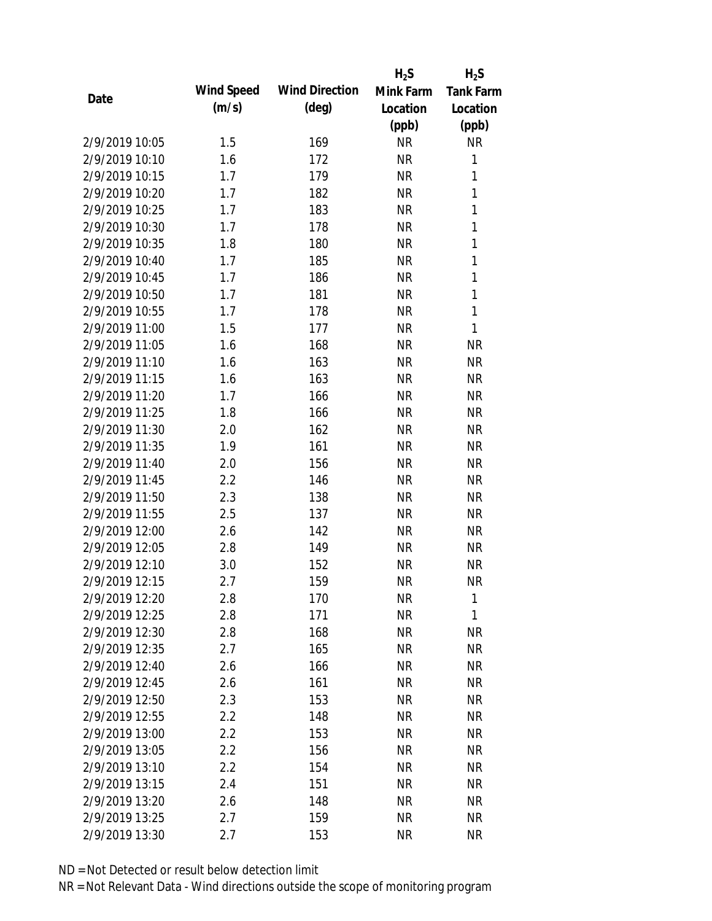| Date | Wind Speed (m/s) | Wind Direction (deg) | $H_2S$ Mink Farm Location (ppb) | $H_2S$ Tank Farm Location (ppb) |
|---|---|---|---|---|
| 2/9/2019 10:05 | 1.5 | 169 | NR | NR |
| 2/9/2019 10:10 | 1.6 | 172 | NR | 1 |
| 2/9/2019 10:15 | 1.7 | 179 | NR | 1 |
| 2/9/2019 10:20 | 1.7 | 182 | NR | 1 |
| 2/9/2019 10:25 | 1.7 | 183 | NR | 1 |
| 2/9/2019 10:30 | 1.7 | 178 | NR | 1 |
| 2/9/2019 10:35 | 1.8 | 180 | NR | 1 |
| 2/9/2019 10:40 | 1.7 | 185 | NR | 1 |
| 2/9/2019 10:45 | 1.7 | 186 | NR | 1 |
| 2/9/2019 10:50 | 1.7 | 181 | NR | 1 |
| 2/9/2019 10:55 | 1.7 | 178 | NR | 1 |
| 2/9/2019 11:00 | 1.5 | 177 | NR | 1 |
| 2/9/2019 11:05 | 1.6 | 168 | NR | NR |
| 2/9/2019 11:10 | 1.6 | 163 | NR | NR |
| 2/9/2019 11:15 | 1.6 | 163 | NR | NR |
| 2/9/2019 11:20 | 1.7 | 166 | NR | NR |
| 2/9/2019 11:25 | 1.8 | 166 | NR | NR |
| 2/9/2019 11:30 | 2.0 | 162 | NR | NR |
| 2/9/2019 11:35 | 1.9 | 161 | NR | NR |
| 2/9/2019 11:40 | 2.0 | 156 | NR | NR |
| 2/9/2019 11:45 | 2.2 | 146 | NR | NR |
| 2/9/2019 11:50 | 2.3 | 138 | NR | NR |
| 2/9/2019 11:55 | 2.5 | 137 | NR | NR |
| 2/9/2019 12:00 | 2.6 | 142 | NR | NR |
| 2/9/2019 12:05 | 2.8 | 149 | NR | NR |
| 2/9/2019 12:10 | 3.0 | 152 | NR | NR |
| 2/9/2019 12:15 | 2.7 | 159 | NR | NR |
| 2/9/2019 12:20 | 2.8 | 170 | NR | 1 |
| 2/9/2019 12:25 | 2.8 | 171 | NR | 1 |
| 2/9/2019 12:30 | 2.8 | 168 | NR | NR |
| 2/9/2019 12:35 | 2.7 | 165 | NR | NR |
| 2/9/2019 12:40 | 2.6 | 166 | NR | NR |
| 2/9/2019 12:45 | 2.6 | 161 | NR | NR |
| 2/9/2019 12:50 | 2.3 | 153 | NR | NR |
| 2/9/2019 12:55 | 2.2 | 148 | NR | NR |
| 2/9/2019 13:00 | 2.2 | 153 | NR | NR |
| 2/9/2019 13:05 | 2.2 | 156 | NR | NR |
| 2/9/2019 13:10 | 2.2 | 154 | NR | NR |
| 2/9/2019 13:15 | 2.4 | 151 | NR | NR |
| 2/9/2019 13:20 | 2.6 | 148 | NR | NR |
| 2/9/2019 13:25 | 2.7 | 159 | NR | NR |
| 2/9/2019 13:30 | 2.7 | 153 | NR | NR |

ND = Not Detected or result below detection limit

NR = Not Relevant Data - Wind directions outside the scope of monitoring program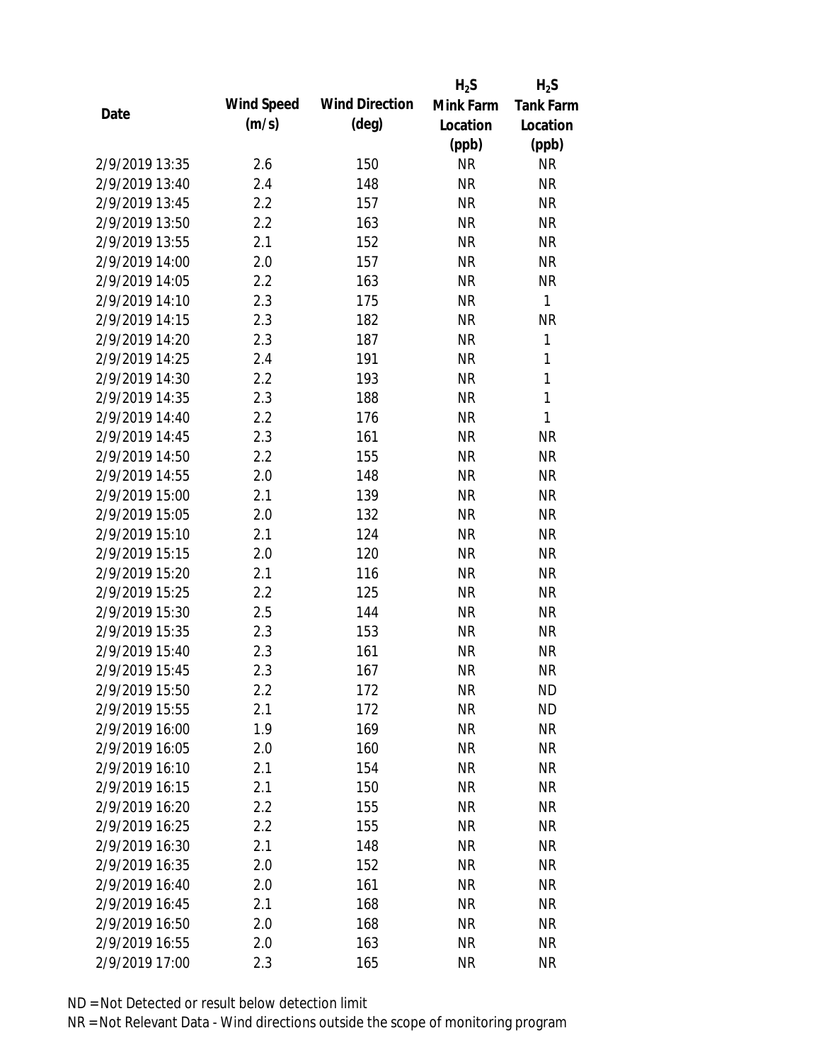| Date | Wind Speed (m/s) | Wind Direction (deg) | $H_2S$ Mink Farm Location (ppb) | $H_2S$ Tank Farm Location (ppb) |
|---|---|---|---|---|
| 2/9/2019 13:35 | 2.6 | 150 | NR | NR |
| 2/9/2019 13:40 | 2.4 | 148 | NR | NR |
| 2/9/2019 13:45 | 2.2 | 157 | NR | NR |
| 2/9/2019 13:50 | 2.2 | 163 | NR | NR |
| 2/9/2019 13:55 | 2.1 | 152 | NR | NR |
| 2/9/2019 14:00 | 2.0 | 157 | NR | NR |
| 2/9/2019 14:05 | 2.2 | 163 | NR | NR |
| 2/9/2019 14:10 | 2.3 | 175 | NR | 1 |
| 2/9/2019 14:15 | 2.3 | 182 | NR | NR |
| 2/9/2019 14:20 | 2.3 | 187 | NR | 1 |
| 2/9/2019 14:25 | 2.4 | 191 | NR | 1 |
| 2/9/2019 14:30 | 2.2 | 193 | NR | 1 |
| 2/9/2019 14:35 | 2.3 | 188 | NR | 1 |
| 2/9/2019 14:40 | 2.2 | 176 | NR | 1 |
| 2/9/2019 14:45 | 2.3 | 161 | NR | NR |
| 2/9/2019 14:50 | 2.2 | 155 | NR | NR |
| 2/9/2019 14:55 | 2.0 | 148 | NR | NR |
| 2/9/2019 15:00 | 2.1 | 139 | NR | NR |
| 2/9/2019 15:05 | 2.0 | 132 | NR | NR |
| 2/9/2019 15:10 | 2.1 | 124 | NR | NR |
| 2/9/2019 15:15 | 2.0 | 120 | NR | NR |
| 2/9/2019 15:20 | 2.1 | 116 | NR | NR |
| 2/9/2019 15:25 | 2.2 | 125 | NR | NR |
| 2/9/2019 15:30 | 2.5 | 144 | NR | NR |
| 2/9/2019 15:35 | 2.3 | 153 | NR | NR |
| 2/9/2019 15:40 | 2.3 | 161 | NR | NR |
| 2/9/2019 15:45 | 2.3 | 167 | NR | NR |
| 2/9/2019 15:50 | 2.2 | 172 | NR | ND |
| 2/9/2019 15:55 | 2.1 | 172 | NR | ND |
| 2/9/2019 16:00 | 1.9 | 169 | NR | NR |
| 2/9/2019 16:05 | 2.0 | 160 | NR | NR |
| 2/9/2019 16:10 | 2.1 | 154 | NR | NR |
| 2/9/2019 16:15 | 2.1 | 150 | NR | NR |
| 2/9/2019 16:20 | 2.2 | 155 | NR | NR |
| 2/9/2019 16:25 | 2.2 | 155 | NR | NR |
| 2/9/2019 16:30 | 2.1 | 148 | NR | NR |
| 2/9/2019 16:35 | 2.0 | 152 | NR | NR |
| 2/9/2019 16:40 | 2.0 | 161 | NR | NR |
| 2/9/2019 16:45 | 2.1 | 168 | NR | NR |
| 2/9/2019 16:50 | 2.0 | 168 | NR | NR |
| 2/9/2019 16:55 | 2.0 | 163 | NR | NR |
| 2/9/2019 17:00 | 2.3 | 165 | NR | NR |

ND = Not Detected or result below detection limit
NR = Not Relevant Data - Wind directions outside the scope of monitoring program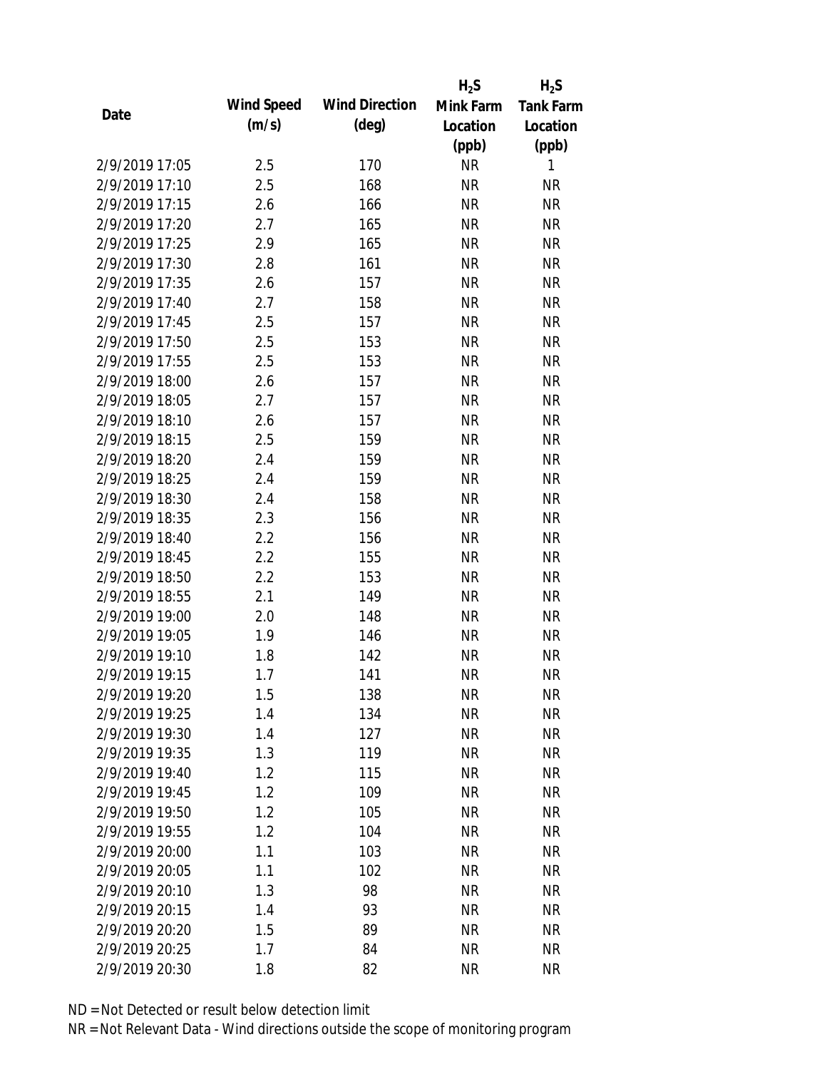| Date | Wind Speed (m/s) | Wind Direction (deg) | $H_2S$ Mink Farm Location (ppb) | $H_2S$ Tank Farm Location (ppb) |
|---|---|---|---|---|
| 2/9/2019 17:05 | 2.5 | 170 | NR | 1 |
| 2/9/2019 17:10 | 2.5 | 168 | NR | NR |
| 2/9/2019 17:15 | 2.6 | 166 | NR | NR |
| 2/9/2019 17:20 | 2.7 | 165 | NR | NR |
| 2/9/2019 17:25 | 2.9 | 165 | NR | NR |
| 2/9/2019 17:30 | 2.8 | 161 | NR | NR |
| 2/9/2019 17:35 | 2.6 | 157 | NR | NR |
| 2/9/2019 17:40 | 2.7 | 158 | NR | NR |
| 2/9/2019 17:45 | 2.5 | 157 | NR | NR |
| 2/9/2019 17:50 | 2.5 | 153 | NR | NR |
| 2/9/2019 17:55 | 2.5 | 153 | NR | NR |
| 2/9/2019 18:00 | 2.6 | 157 | NR | NR |
| 2/9/2019 18:05 | 2.7 | 157 | NR | NR |
| 2/9/2019 18:10 | 2.6 | 157 | NR | NR |
| 2/9/2019 18:15 | 2.5 | 159 | NR | NR |
| 2/9/2019 18:20 | 2.4 | 159 | NR | NR |
| 2/9/2019 18:25 | 2.4 | 159 | NR | NR |
| 2/9/2019 18:30 | 2.4 | 158 | NR | NR |
| 2/9/2019 18:35 | 2.3 | 156 | NR | NR |
| 2/9/2019 18:40 | 2.2 | 156 | NR | NR |
| 2/9/2019 18:45 | 2.2 | 155 | NR | NR |
| 2/9/2019 18:50 | 2.2 | 153 | NR | NR |
| 2/9/2019 18:55 | 2.1 | 149 | NR | NR |
| 2/9/2019 19:00 | 2.0 | 148 | NR | NR |
| 2/9/2019 19:05 | 1.9 | 146 | NR | NR |
| 2/9/2019 19:10 | 1.8 | 142 | NR | NR |
| 2/9/2019 19:15 | 1.7 | 141 | NR | NR |
| 2/9/2019 19:20 | 1.5 | 138 | NR | NR |
| 2/9/2019 19:25 | 1.4 | 134 | NR | NR |
| 2/9/2019 19:30 | 1.4 | 127 | NR | NR |
| 2/9/2019 19:35 | 1.3 | 119 | NR | NR |
| 2/9/2019 19:40 | 1.2 | 115 | NR | NR |
| 2/9/2019 19:45 | 1.2 | 109 | NR | NR |
| 2/9/2019 19:50 | 1.2 | 105 | NR | NR |
| 2/9/2019 19:55 | 1.2 | 104 | NR | NR |
| 2/9/2019 20:00 | 1.1 | 103 | NR | NR |
| 2/9/2019 20:05 | 1.1 | 102 | NR | NR |
| 2/9/2019 20:10 | 1.3 | 98 | NR | NR |
| 2/9/2019 20:15 | 1.4 | 93 | NR | NR |
| 2/9/2019 20:20 | 1.5 | 89 | NR | NR |
| 2/9/2019 20:25 | 1.7 | 84 | NR | NR |
| 2/9/2019 20:30 | 1.8 | 82 | NR | NR |

ND = Not Detected or result below detection limit

NR = Not Relevant Data - Wind directions outside the scope of monitoring program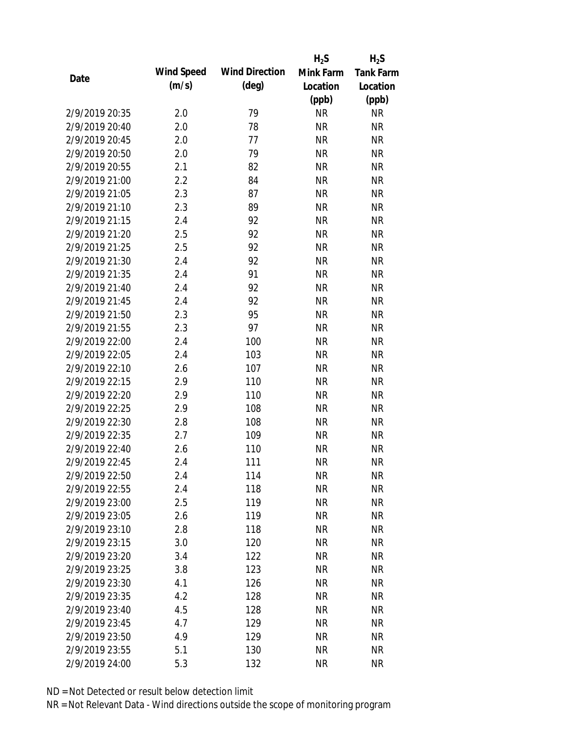| Date | Wind Speed (m/s) | Wind Direction (deg) | $H_2S$ Mink Farm Location (ppb) | $H_2S$ Tank Farm Location (ppb) |
|---|---|---|---|---|
| 2/9/2019 20:35 | 2.0 | 79 | NR | NR |
| 2/9/2019 20:40 | 2.0 | 78 | NR | NR |
| 2/9/2019 20:45 | 2.0 | 77 | NR | NR |
| 2/9/2019 20:50 | 2.0 | 79 | NR | NR |
| 2/9/2019 20:55 | 2.1 | 82 | NR | NR |
| 2/9/2019 21:00 | 2.2 | 84 | NR | NR |
| 2/9/2019 21:05 | 2.3 | 87 | NR | NR |
| 2/9/2019 21:10 | 2.3 | 89 | NR | NR |
| 2/9/2019 21:15 | 2.4 | 92 | NR | NR |
| 2/9/2019 21:20 | 2.5 | 92 | NR | NR |
| 2/9/2019 21:25 | 2.5 | 92 | NR | NR |
| 2/9/2019 21:30 | 2.4 | 92 | NR | NR |
| 2/9/2019 21:35 | 2.4 | 91 | NR | NR |
| 2/9/2019 21:40 | 2.4 | 92 | NR | NR |
| 2/9/2019 21:45 | 2.4 | 92 | NR | NR |
| 2/9/2019 21:50 | 2.3 | 95 | NR | NR |
| 2/9/2019 21:55 | 2.3 | 97 | NR | NR |
| 2/9/2019 22:00 | 2.4 | 100 | NR | NR |
| 2/9/2019 22:05 | 2.4 | 103 | NR | NR |
| 2/9/2019 22:10 | 2.6 | 107 | NR | NR |
| 2/9/2019 22:15 | 2.9 | 110 | NR | NR |
| 2/9/2019 22:20 | 2.9 | 110 | NR | NR |
| 2/9/2019 22:25 | 2.9 | 108 | NR | NR |
| 2/9/2019 22:30 | 2.8 | 108 | NR | NR |
| 2/9/2019 22:35 | 2.7 | 109 | NR | NR |
| 2/9/2019 22:40 | 2.6 | 110 | NR | NR |
| 2/9/2019 22:45 | 2.4 | 111 | NR | NR |
| 2/9/2019 22:50 | 2.4 | 114 | NR | NR |
| 2/9/2019 22:55 | 2.4 | 118 | NR | NR |
| 2/9/2019 23:00 | 2.5 | 119 | NR | NR |
| 2/9/2019 23:05 | 2.6 | 119 | NR | NR |
| 2/9/2019 23:10 | 2.8 | 118 | NR | NR |
| 2/9/2019 23:15 | 3.0 | 120 | NR | NR |
| 2/9/2019 23:20 | 3.4 | 122 | NR | NR |
| 2/9/2019 23:25 | 3.8 | 123 | NR | NR |
| 2/9/2019 23:30 | 4.1 | 126 | NR | NR |
| 2/9/2019 23:35 | 4.2 | 128 | NR | NR |
| 2/9/2019 23:40 | 4.5 | 128 | NR | NR |
| 2/9/2019 23:45 | 4.7 | 129 | NR | NR |
| 2/9/2019 23:50 | 4.9 | 129 | NR | NR |
| 2/9/2019 23:55 | 5.1 | 130 | NR | NR |
| 2/9/2019 24:00 | 5.3 | 132 | NR | NR |

ND = Not Detected or result below detection limit

NR = Not Relevant Data - Wind directions outside the scope of monitoring program